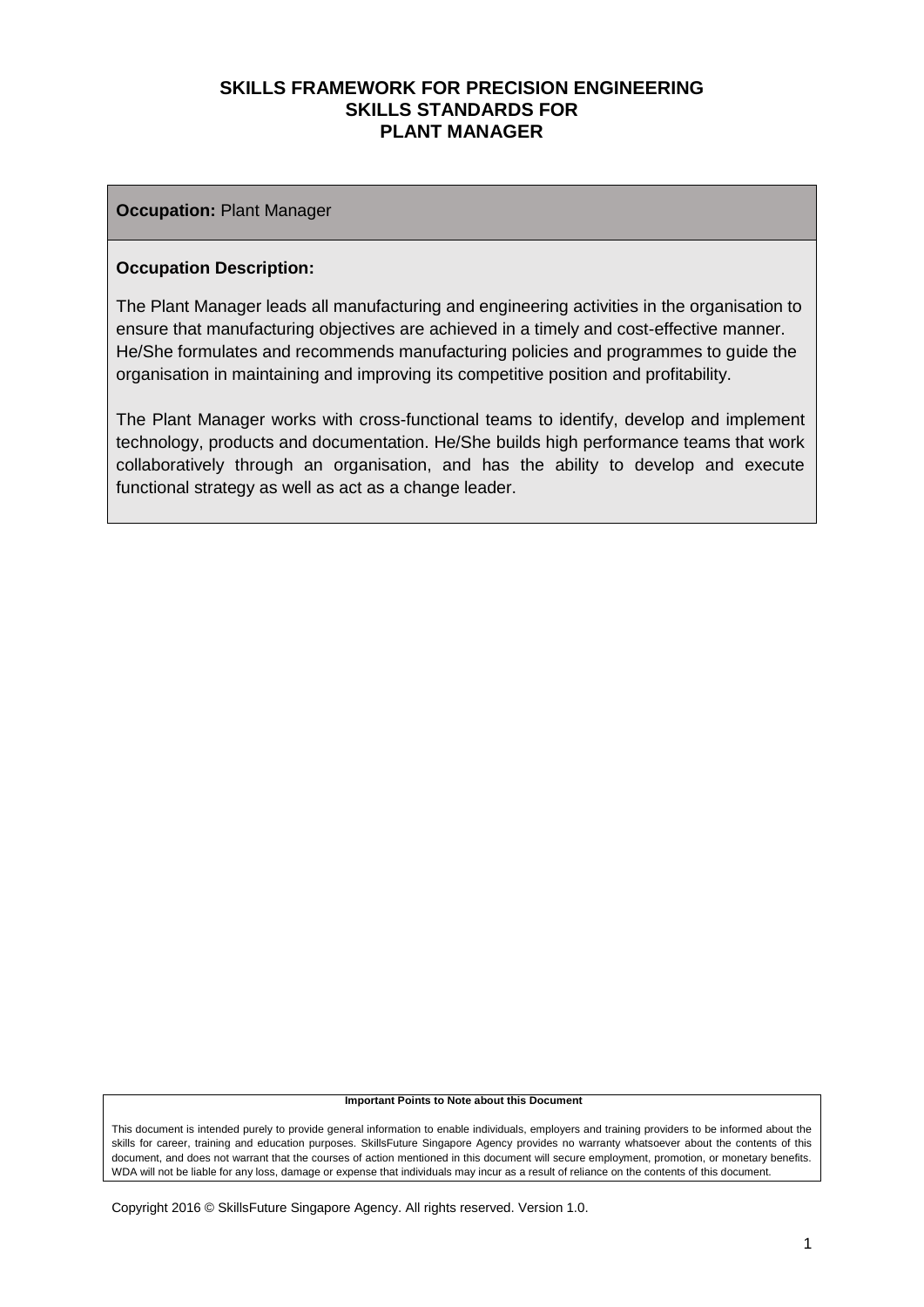# SKILLS FRAMEWORK FOR PRECISION ENGINEERING
# SKILLS STANDARDS FOR
# PLANT MANAGER

**Occupation:** Plant Manager

**Occupation Description:**

The Plant Manager leads all manufacturing and engineering activities in the organisation to ensure that manufacturing objectives are achieved in a timely and cost-effective manner. He/She formulates and recommends manufacturing policies and programmes to guide the organisation in maintaining and improving its competitive position and profitability.

The Plant Manager works with cross-functional teams to identify, develop and implement technology, products and documentation. He/She builds high performance teams that work collaboratively through an organisation, and has the ability to develop and execute functional strategy as well as act as a change leader.

**Important Points to Note about this Document**

This document is intended purely to provide general information to enable individuals, employers and training providers to be informed about the skills for career, training and education purposes. SkillsFuture Singapore Agency provides no warranty whatsoever about the contents of this document, and does not warrant that the courses of action mentioned in this document will secure employment, promotion, or monetary benefits. WDA will not be liable for any loss, damage or expense that individuals may incur as a result of reliance on the contents of this document.

Copyright 2016 © SkillsFuture Singapore Agency. All rights reserved. Version 1.0.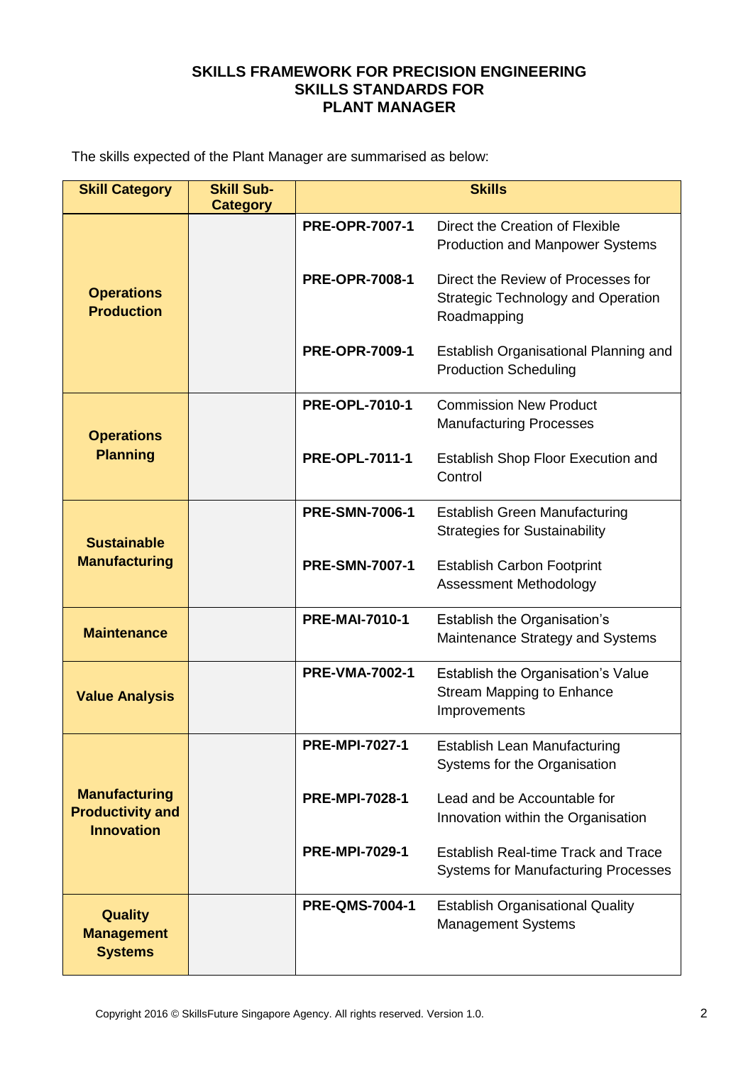# SKILLS FRAMEWORK FOR PRECISION ENGINEERING
# SKILLS STANDARDS FOR
# PLANT MANAGER

The skills expected of the Plant Manager are summarised as below:

| Skill Category | Skill Sub-Category | Skills | |
|---|---|---|---|
| **Operations Production** | | **PRE-OPR-7007-1** | Direct the Creation of Flexible Production and Manpower Systems |
| | | **PRE-OPR-7008-1** | Direct the Review of Processes for Strategic Technology and Operation Roadmapping |
| | | **PRE-OPR-7009-1** | Establish Organisational Planning and Production Scheduling |
| **Operations Planning** | | **PRE-OPL-7010-1** | Commission New Product Manufacturing Processes |
| | | **PRE-OPL-7011-1** | Establish Shop Floor Execution and Control |
| **Sustainable Manufacturing** | | **PRE-SMN-7006-1** | Establish Green Manufacturing Strategies for Sustainability |
| | | **PRE-SMN-7007-1** | Establish Carbon Footprint Assessment Methodology |
| **Maintenance** | | **PRE-MAI-7010-1** | Establish the Organisation's Maintenance Strategy and Systems |
| **Value Analysis** | | **PRE-VMA-7002-1** | Establish the Organisation's Value Stream Mapping to Enhance Improvements |
| **Manufacturing Productivity and Innovation** | | **PRE-MPI-7027-1** | Establish Lean Manufacturing Systems for the Organisation |
| | | **PRE-MPI-7028-1** | Lead and be Accountable for Innovation within the Organisation |
| | | **PRE-MPI-7029-1** | Establish Real-time Track and Trace Systems for Manufacturing Processes |
| **Quality Management Systems** | | **PRE-QMS-7004-1** | Establish Organisational Quality Management Systems |

Copyright 2016 © SkillsFuture Singapore Agency. All rights reserved. Version 1.0.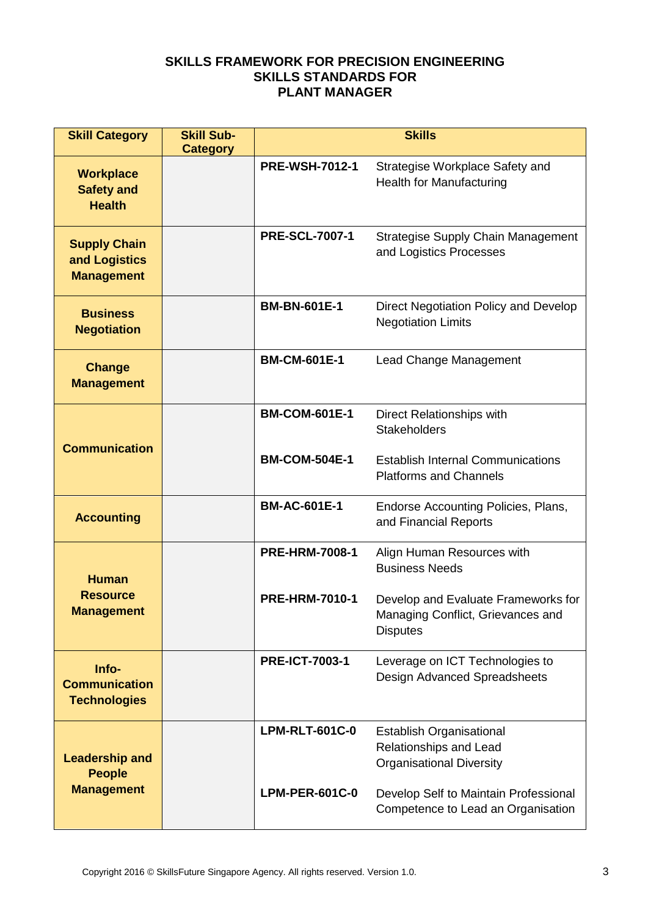**SKILLS FRAMEWORK FOR PRECISION ENGINEERING**
**SKILLS STANDARDS FOR**
**PLANT MANAGER**

| Skill Category | Skill Sub-Category | Skills | |
|---|---|---|---|
| **Workplace Safety and Health** | | **PRE-WSH-7012-1** | Strategise Workplace Safety and Health for Manufacturing |
| **Supply Chain and Logistics Management** | | **PRE-SCL-7007-1** | Strategise Supply Chain Management and Logistics Processes |
| **Business Negotiation** | | **BM-BN-601E-1** | Direct Negotiation Policy and Develop Negotiation Limits |
| **Change Management** | | **BM-CM-601E-1** | Lead Change Management |
| **Communication** | | **BM-COM-601E-1** | Direct Relationships with Stakeholders |
| | | **BM-COM-504E-1** | Establish Internal Communications Platforms and Channels |
| **Accounting** | | **BM-AC-601E-1** | Endorse Accounting Policies, Plans, and Financial Reports |
| **Human Resource Management** | | **PRE-HRM-7008-1** | Align Human Resources with Business Needs |
| | | **PRE-HRM-7010-1** | Develop and Evaluate Frameworks for Managing Conflict, Grievances and Disputes |
| **Info-Communication Technologies** | | **PRE-ICT-7003-1** | Leverage on ICT Technologies to Design Advanced Spreadsheets |
| **Leadership and People Management** | | **LPM-RLT-601C-0** | Establish Organisational Relationships and Lead Organisational Diversity |
| | | **LPM-PER-601C-0** | Develop Self to Maintain Professional Competence to Lead an Organisation |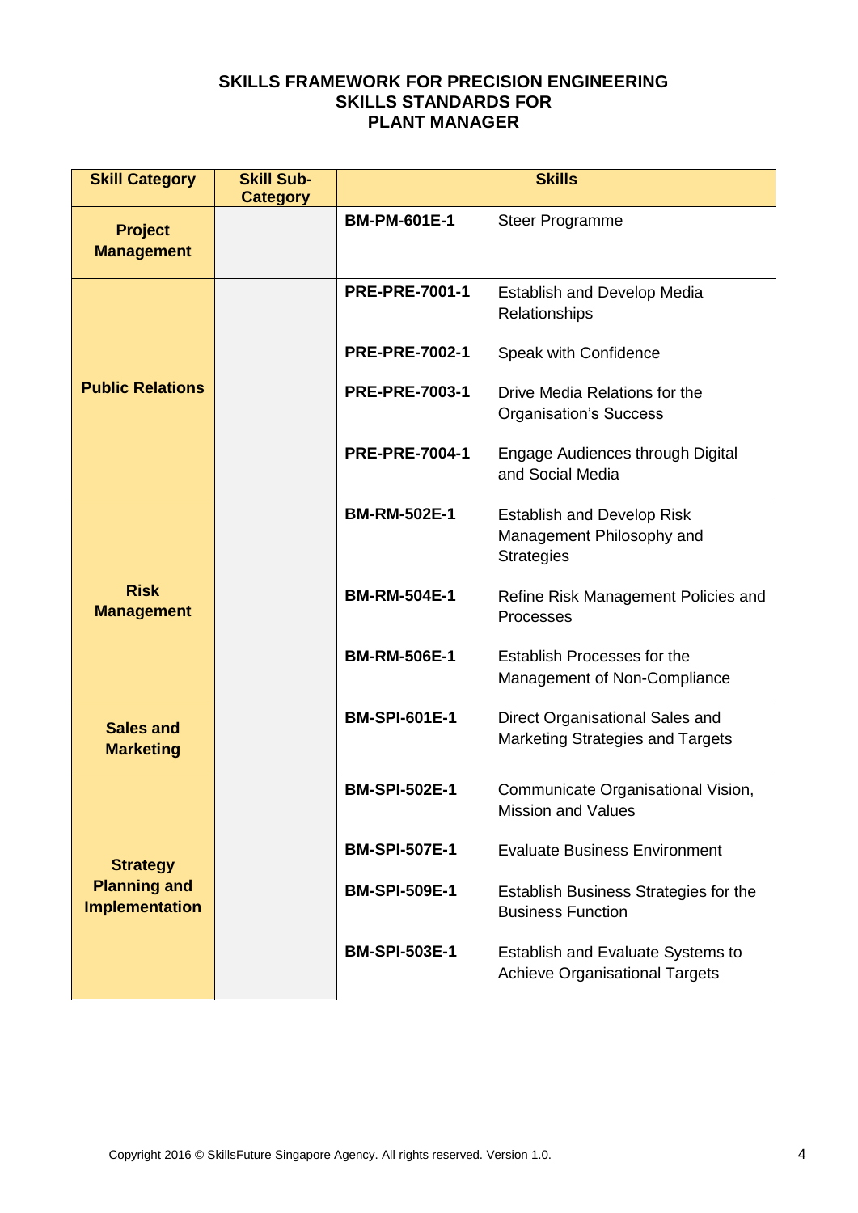**SKILLS FRAMEWORK FOR PRECISION ENGINEERING**
**SKILLS STANDARDS FOR**
**PLANT MANAGER**

| Skill Category | Skill Sub-Category | Skills | |
|---|---|---|---|
| **Project Management** | | **BM-PM-601E-1** | Steer Programme |
| **Public Relations** | | **PRE-PRE-7001-1** | Establish and Develop Media Relationships |
| | | **PRE-PRE-7002-1** | Speak with Confidence |
| | | **PRE-PRE-7003-1** | Drive Media Relations for the Organisation's Success |
| | | **PRE-PRE-7004-1** | Engage Audiences through Digital and Social Media |
| **Risk Management** | | **BM-RM-502E-1** | Establish and Develop Risk Management Philosophy and Strategies |
| | | **BM-RM-504E-1** | Refine Risk Management Policies and Processes |
| | | **BM-RM-506E-1** | Establish Processes for the Management of Non-Compliance |
| **Sales and Marketing** | | **BM-SPI-601E-1** | Direct Organisational Sales and Marketing Strategies and Targets |
| **Strategy Planning and Implementation** | | **BM-SPI-502E-1** | Communicate Organisational Vision, Mission and Values |
| | | **BM-SPI-507E-1** | Evaluate Business Environment |
| | | **BM-SPI-509E-1** | Establish Business Strategies for the Business Function |
| | | **BM-SPI-503E-1** | Establish and Evaluate Systems to Achieve Organisational Targets |

Copyright 2016 © SkillsFuture Singapore Agency. All rights reserved. Version 1.0.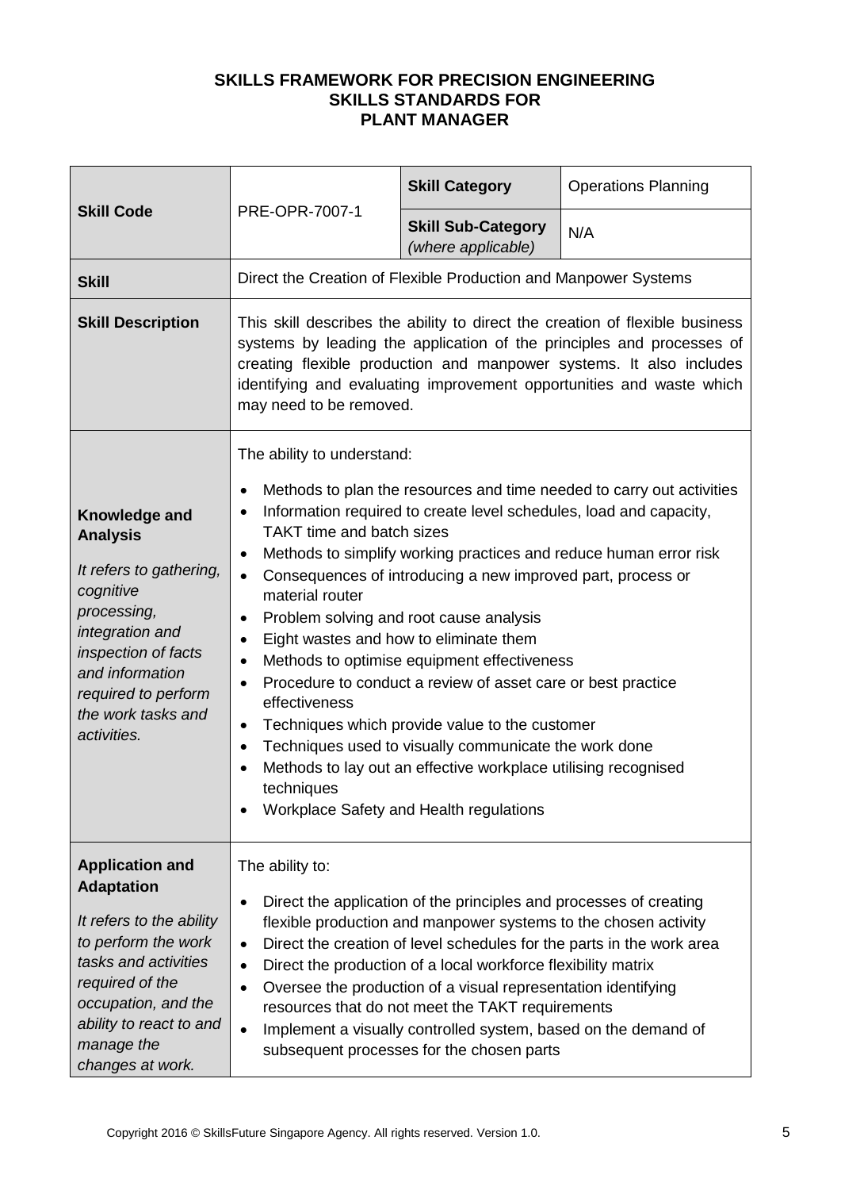**SKILLS FRAMEWORK FOR PRECISION ENGINEERING**
**SKILLS STANDARDS FOR**
**PLANT MANAGER**

| **Skill Code** | PRE-OPR-7007-1 | **Skill Category** | Operations Planning |
|---|---|---|---|
| | | **Skill Sub-Category** *(where applicable)* | N/A |
| **Skill** | Direct the Creation of Flexible Production and Manpower Systems | | |
| **Skill Description** | This skill describes the ability to direct the creation of flexible business systems by leading the application of the principles and processes of creating flexible production and manpower systems. It also includes identifying and evaluating improvement opportunities and waste which may need to be removed. | | |
| **Knowledge and Analysis**<br><br>*It refers to gathering, cognitive processing, integration and inspection of facts and information required to perform the work tasks and activities.* | The ability to understand:<br><br>• Methods to plan the resources and time needed to carry out activities<br>• Information required to create level schedules, load and capacity, TAKT time and batch sizes<br>• Methods to simplify working practices and reduce human error risk<br>• Consequences of introducing a new improved part, process or material router<br>• Problem solving and root cause analysis<br>• Eight wastes and how to eliminate them<br>• Methods to optimise equipment effectiveness<br>• Procedure to conduct a review of asset care or best practice effectiveness<br>• Techniques which provide value to the customer<br>• Techniques used to visually communicate the work done<br>• Methods to lay out an effective workplace utilising recognised techniques<br>• Workplace Safety and Health regulations | | |
| **Application and Adaptation**<br><br>*It refers to the ability to perform the work tasks and activities required of the occupation, and the ability to react to and manage the changes at work.* | The ability to:<br><br>• Direct the application of the principles and processes of creating flexible production and manpower systems to the chosen activity<br>• Direct the creation of level schedules for the parts in the work area<br>• Direct the production of a local workforce flexibility matrix<br>• Oversee the production of a visual representation identifying resources that do not meet the TAKT requirements<br>• Implement a visually controlled system, based on the demand of subsequent processes for the chosen parts | | |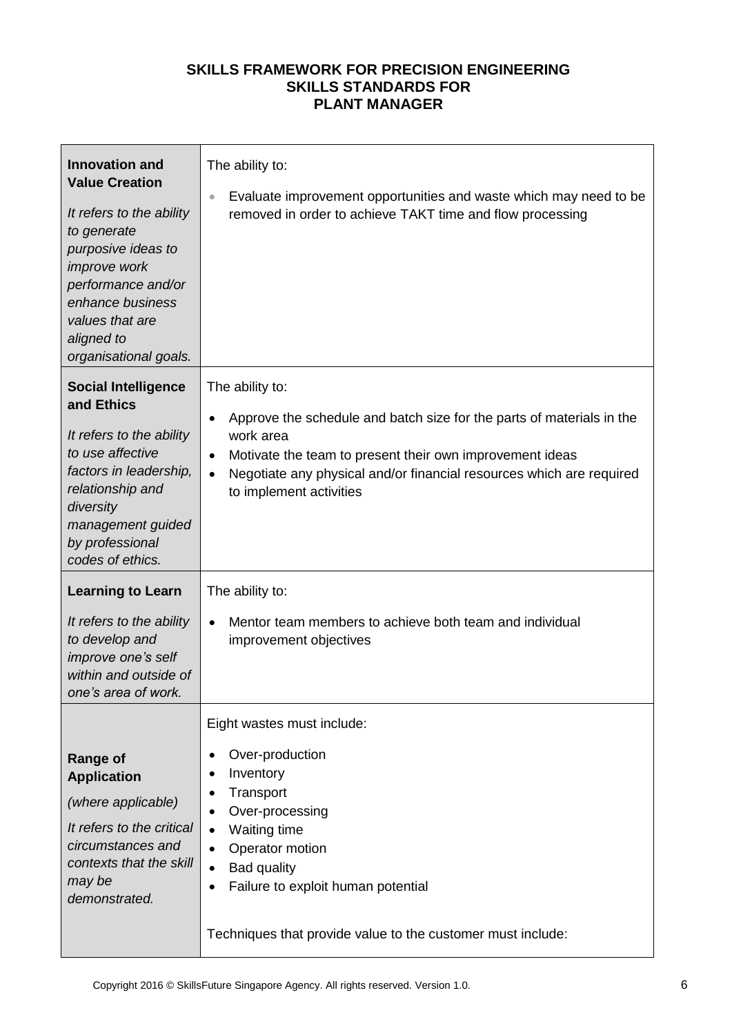**SKILLS FRAMEWORK FOR PRECISION ENGINEERING**
**SKILLS STANDARDS FOR**
**PLANT MANAGER**

| | |
|---|---|
| **Innovation and Value Creation**<br><br>*It refers to the ability to generate purposive ideas to improve work performance and/or enhance business values that are aligned to organisational goals.* | The ability to:<br><br>• Evaluate improvement opportunities and waste which may need to be removed in order to achieve TAKT time and flow processing |
| **Social Intelligence and Ethics**<br><br>*It refers to the ability to use affective factors in leadership, relationship and diversity management guided by professional codes of ethics.* | The ability to:<br><br>• Approve the schedule and batch size for the parts of materials in the work area<br>• Motivate the team to present their own improvement ideas<br>• Negotiate any physical and/or financial resources which are required to implement activities |
| **Learning to Learn**<br><br>*It refers to the ability to develop and improve one's self within and outside of one's area of work.* | The ability to:<br><br>• Mentor team members to achieve both team and individual improvement objectives |
| **Range of Application**<br><br>*(where applicable)*<br><br>*It refers to the critical circumstances and contexts that the skill may be demonstrated.* | Eight wastes must include:<br><br>• Over-production<br>• Inventory<br>• Transport<br>• Over-processing<br>• Waiting time<br>• Operator motion<br>• Bad quality<br>• Failure to exploit human potential<br><br>Techniques that provide value to the customer must include: |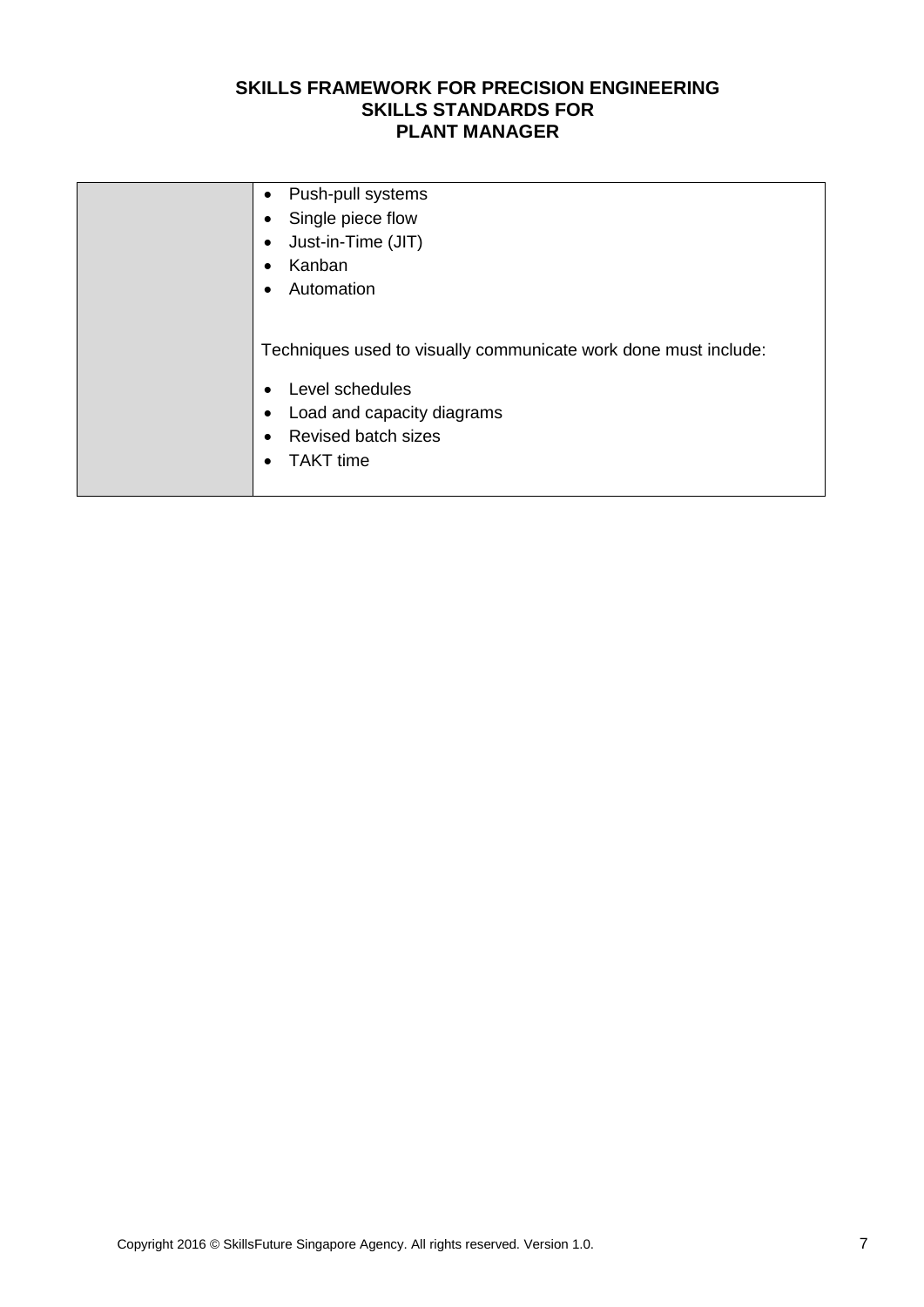| | |
|---|---|
| | • Push-pull systems<br>• Single piece flow<br>• Just-in-Time (JIT)<br>• Kanban<br>• Automation<br><br>Techniques used to visually communicate work done must include:<br><br>• Level schedules<br>• Load and capacity diagrams<br>• Revised batch sizes<br>• TAKT time |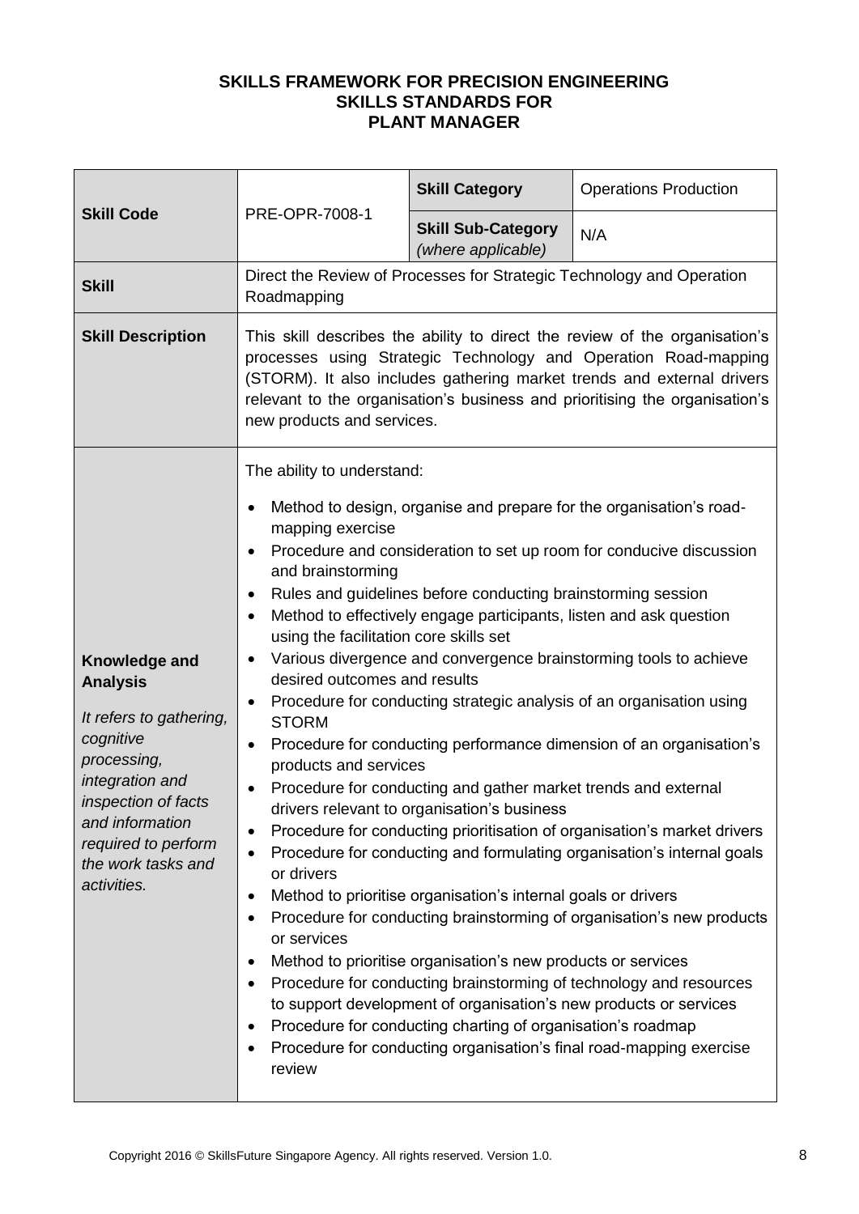**SKILLS FRAMEWORK FOR PRECISION ENGINEERING**
**SKILLS STANDARDS FOR**
**PLANT MANAGER**

| **Skill Code** | PRE-OPR-7008-1 | **Skill Category** | Operations Production |
|---|---|---|---|
| | | **Skill Sub-Category** *(where applicable)* | N/A |
| **Skill** | Direct the Review of Processes for Strategic Technology and Operation Roadmapping | | |
| **Skill Description** | This skill describes the ability to direct the review of the organisation's processes using Strategic Technology and Operation Road-mapping (STORM). It also includes gathering market trends and external drivers relevant to the organisation's business and prioritising the organisation's new products and services. | | |
| **Knowledge and Analysis**<br><br>*It refers to gathering, cognitive processing, integration and inspection of facts and information required to perform the work tasks and activities.* | The ability to understand:<br>• Method to design, organise and prepare for the organisation's road-mapping exercise<br>• Procedure and consideration to set up room for conducive discussion and brainstorming<br>• Rules and guidelines before conducting brainstorming session<br>• Method to effectively engage participants, listen and ask question using the facilitation core skills set<br>• Various divergence and convergence brainstorming tools to achieve desired outcomes and results<br>• Procedure for conducting strategic analysis of an organisation using STORM<br>• Procedure for conducting performance dimension of an organisation's products and services<br>• Procedure for conducting and gather market trends and external drivers relevant to organisation's business<br>• Procedure for conducting prioritisation of organisation's market drivers<br>• Procedure for conducting and formulating organisation's internal goals or drivers<br>• Method to prioritise organisation's internal goals or drivers<br>• Procedure for conducting brainstorming of organisation's new products or services<br>• Method to prioritise organisation's new products or services<br>• Procedure for conducting brainstorming of technology and resources to support development of organisation's new products or services<br>• Procedure for conducting charting of organisation's roadmap<br>• Procedure for conducting organisation's final road-mapping exercise review | | |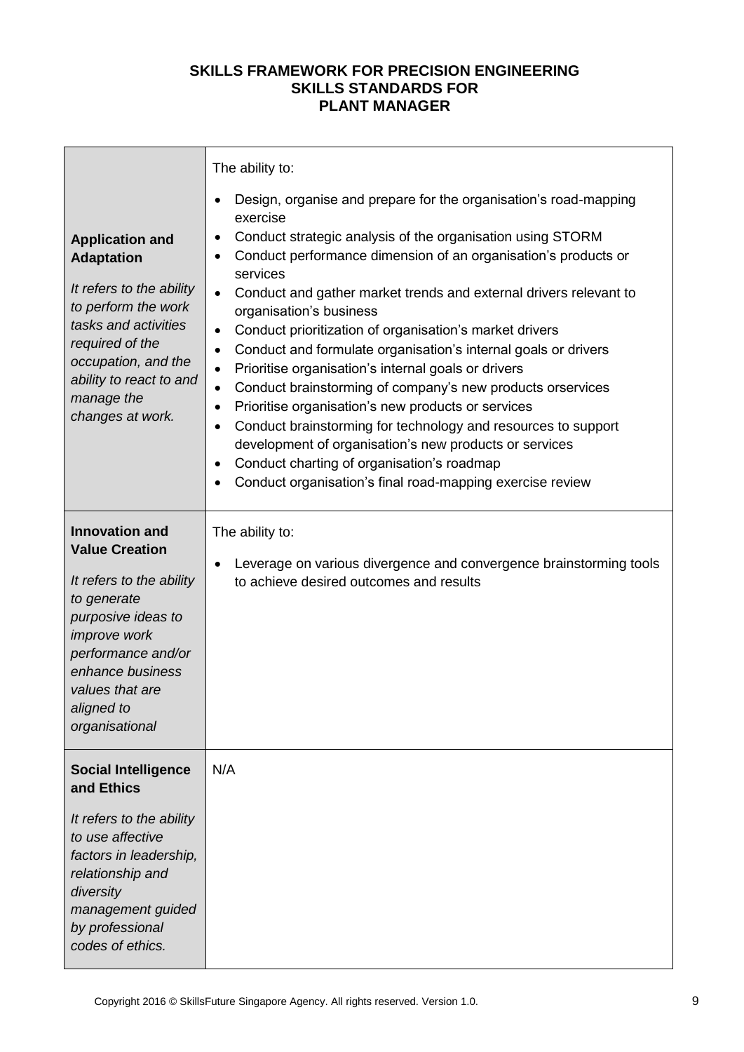**SKILLS FRAMEWORK FOR PRECISION ENGINEERING**
**SKILLS STANDARDS FOR**
**PLANT MANAGER**

| | |
|---|---|
| **Application and Adaptation**<br><br>*It refers to the ability to perform the work tasks and activities required of the occupation, and the ability to react to and manage the changes at work.* | The ability to:<br><br>• Design, organise and prepare for the organisation's road-mapping exercise<br>• Conduct strategic analysis of the organisation using STORM<br>• Conduct performance dimension of an organisation's products or services<br>• Conduct and gather market trends and external drivers relevant to organisation's business<br>• Conduct prioritization of organisation's market drivers<br>• Conduct and formulate organisation's internal goals or drivers<br>• Prioritise organisation's internal goals or drivers<br>• Conduct brainstorming of company's new products orservices<br>• Prioritise organisation's new products or services<br>• Conduct brainstorming for technology and resources to support development of organisation's new products or services<br>• Conduct charting of organisation's roadmap<br>• Conduct organisation's final road-mapping exercise review |
| **Innovation and Value Creation**<br><br>*It refers to the ability to generate purposive ideas to improve work performance and/or enhance business values that are aligned to organisational* | The ability to:<br><br>• Leverage on various divergence and convergence brainstorming tools to achieve desired outcomes and results |
| **Social Intelligence and Ethics**<br><br>*It refers to the ability to use affective factors in leadership, relationship and diversity management guided by professional codes of ethics.* | N/A |

Copyright 2016 © SkillsFuture Singapore Agency. All rights reserved. Version 1.0.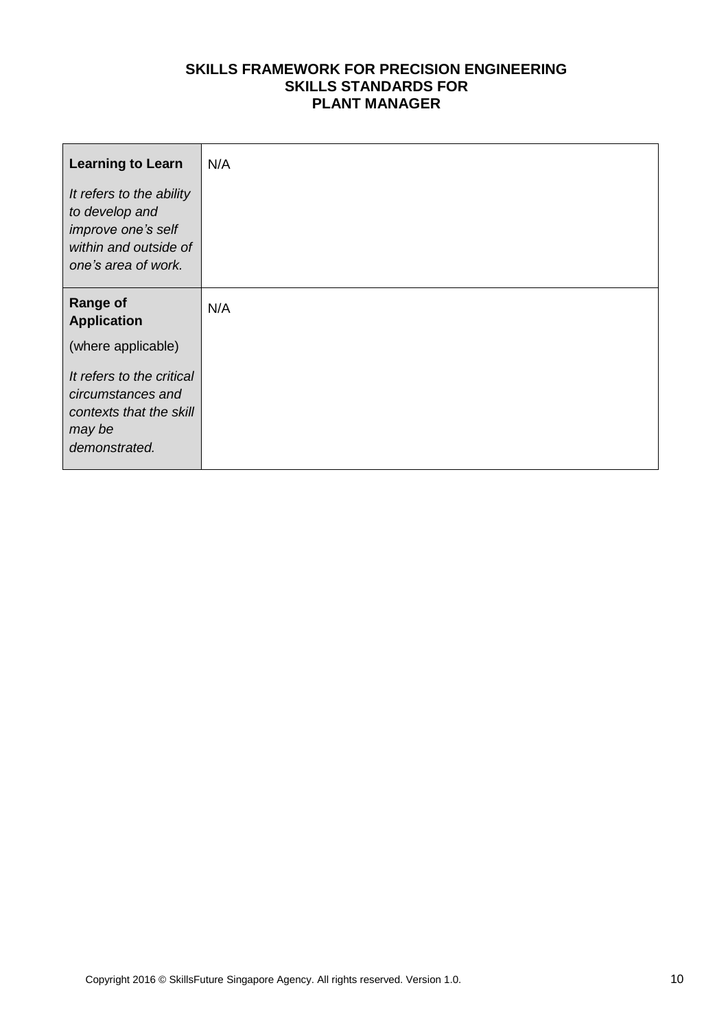| | |
|---|---|
| **Learning to Learn**<br><br>*It refers to the ability to develop and improve one's self within and outside of one's area of work.* | N/A |
| **Range of Application**<br><br>(where applicable)<br><br>*It refers to the critical circumstances and contexts that the skill may be demonstrated.* | N/A |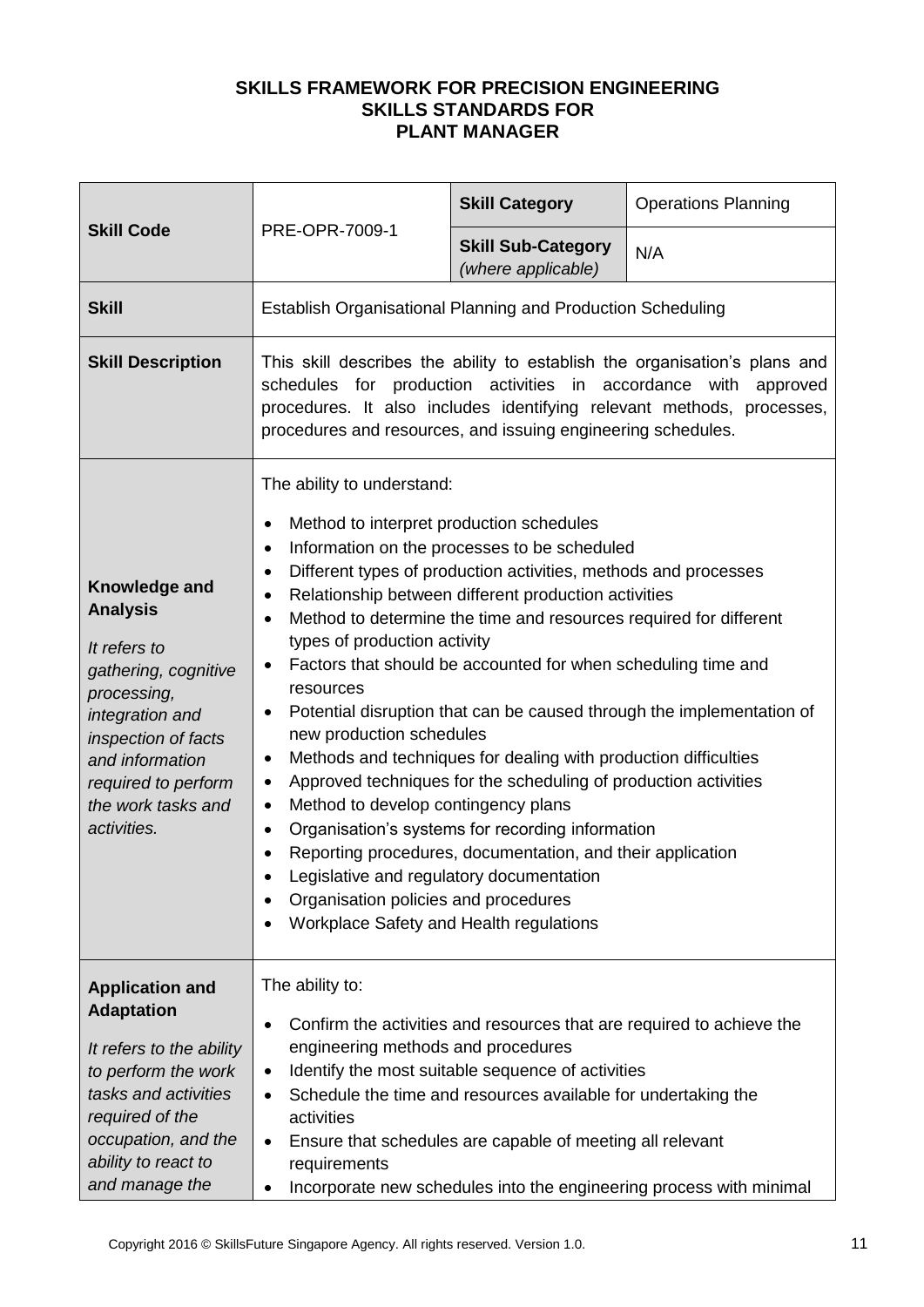# SKILLS FRAMEWORK FOR PRECISION ENGINEERING
## SKILLS STANDARDS FOR
## PLANT MANAGER

| **Skill Code** | PRE-OPR-7009-1 | **Skill Category** | Operations Planning |
|---|---|---|---|
| | | **Skill Sub-Category** *(where applicable)* | N/A |
| **Skill** | Establish Organisational Planning and Production Scheduling | | |
| **Skill Description** | This skill describes the ability to establish the organisation's plans and schedules for production activities in accordance with approved procedures. It also includes identifying relevant methods, processes, procedures and resources, and issuing engineering schedules. | | |
| **Knowledge and Analysis** <br> *It refers to gathering, cognitive processing, integration and inspection of facts and information required to perform the work tasks and activities.* | The ability to understand: <br> • Method to interpret production schedules <br> • Information on the processes to be scheduled <br> • Different types of production activities, methods and processes <br> • Relationship between different production activities <br> • Method to determine the time and resources required for different types of production activity <br> • Factors that should be accounted for when scheduling time and resources <br> • Potential disruption that can be caused through the implementation of new production schedules <br> • Methods and techniques for dealing with production difficulties <br> • Approved techniques for the scheduling of production activities <br> • Method to develop contingency plans <br> • Organisation's systems for recording information <br> • Reporting procedures, documentation, and their application <br> • Legislative and regulatory documentation <br> • Organisation policies and procedures <br> • Workplace Safety and Health regulations | | |
| **Application and Adaptation** <br> *It refers to the ability to perform the work tasks and activities required of the occupation, and the ability to react to and manage the* | The ability to: <br> • Confirm the activities and resources that are required to achieve the engineering methods and procedures <br> • Identify the most suitable sequence of activities <br> • Schedule the time and resources available for undertaking the activities <br> • Ensure that schedules are capable of meeting all relevant requirements <br> • Incorporate new schedules into the engineering process with minimal | | |

Copyright 2016 © SkillsFuture Singapore Agency. All rights reserved. Version 1.0.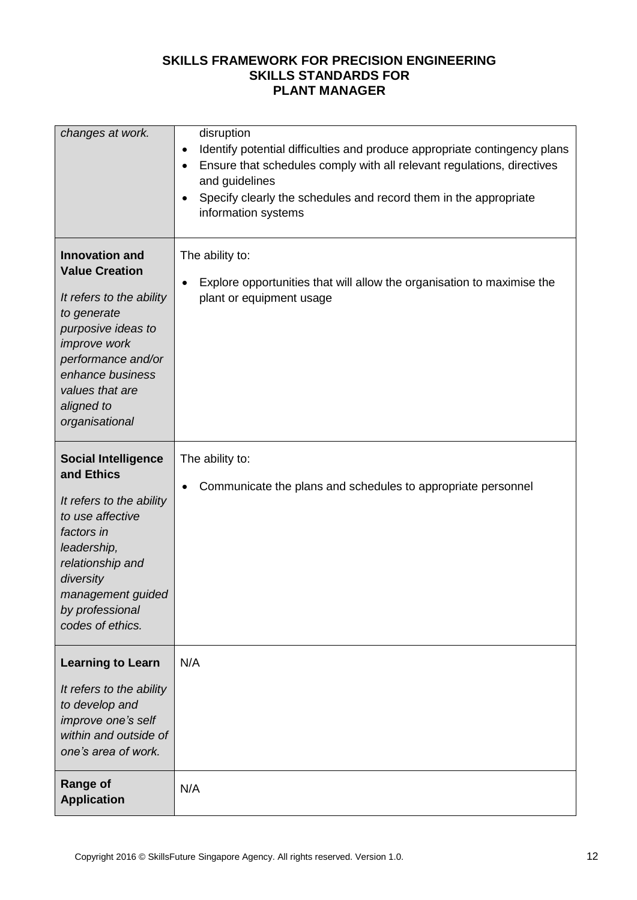| | |
|---|---|
| *changes at work.* | disruption<br>• Identify potential difficulties and produce appropriate contingency plans<br>• Ensure that schedules comply with all relevant regulations, directives and guidelines<br>• Specify clearly the schedules and record them in the appropriate information systems |
| **Innovation and Value Creation**<br><br>*It refers to the ability to generate purposive ideas to improve work performance and/or enhance business values that are aligned to organisational* | The ability to:<br>• Explore opportunities that will allow the organisation to maximise the plant or equipment usage |
| **Social Intelligence and Ethics**<br><br>*It refers to the ability to use affective factors in leadership, relationship and diversity management guided by professional codes of ethics.* | The ability to:<br>• Communicate the plans and schedules to appropriate personnel |
| **Learning to Learn**<br><br>*It refers to the ability to develop and improve one's self within and outside of one's area of work.* | N/A |
| **Range of Application** | N/A |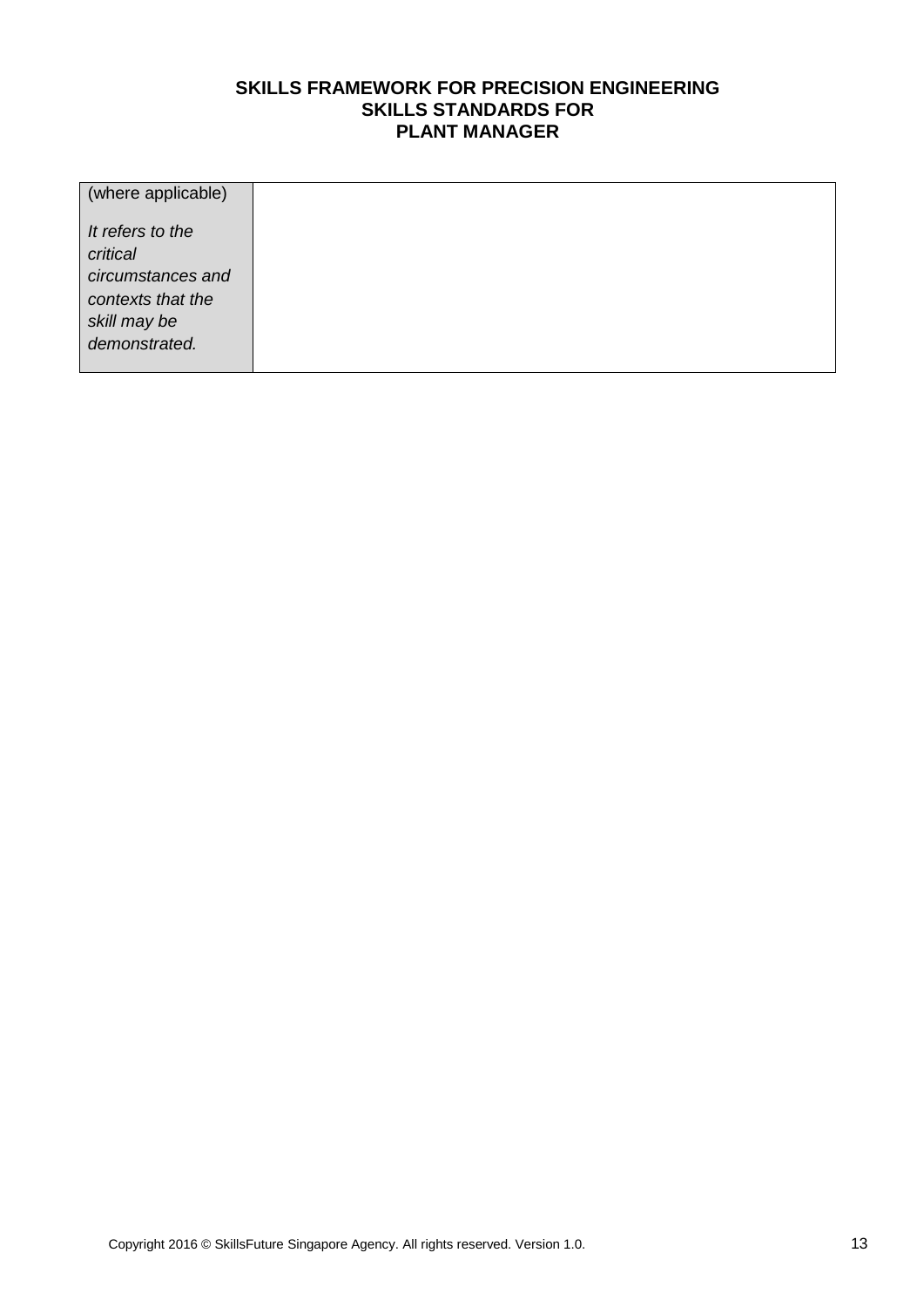| (where applicable)<br><br>*It refers to the critical circumstances and contexts that the skill may be demonstrated.* | |
|---|---|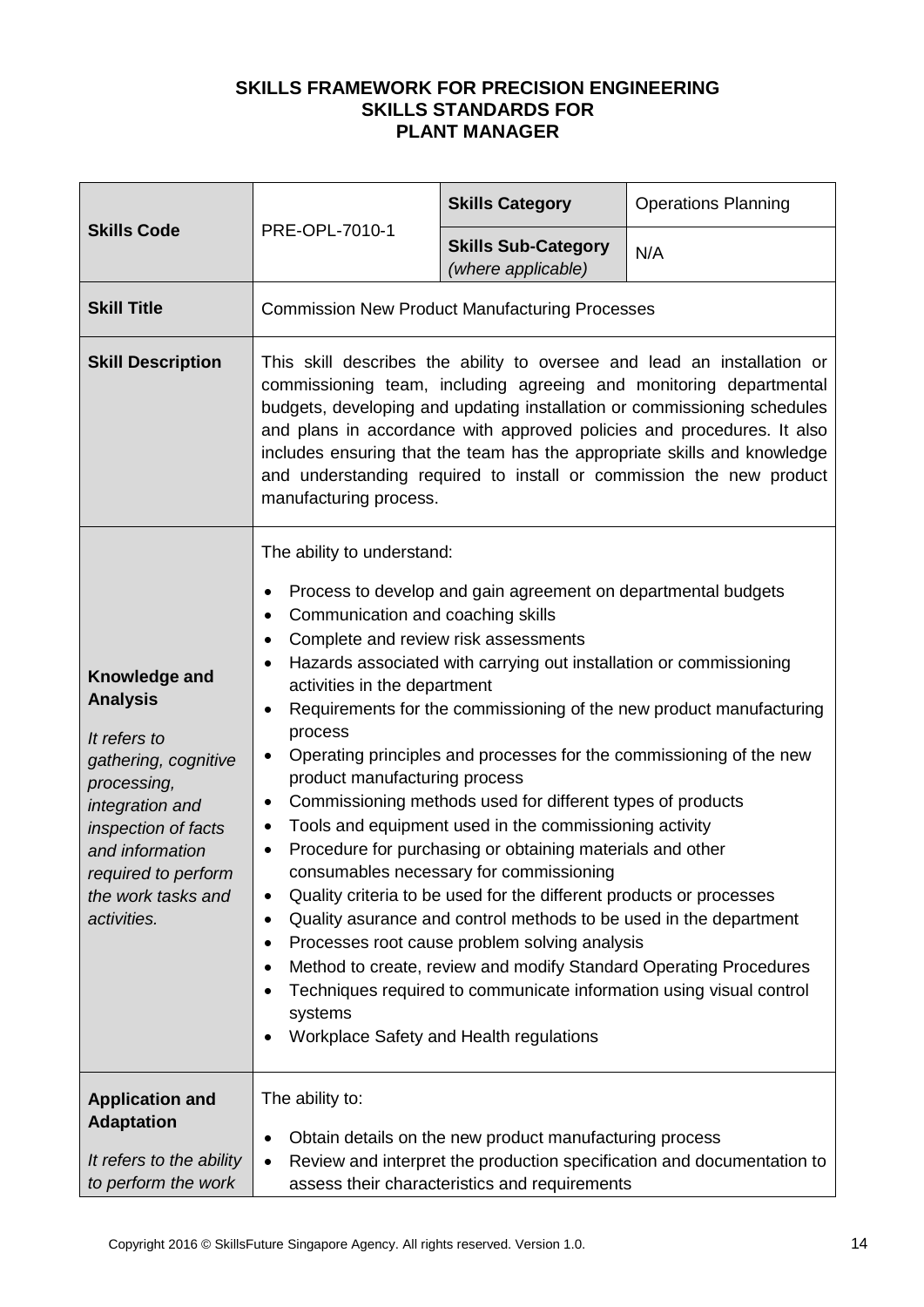**SKILLS FRAMEWORK FOR PRECISION ENGINEERING**
**SKILLS STANDARDS FOR**
**PLANT MANAGER**

| **Skills Code** | PRE-OPL-7010-1 | **Skills Category** | Operations Planning |
|---|---|---|---|
| | | **Skills Sub-Category** *(where applicable)* | N/A |
| **Skill Title** | Commission New Product Manufacturing Processes | | |
| **Skill Description** | This skill describes the ability to oversee and lead an installation or commissioning team, including agreeing and monitoring departmental budgets, developing and updating installation or commissioning schedules and plans in accordance with approved policies and procedures. It also includes ensuring that the team has the appropriate skills and knowledge and understanding required to install or commission the new product manufacturing process. | | |
| **Knowledge and Analysis** <br><br> *It refers to gathering, cognitive processing, integration and inspection of facts and information required to perform the work tasks and activities.* | The ability to understand: <br><br> • Process to develop and gain agreement on departmental budgets <br> • Communication and coaching skills <br> • Complete and review risk assessments <br> • Hazards associated with carrying out installation or commissioning activities in the department <br> • Requirements for the commissioning of the new product manufacturing process <br> • Operating principles and processes for the commissioning of the new product manufacturing process <br> • Commissioning methods used for different types of products <br> • Tools and equipment used in the commissioning activity <br> • Procedure for purchasing or obtaining materials and other consumables necessary for commissioning <br> • Quality criteria to be used for the different products or processes <br> • Quality asurance and control methods to be used in the department <br> • Processes root cause problem solving analysis <br> • Method to create, review and modify Standard Operating Procedures <br> • Techniques required to communicate information using visual control systems <br> • Workplace Safety and Health regulations | | |
| **Application and Adaptation** <br><br> *It refers to the ability to perform the work* | The ability to: <br><br> • Obtain details on the new product manufacturing process <br> • Review and interpret the production specification and documentation to assess their characteristics and requirements | | |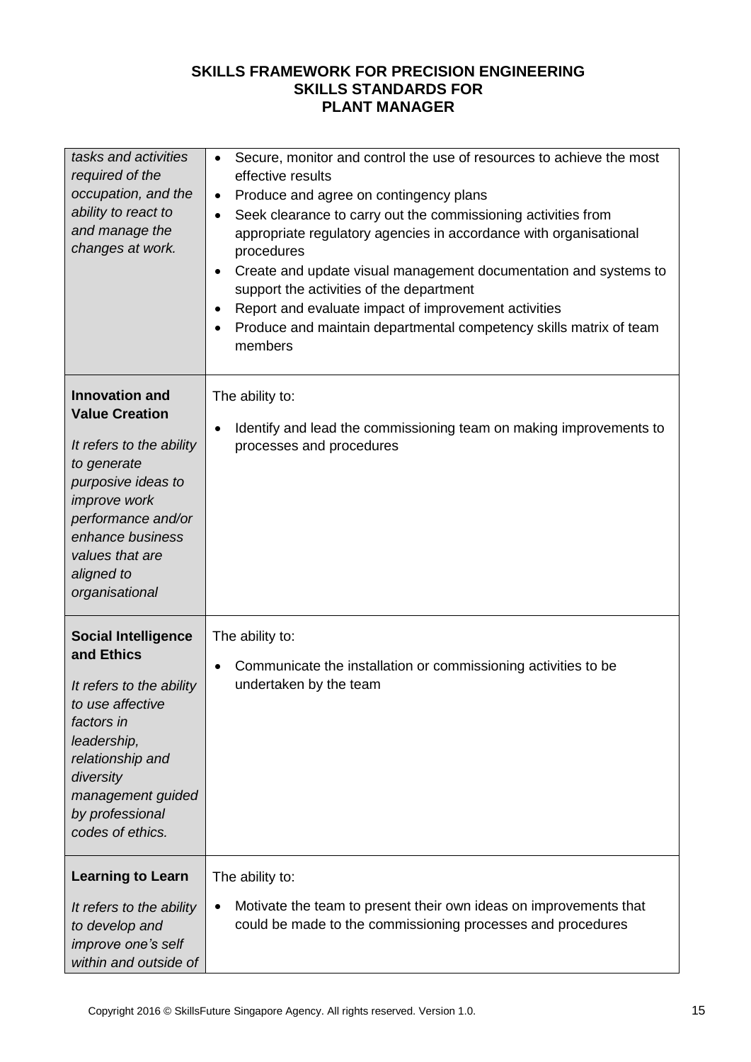# SKILLS FRAMEWORK FOR PRECISION ENGINEERING
## SKILLS STANDARDS FOR
## PLANT MANAGER

| | |
|---|---|
| *tasks and activities required of the occupation, and the ability to react to and manage the changes at work.* | • Secure, monitor and control the use of resources to achieve the most effective results<br>• Produce and agree on contingency plans<br>• Seek clearance to carry out the commissioning activities from appropriate regulatory agencies in accordance with organisational procedures<br>• Create and update visual management documentation and systems to support the activities of the department<br>• Report and evaluate impact of improvement activities<br>• Produce and maintain departmental competency skills matrix of team members |
| **Innovation and Value Creation**<br><br>*It refers to the ability to generate purposive ideas to improve work performance and/or enhance business values that are aligned to organisational* | The ability to:<br>• Identify and lead the commissioning team on making improvements to processes and procedures |
| **Social Intelligence and Ethics**<br><br>*It refers to the ability to use affective factors in leadership, relationship and diversity management guided by professional codes of ethics.* | The ability to:<br>• Communicate the installation or commissioning activities to be undertaken by the team |
| **Learning to Learn**<br><br>*It refers to the ability to develop and improve one's self within and outside of* | The ability to:<br>• Motivate the team to present their own ideas on improvements that could be made to the commissioning processes and procedures |

Copyright 2016 © SkillsFuture Singapore Agency. All rights reserved. Version 1.0.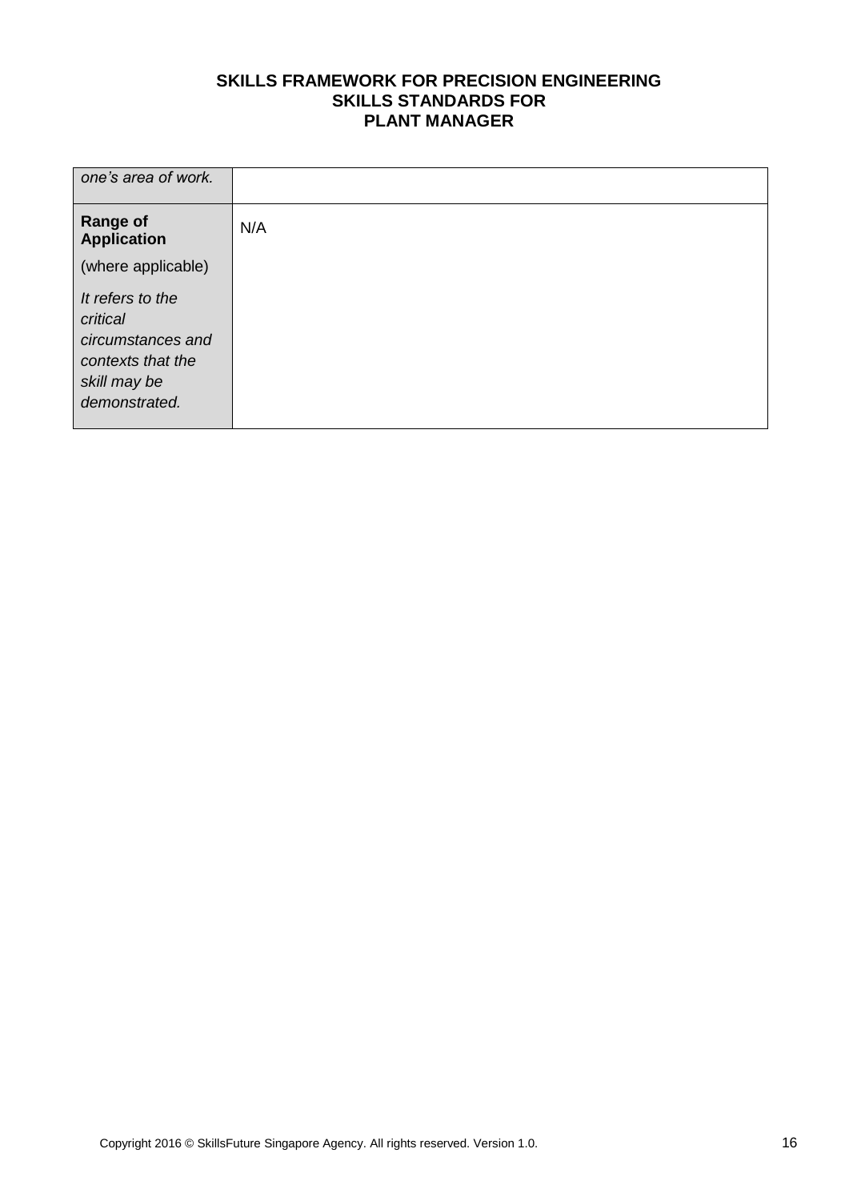| | |
|---|---|
| *one's area of work.* | |
| **Range of Application** (where applicable) *It refers to the critical circumstances and contexts that the skill may be demonstrated.* | N/A |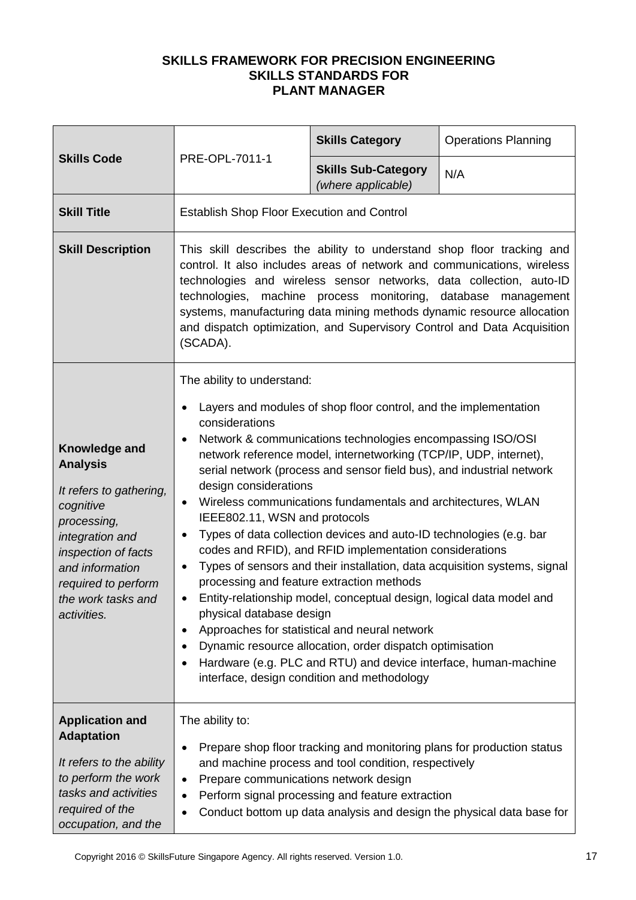**SKILLS FRAMEWORK FOR PRECISION ENGINEERING**
**SKILLS STANDARDS FOR**
**PLANT MANAGER**

| **Skills Code** | PRE-OPL-7011-1 | **Skills Category** | Operations Planning |
|---|---|---|---|
| | | **Skills Sub-Category** *(where applicable)* | N/A |
| **Skill Title** | Establish Shop Floor Execution and Control | | |
| **Skill Description** | This skill describes the ability to understand shop floor tracking and control. It also includes areas of network and communications, wireless technologies and wireless sensor networks, data collection, auto-ID technologies, machine process monitoring, database management systems, manufacturing data mining methods dynamic resource allocation and dispatch optimization, and Supervisory Control and Data Acquisition (SCADA). | | |
| **Knowledge and Analysis** *It refers to gathering, cognitive processing, integration and inspection of facts and information required to perform the work tasks and activities.* | The ability to understand: <br>• Layers and modules of shop floor control, and the implementation considerations <br>• Network & communications technologies encompassing ISO/OSI network reference model, internetworking (TCP/IP, UDP, internet), serial network (process and sensor field bus), and industrial network design considerations <br>• Wireless communications fundamentals and architectures, WLAN IEEE802.11, WSN and protocols <br>• Types of data collection devices and auto-ID technologies (e.g. bar codes and RFID), and RFID implementation considerations <br>• Types of sensors and their installation, data acquisition systems, signal processing and feature extraction methods <br>• Entity-relationship model, conceptual design, logical data model and physical database design <br>• Approaches for statistical and neural network <br>• Dynamic resource allocation, order dispatch optimisation <br>• Hardware (e.g. PLC and RTU) and device interface, human-machine interface, design condition and methodology | | |
| **Application and Adaptation** *It refers to the ability to perform the work tasks and activities required of the occupation, and the* | The ability to: <br>• Prepare shop floor tracking and monitoring plans for production status and machine process and tool condition, respectively <br>• Prepare communications network design <br>• Perform signal processing and feature extraction <br>• Conduct bottom up data analysis and design the physical data base for | | |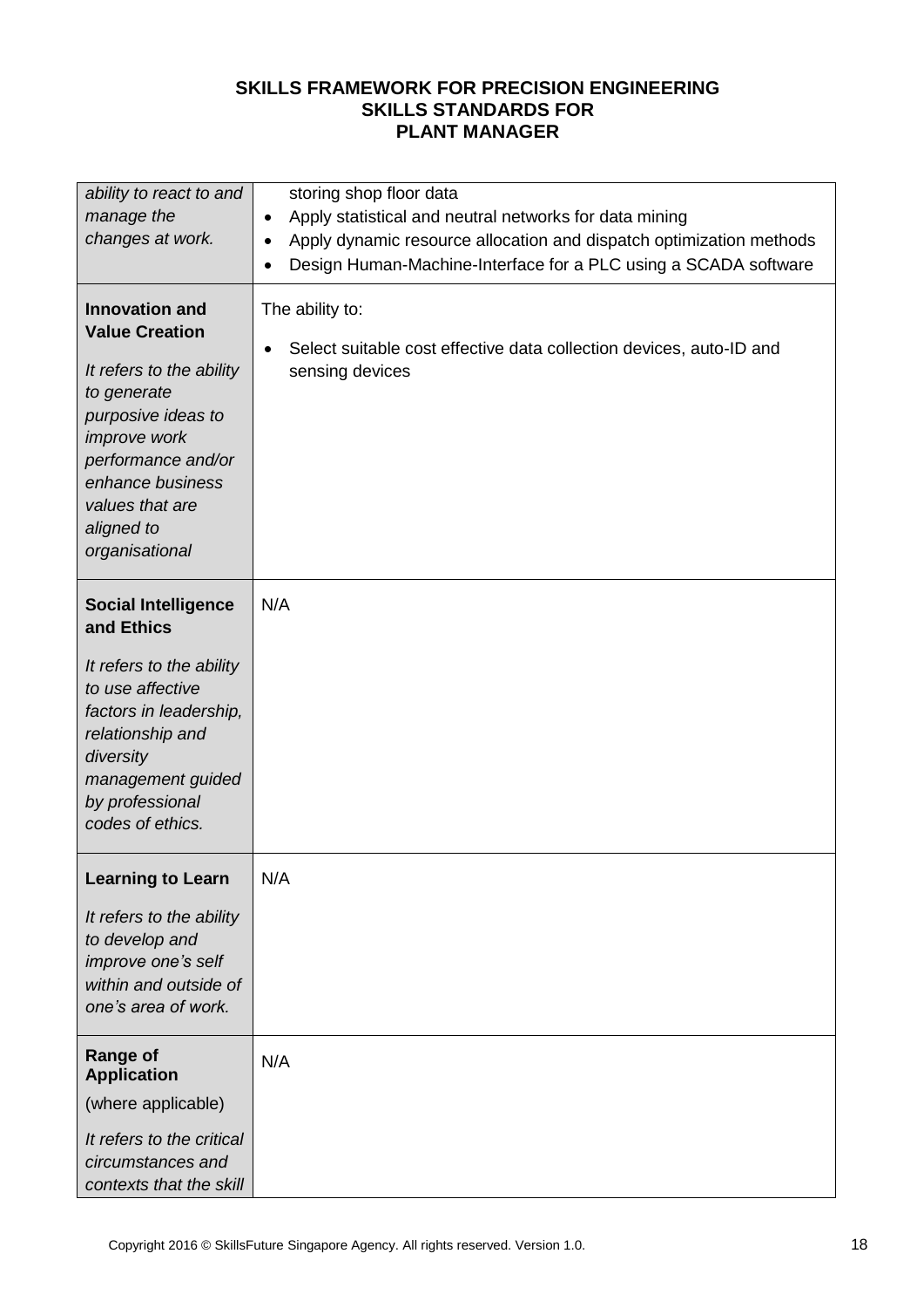| | |
|---|---|
| *ability to react to and manage the changes at work.* | storing shop floor data<br>• Apply statistical and neutral networks for data mining<br>• Apply dynamic resource allocation and dispatch optimization methods<br>• Design Human-Machine-Interface for a PLC using a SCADA software |
| **Innovation and Value Creation**<br><br>*It refers to the ability to generate purposive ideas to improve work performance and/or enhance business values that are aligned to organisational* | The ability to:<br><br>• Select suitable cost effective data collection devices, auto-ID and sensing devices |
| **Social Intelligence and Ethics**<br><br>*It refers to the ability to use affective factors in leadership, relationship and diversity management guided by professional codes of ethics.* | N/A |
| **Learning to Learn**<br><br>*It refers to the ability to develop and improve one's self within and outside of one's area of work.* | N/A |
| **Range of Application**<br>(where applicable)<br><br>*It refers to the critical circumstances and contexts that the skill* | N/A |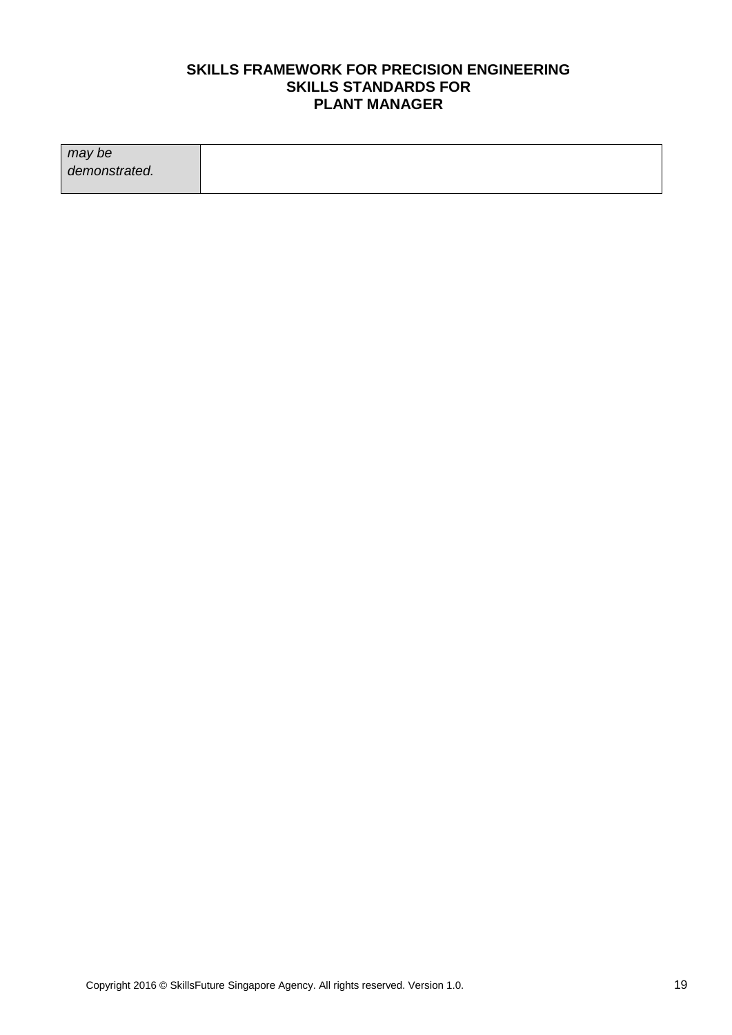| *may be demonstrated.* | |
|---|---|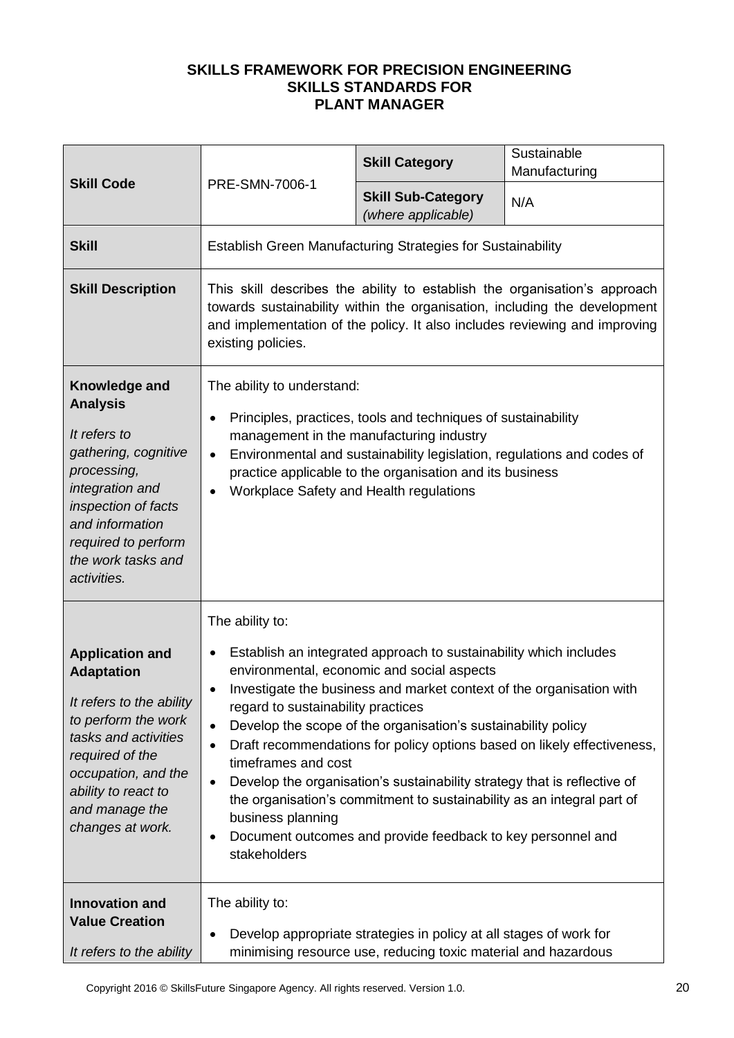**SKILLS FRAMEWORK FOR PRECISION ENGINEERING**
**SKILLS STANDARDS FOR**
**PLANT MANAGER**

| **Skill Code** | PRE-SMN-7006-1 | **Skill Category** | Sustainable Manufacturing |
|---|---|---|---|
| | | **Skill Sub-Category** *(where applicable)* | N/A |
| **Skill** | Establish Green Manufacturing Strategies for Sustainability | | |
| **Skill Description** | This skill describes the ability to establish the organisation's approach towards sustainability within the organisation, including the development and implementation of the policy. It also includes reviewing and improving existing policies. | | |
| **Knowledge and Analysis** <br><br> *It refers to gathering, cognitive processing, integration and inspection of facts and information required to perform the work tasks and activities.* | The ability to understand: <br><br> • Principles, practices, tools and techniques of sustainability management in the manufacturing industry <br> • Environmental and sustainability legislation, regulations and codes of practice applicable to the organisation and its business <br> • Workplace Safety and Health regulations | | |
| **Application and Adaptation** <br><br> *It refers to the ability to perform the work tasks and activities required of the occupation, and the ability to react to and manage the changes at work.* | The ability to: <br><br> • Establish an integrated approach to sustainability which includes environmental, economic and social aspects <br> • Investigate the business and market context of the organisation with regard to sustainability practices <br> • Develop the scope of the organisation's sustainability policy <br> • Draft recommendations for policy options based on likely effectiveness, timeframes and cost <br> • Develop the organisation's sustainability strategy that is reflective of the organisation's commitment to sustainability as an integral part of business planning <br> • Document outcomes and provide feedback to key personnel and stakeholders | | |
| **Innovation and Value Creation** <br><br> *It refers to the ability* | The ability to: <br><br> • Develop appropriate strategies in policy at all stages of work for minimising resource use, reducing toxic material and hazardous | | |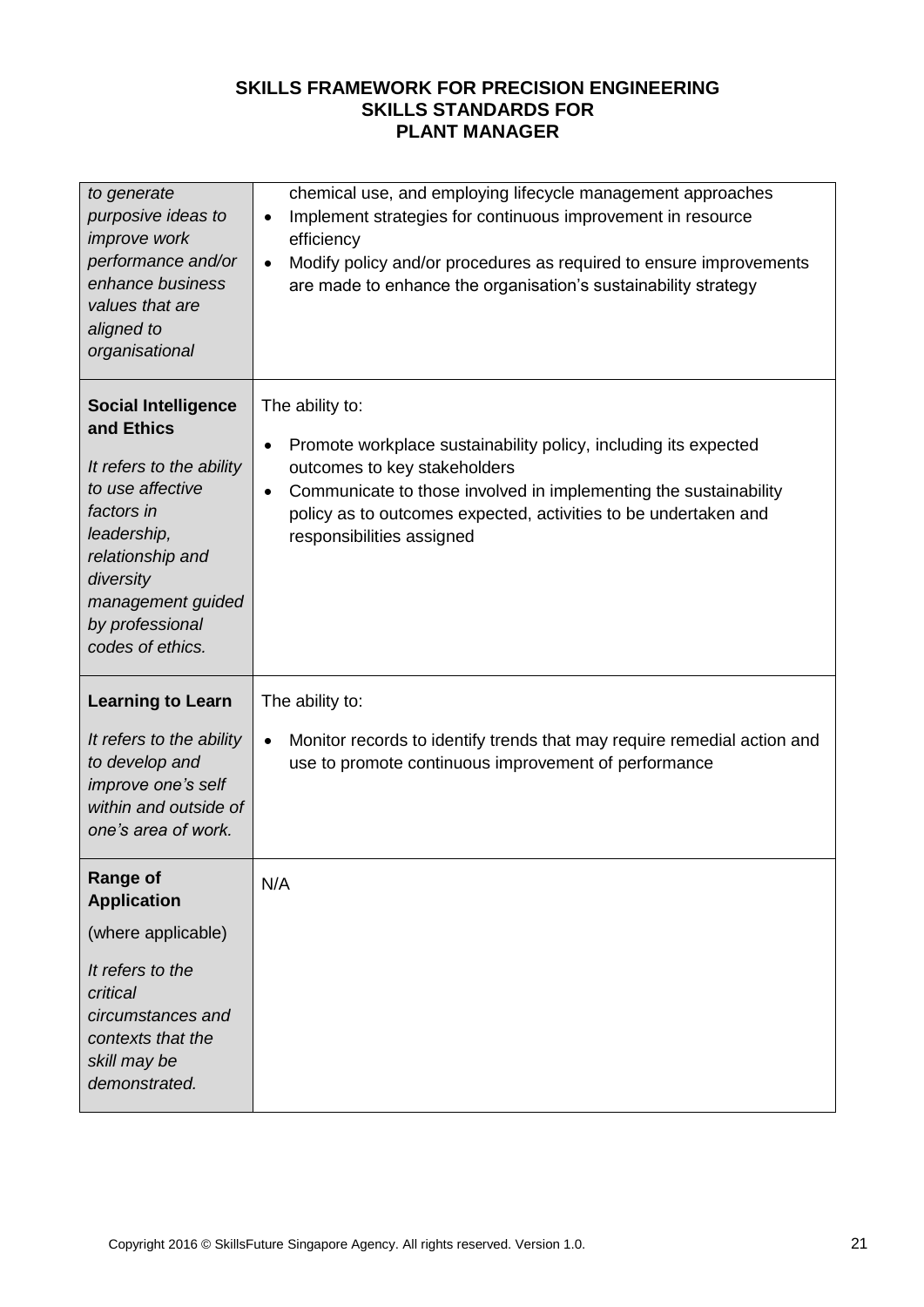# SKILLS FRAMEWORK FOR PRECISION ENGINEERING
## SKILLS STANDARDS FOR
## PLANT MANAGER

| | |
|---|---|
| *to generate purposive ideas to improve work performance and/or enhance business values that are aligned to organisational* | chemical use, and employing lifecycle management approaches<br>• Implement strategies for continuous improvement in resource efficiency<br>• Modify policy and/or procedures as required to ensure improvements are made to enhance the organisation's sustainability strategy |
| **Social Intelligence and Ethics**<br><br>*It refers to the ability to use affective factors in leadership, relationship and diversity management guided by professional codes of ethics.* | The ability to:<br>• Promote workplace sustainability policy, including its expected outcomes to key stakeholders<br>• Communicate to those involved in implementing the sustainability policy as to outcomes expected, activities to be undertaken and responsibilities assigned |
| **Learning to Learn**<br><br>*It refers to the ability to develop and improve one's self within and outside of one's area of work.* | The ability to:<br>• Monitor records to identify trends that may require remedial action and use to promote continuous improvement of performance |
| **Range of Application**<br><br>(where applicable)<br><br>*It refers to the critical circumstances and contexts that the skill may be demonstrated.* | N/A |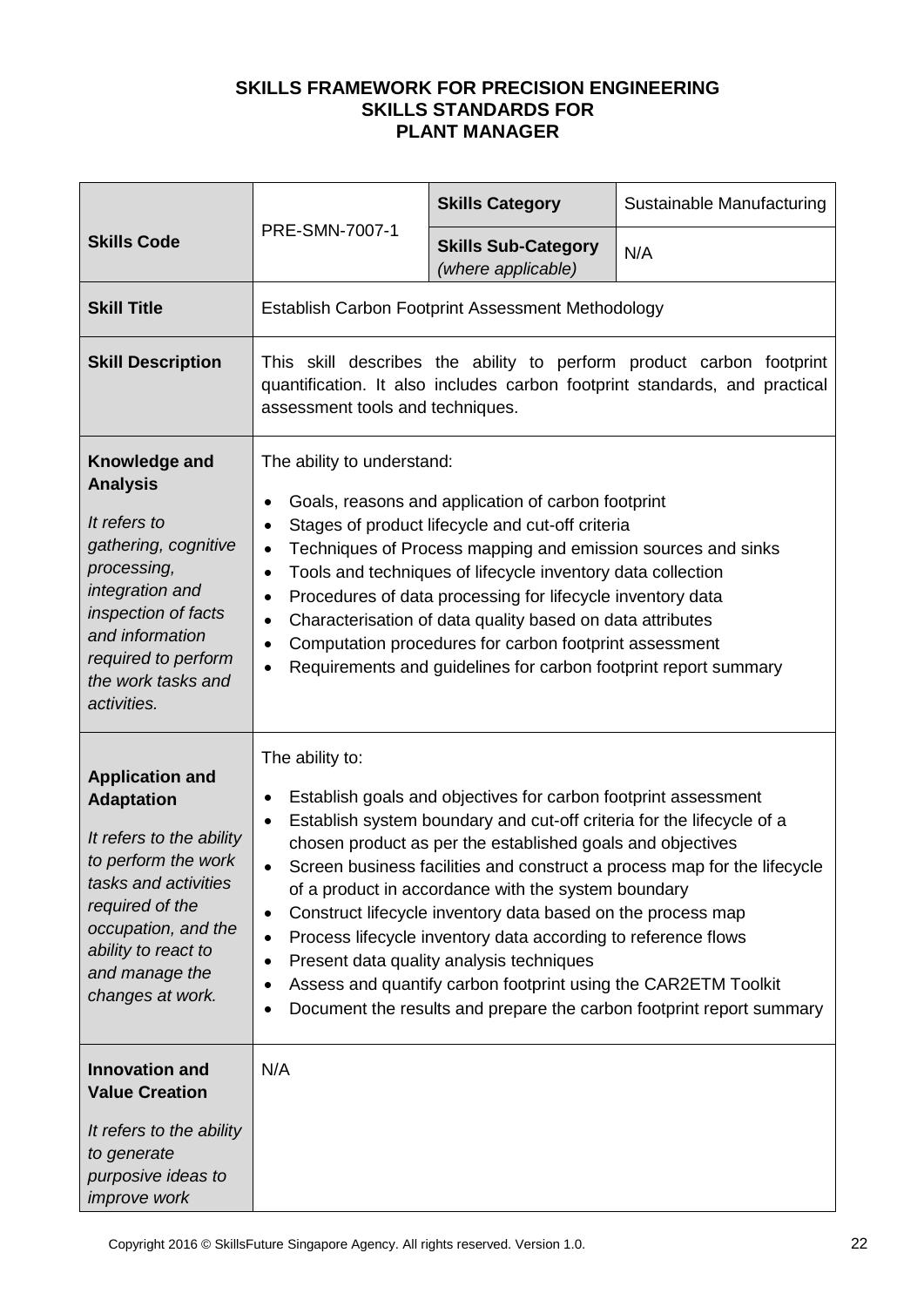**SKILLS FRAMEWORK FOR PRECISION ENGINEERING**
**SKILLS STANDARDS FOR**
**PLANT MANAGER**

| **Skills Code** | PRE-SMN-7007-1 | **Skills Category** | Sustainable Manufacturing |
|---|---|---|---|
| | | **Skills Sub-Category** *(where applicable)* | N/A |
| **Skill Title** | Establish Carbon Footprint Assessment Methodology | | |
| **Skill Description** | This skill describes the ability to perform product carbon footprint quantification. It also includes carbon footprint standards, and practical assessment tools and techniques. | | |
| **Knowledge and Analysis** *It refers to gathering, cognitive processing, integration and inspection of facts and information required to perform the work tasks and activities.* | The ability to understand: <br>• Goals, reasons and application of carbon footprint <br>• Stages of product lifecycle and cut-off criteria <br>• Techniques of Process mapping and emission sources and sinks <br>• Tools and techniques of lifecycle inventory data collection <br>• Procedures of data processing for lifecycle inventory data <br>• Characterisation of data quality based on data attributes <br>• Computation procedures for carbon footprint assessment <br>• Requirements and guidelines for carbon footprint report summary | | |
| **Application and Adaptation** *It refers to the ability to perform the work tasks and activities required of the occupation, and the ability to react to and manage the changes at work.* | The ability to: <br>• Establish goals and objectives for carbon footprint assessment <br>• Establish system boundary and cut-off criteria for the lifecycle of a chosen product as per the established goals and objectives <br>• Screen business facilities and construct a process map for the lifecycle of a product in accordance with the system boundary <br>• Construct lifecycle inventory data based on the process map <br>• Process lifecycle inventory data according to reference flows <br>• Present data quality analysis techniques <br>• Assess and quantify carbon footprint using the CAR2ETM Toolkit <br>• Document the results and prepare the carbon footprint report summary | | |
| **Innovation and Value Creation** *It refers to the ability to generate purposive ideas to improve work* | N/A | | |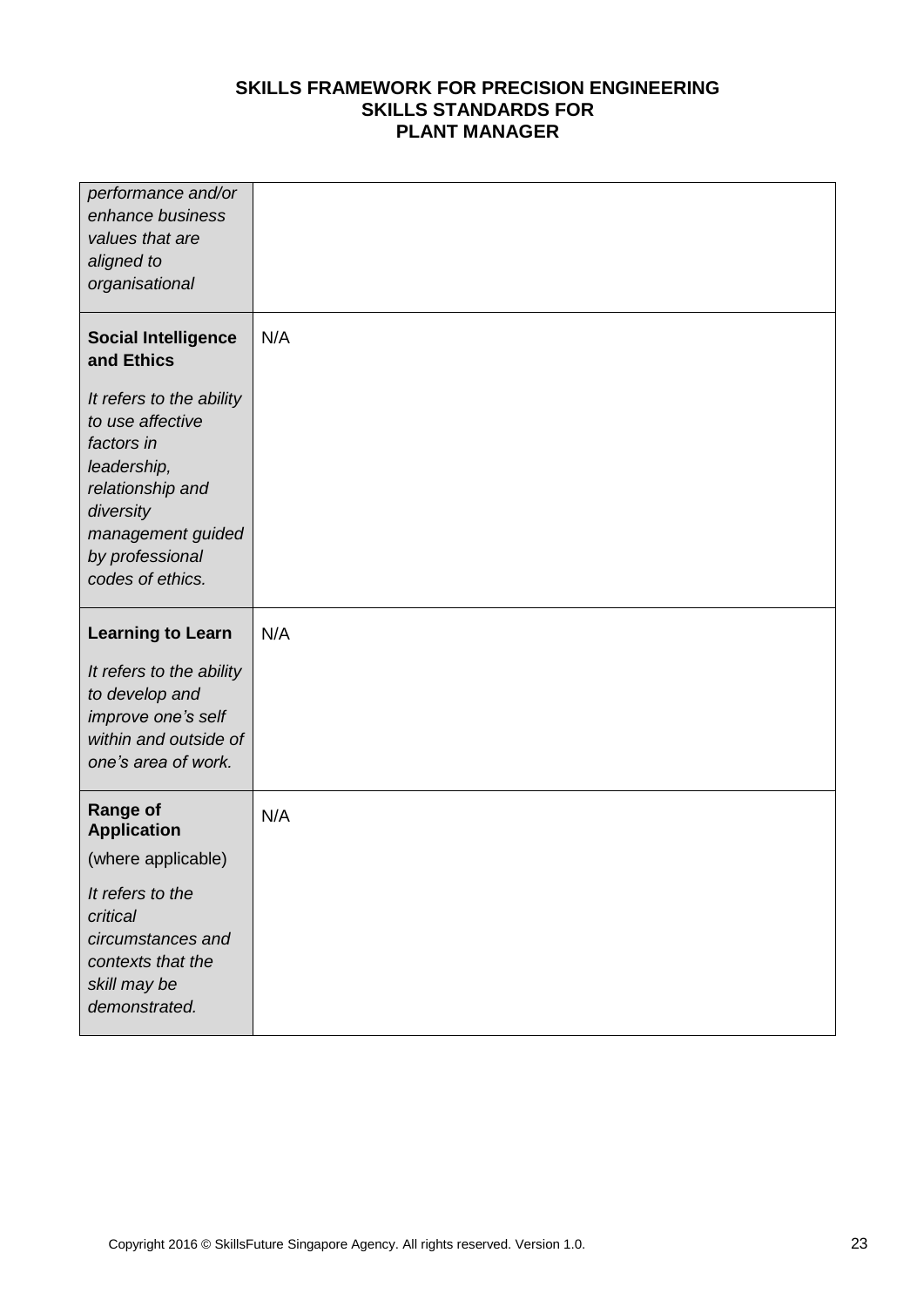| | |
|---|---|
| *performance and/or enhance business values that are aligned to organisational* | |
| **Social Intelligence and Ethics**<br><br>*It refers to the ability to use affective factors in leadership, relationship and diversity management guided by professional codes of ethics.* | N/A |
| **Learning to Learn**<br><br>*It refers to the ability to develop and improve one's self within and outside of one's area of work.* | N/A |
| **Range of Application**<br><br>(where applicable)<br><br>*It refers to the critical circumstances and contexts that the skill may be demonstrated.* | N/A |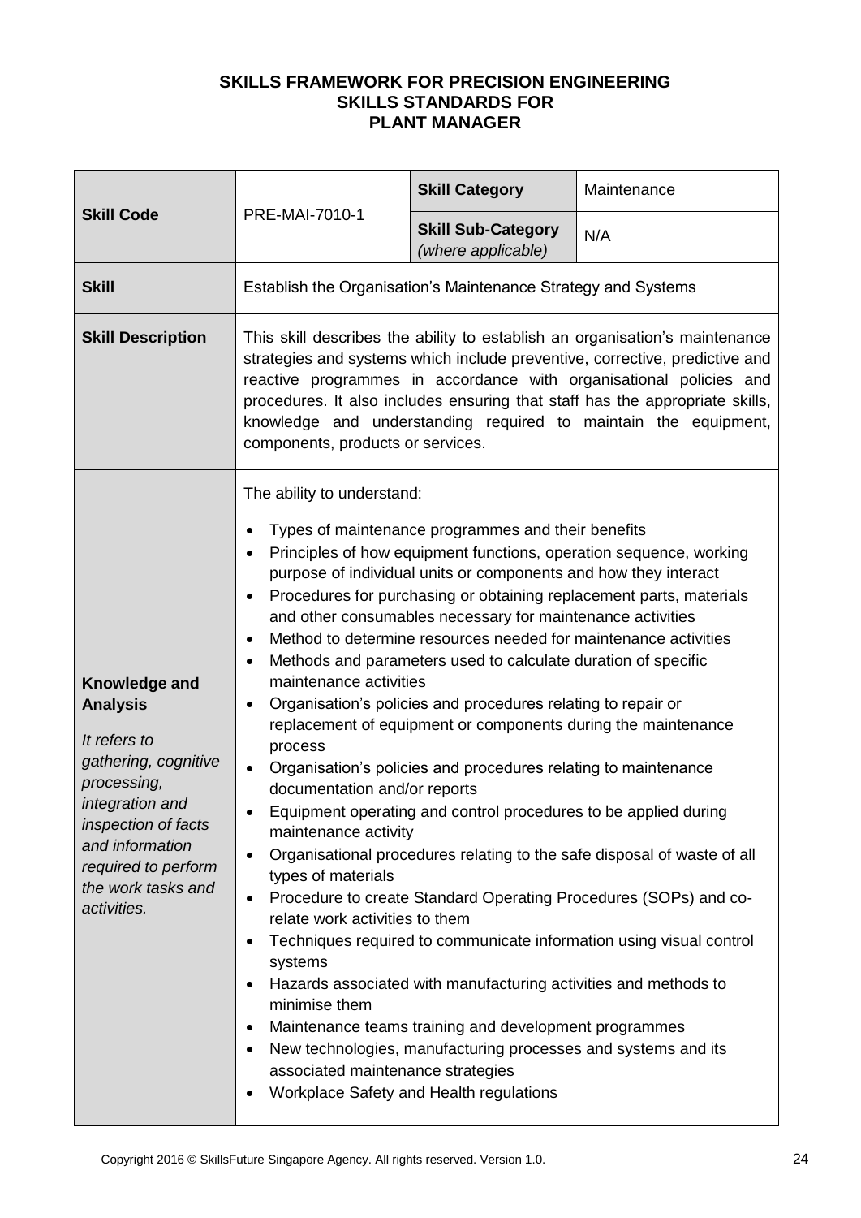**SKILLS FRAMEWORK FOR PRECISION ENGINEERING**
**SKILLS STANDARDS FOR**
**PLANT MANAGER**

| **Skill Code** | PRE-MAI-7010-1 | **Skill Category** | Maintenance |
|---|---|---|---|
| | | **Skill Sub-Category** *(where applicable)* | N/A |
| **Skill** | Establish the Organisation's Maintenance Strategy and Systems | | |
| **Skill Description** | This skill describes the ability to establish an organisation's maintenance strategies and systems which include preventive, corrective, predictive and reactive programmes in accordance with organisational policies and procedures. It also includes ensuring that staff has the appropriate skills, knowledge and understanding required to maintain the equipment, components, products or services. | | |
| **Knowledge and Analysis** *It refers to gathering, cognitive processing, integration and inspection of facts and information required to perform the work tasks and activities.* | The ability to understand:<br>• Types of maintenance programmes and their benefits<br>• Principles of how equipment functions, operation sequence, working purpose of individual units or components and how they interact<br>• Procedures for purchasing or obtaining replacement parts, materials and other consumables necessary for maintenance activities<br>• Method to determine resources needed for maintenance activities<br>• Methods and parameters used to calculate duration of specific maintenance activities<br>• Organisation's policies and procedures relating to repair or replacement of equipment or components during the maintenance process<br>• Organisation's policies and procedures relating to maintenance documentation and/or reports<br>• Equipment operating and control procedures to be applied during maintenance activity<br>• Organisational procedures relating to the safe disposal of waste of all types of materials<br>• Procedure to create Standard Operating Procedures (SOPs) and co-relate work activities to them<br>• Techniques required to communicate information using visual control systems<br>• Hazards associated with manufacturing activities and methods to minimise them<br>• Maintenance teams training and development programmes<br>• New technologies, manufacturing processes and systems and its associated maintenance strategies<br>• Workplace Safety and Health regulations | | |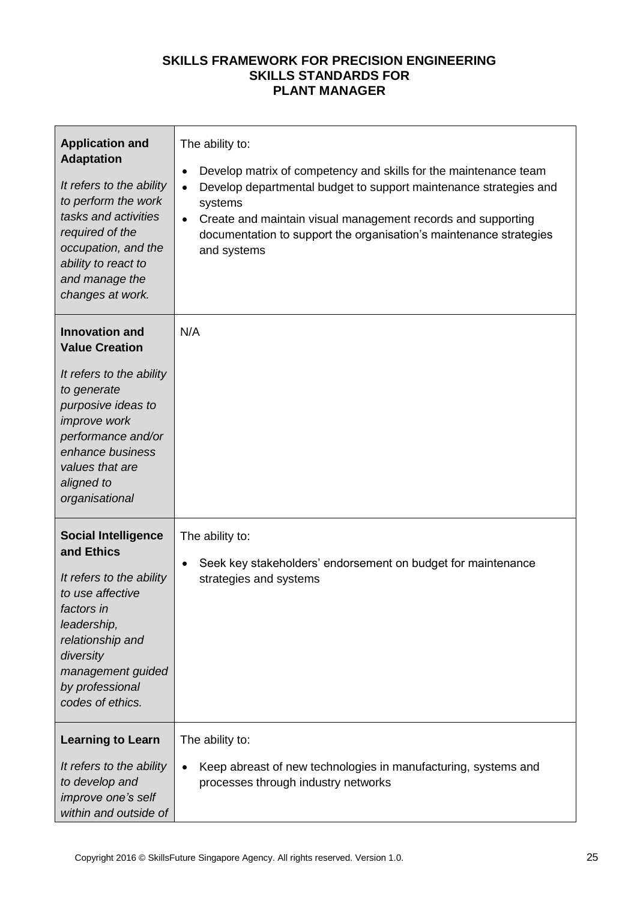**SKILLS FRAMEWORK FOR PRECISION ENGINEERING**
**SKILLS STANDARDS FOR**
**PLANT MANAGER**

| | |
|---|---|
| **Application and Adaptation**<br><br>*It refers to the ability to perform the work tasks and activities required of the occupation, and the ability to react to and manage the changes at work.* | The ability to:<br><br>• Develop matrix of competency and skills for the maintenance team<br>• Develop departmental budget to support maintenance strategies and systems<br>• Create and maintain visual management records and supporting documentation to support the organisation's maintenance strategies and systems |
| **Innovation and Value Creation**<br><br>*It refers to the ability to generate purposive ideas to improve work performance and/or enhance business values that are aligned to organisational* | N/A |
| **Social Intelligence and Ethics**<br><br>*It refers to the ability to use affective factors in leadership, relationship and diversity management guided by professional codes of ethics.* | The ability to:<br><br>• Seek key stakeholders' endorsement on budget for maintenance strategies and systems |
| **Learning to Learn**<br><br>*It refers to the ability to develop and improve one's self within and outside of* | The ability to:<br><br>• Keep abreast of new technologies in manufacturing, systems and processes through industry networks |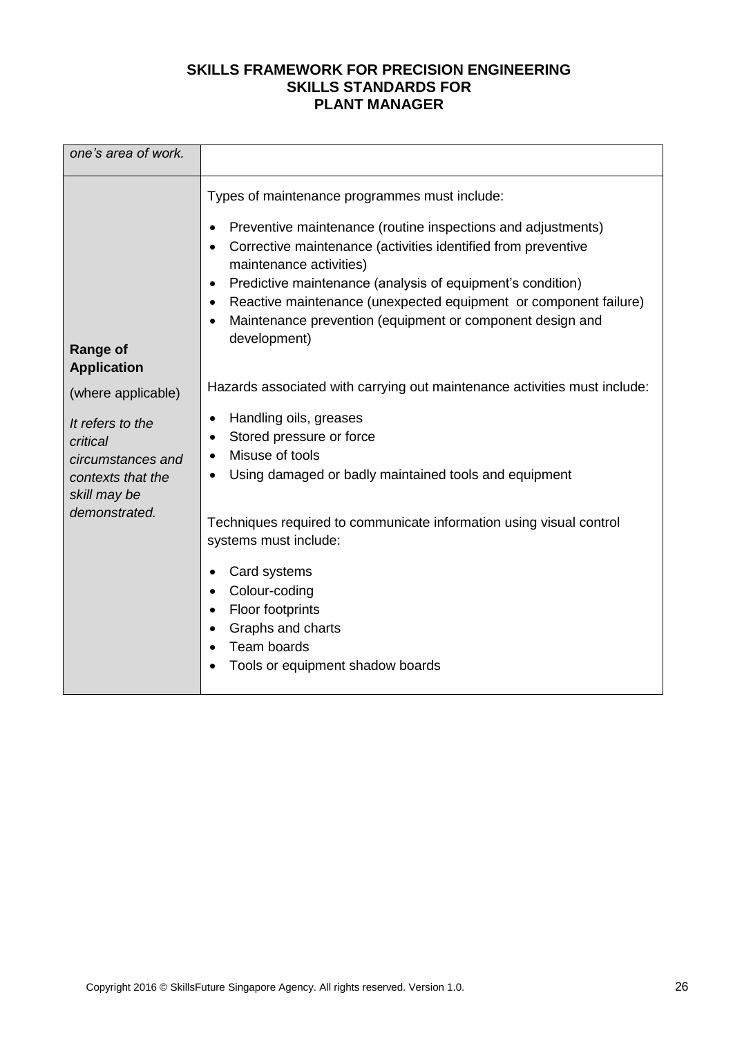| | |
|---|---|
| *one's area of work.* | |
| **Range of Application**<br><br>(where applicable)<br><br>*It refers to the critical circumstances and contexts that the skill may be demonstrated.* | Types of maintenance programmes must include:<br><br>• Preventive maintenance (routine inspections and adjustments)<br>• Corrective maintenance (activities identified from preventive maintenance activities)<br>• Predictive maintenance (analysis of equipment's condition)<br>• Reactive maintenance (unexpected equipment or component failure)<br>• Maintenance prevention (equipment or component design and development)<br><br>Hazards associated with carrying out maintenance activities must include:<br><br>• Handling oils, greases<br>• Stored pressure or force<br>• Misuse of tools<br>• Using damaged or badly maintained tools and equipment<br><br>Techniques required to communicate information using visual control systems must include:<br><br>• Card systems<br>• Colour-coding<br>• Floor footprints<br>• Graphs and charts<br>• Team boards<br>• Tools or equipment shadow boards |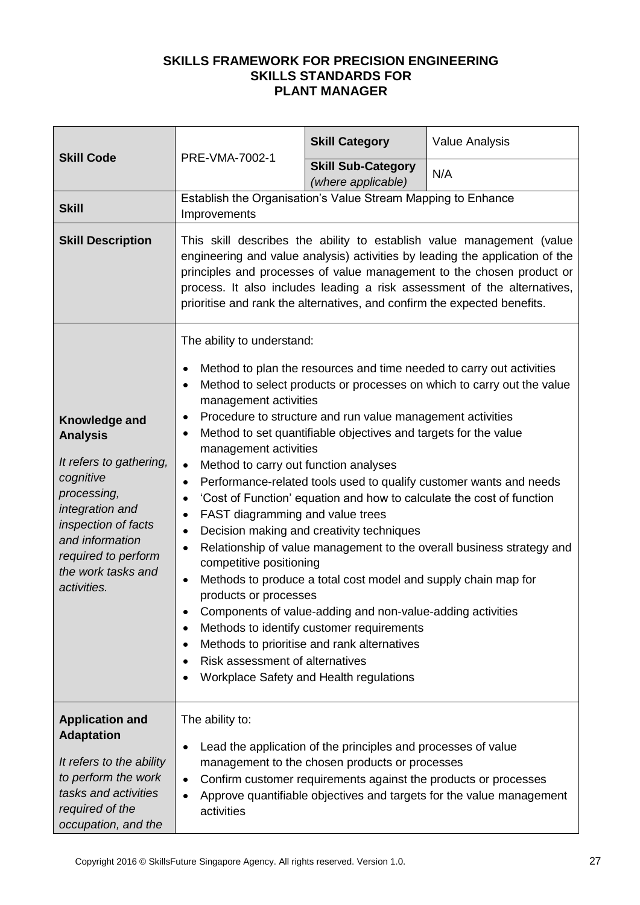**SKILLS FRAMEWORK FOR PRECISION ENGINEERING**
**SKILLS STANDARDS FOR**
**PLANT MANAGER**

| **Skill Code** | PRE-VMA-7002-1 | **Skill Category** | Value Analysis |
|---|---|---|---|
| | | **Skill Sub-Category** *(where applicable)* | N/A |
| **Skill** | Establish the Organisation's Value Stream Mapping to Enhance Improvements | | |
| **Skill Description** | This skill describes the ability to establish value management (value engineering and value analysis) activities by leading the application of the principles and processes of value management to the chosen product or process. It also includes leading a risk assessment of the alternatives, prioritise and rank the alternatives, and confirm the expected benefits. | | |
| **Knowledge and Analysis** *It refers to gathering, cognitive processing, integration and inspection of facts and information required to perform the work tasks and activities.* | The ability to understand: <br>• Method to plan the resources and time needed to carry out activities <br>• Method to select products or processes on which to carry out the value management activities <br>• Procedure to structure and run value management activities <br>• Method to set quantifiable objectives and targets for the value management activities <br>• Method to carry out function analyses <br>• Performance-related tools used to qualify customer wants and needs <br>• 'Cost of Function' equation and how to calculate the cost of function <br>• FAST diagramming and value trees <br>• Decision making and creativity techniques <br>• Relationship of value management to the overall business strategy and competitive positioning <br>• Methods to produce a total cost model and supply chain map for products or processes <br>• Components of value-adding and non-value-adding activities <br>• Methods to identify customer requirements <br>• Methods to prioritise and rank alternatives <br>• Risk assessment of alternatives <br>• Workplace Safety and Health regulations | | |
| **Application and Adaptation** *It refers to the ability to perform the work tasks and activities required of the occupation, and the* | The ability to: <br>• Lead the application of the principles and processes of value management to the chosen products or processes <br>• Confirm customer requirements against the products or processes <br>• Approve quantifiable objectives and targets for the value management activities | | |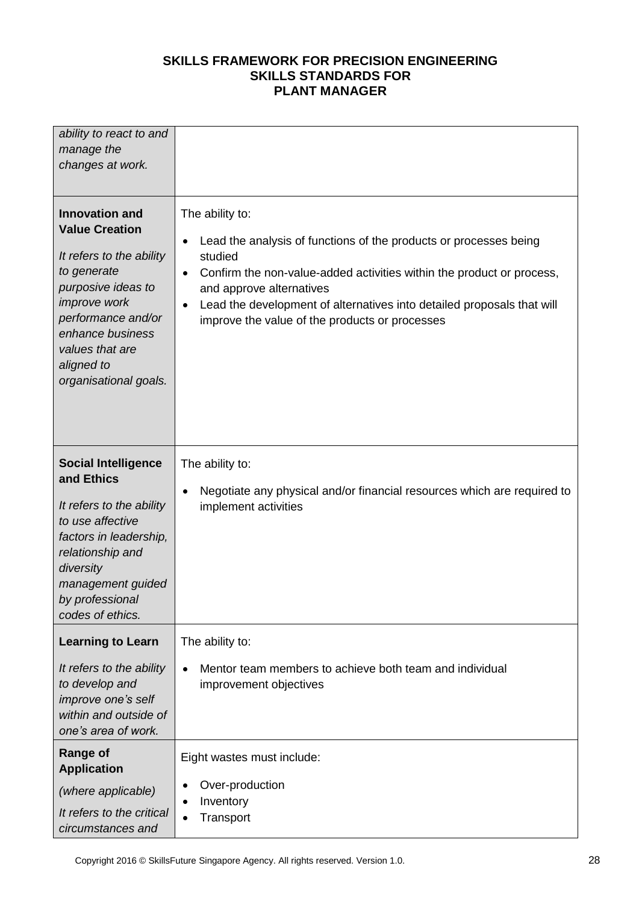| | |
|---|---|
| *ability to react to and manage the changes at work.* | |
| **Innovation and Value Creation**<br><br>*It refers to the ability to generate purposive ideas to improve work performance and/or enhance business values that are aligned to organisational goals.* | The ability to:<br><br>• Lead the analysis of functions of the products or processes being studied<br>• Confirm the non-value-added activities within the product or process, and approve alternatives<br>• Lead the development of alternatives into detailed proposals that will improve the value of the products or processes |
| **Social Intelligence and Ethics**<br><br>*It refers to the ability to use affective factors in leadership, relationship and diversity management guided by professional codes of ethics.* | The ability to:<br><br>• Negotiate any physical and/or financial resources which are required to implement activities |
| **Learning to Learn**<br><br>*It refers to the ability to develop and improve one's self within and outside of one's area of work.* | The ability to:<br><br>• Mentor team members to achieve both team and individual improvement objectives |
| **Range of Application**<br><br>*(where applicable)*<br><br>*It refers to the critical circumstances and* | Eight wastes must include:<br><br>• Over-production<br>• Inventory<br>• Transport |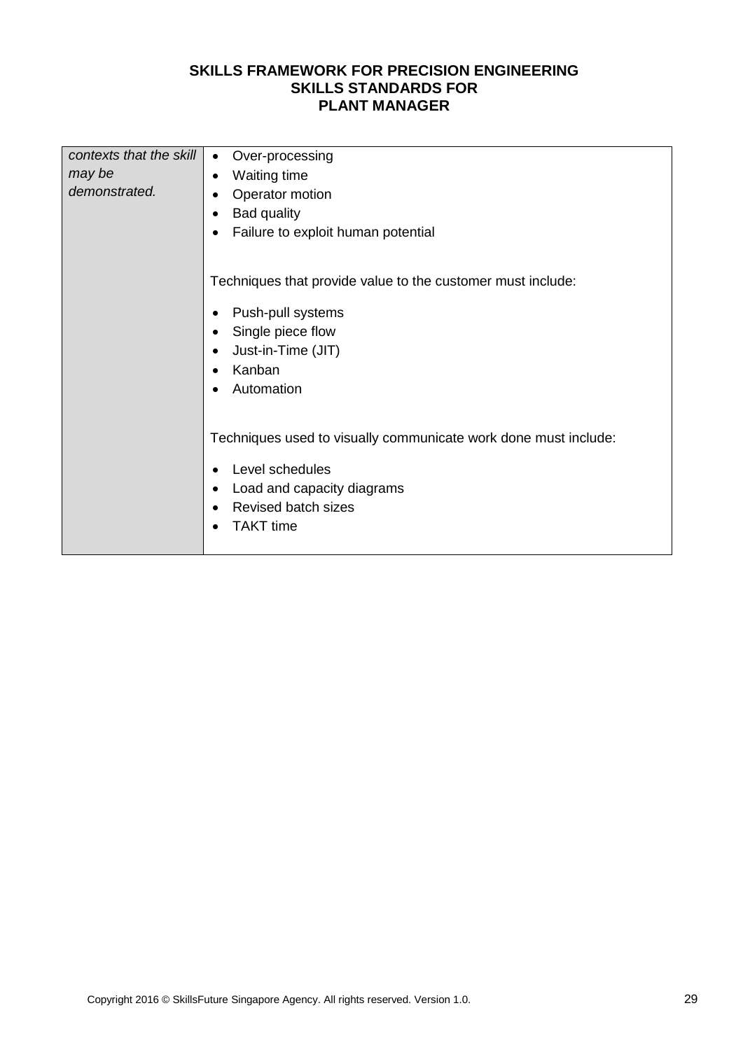| *contexts that the skill may be demonstrated.* | • Over-processing<br>• Waiting time<br>• Operator motion<br>• Bad quality<br>• Failure to exploit human potential<br><br>Techniques that provide value to the customer must include:<br>• Push-pull systems<br>• Single piece flow<br>• Just-in-Time (JIT)<br>• Kanban<br>• Automation<br><br>Techniques used to visually communicate work done must include:<br>• Level schedules<br>• Load and capacity diagrams<br>• Revised batch sizes<br>• TAKT time |
| --- | --- |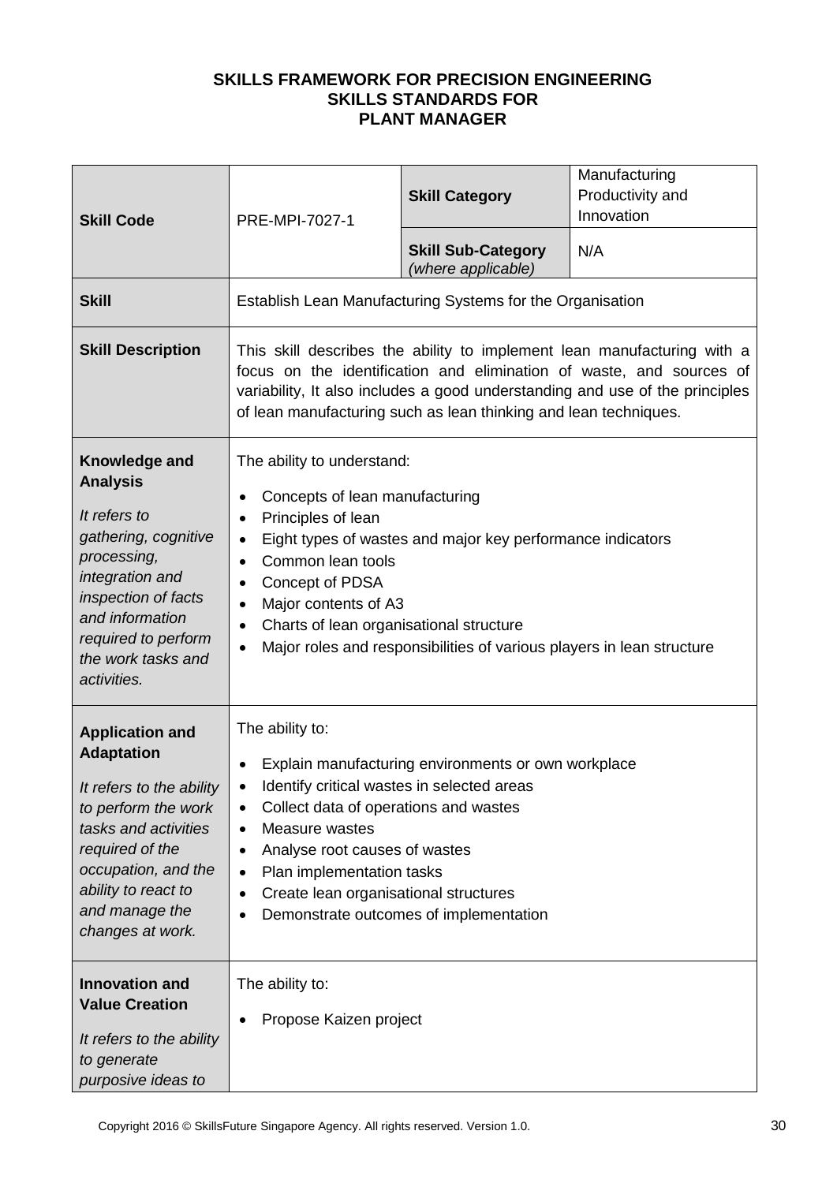**SKILLS FRAMEWORK FOR PRECISION ENGINEERING**
**SKILLS STANDARDS FOR**
**PLANT MANAGER**

| **Skill Code** | PRE-MPI-7027-1 | **Skill Category** | Manufacturing Productivity and Innovation |
|---|---|---|---|
| | | **Skill Sub-Category** *(where applicable)* | N/A |
| **Skill** | Establish Lean Manufacturing Systems for the Organisation | | |
| **Skill Description** | This skill describes the ability to implement lean manufacturing with a focus on the identification and elimination of waste, and sources of variability, It also includes a good understanding and use of the principles of lean manufacturing such as lean thinking and lean techniques. | | |
| **Knowledge and Analysis**<br><br>*It refers to gathering, cognitive processing, integration and inspection of facts and information required to perform the work tasks and activities.* | The ability to understand:<br><br>• Concepts of lean manufacturing<br>• Principles of lean<br>• Eight types of wastes and major key performance indicators<br>• Common lean tools<br>• Concept of PDSA<br>• Major contents of A3<br>• Charts of lean organisational structure<br>• Major roles and responsibilities of various players in lean structure | | |
| **Application and Adaptation**<br><br>*It refers to the ability to perform the work tasks and activities required of the occupation, and the ability to react to and manage the changes at work.* | The ability to:<br><br>• Explain manufacturing environments or own workplace<br>• Identify critical wastes in selected areas<br>• Collect data of operations and wastes<br>• Measure wastes<br>• Analyse root causes of wastes<br>• Plan implementation tasks<br>• Create lean organisational structures<br>• Demonstrate outcomes of implementation | | |
| **Innovation and Value Creation**<br><br>*It refers to the ability to generate purposive ideas to* | The ability to:<br><br>• Propose Kaizen project | | |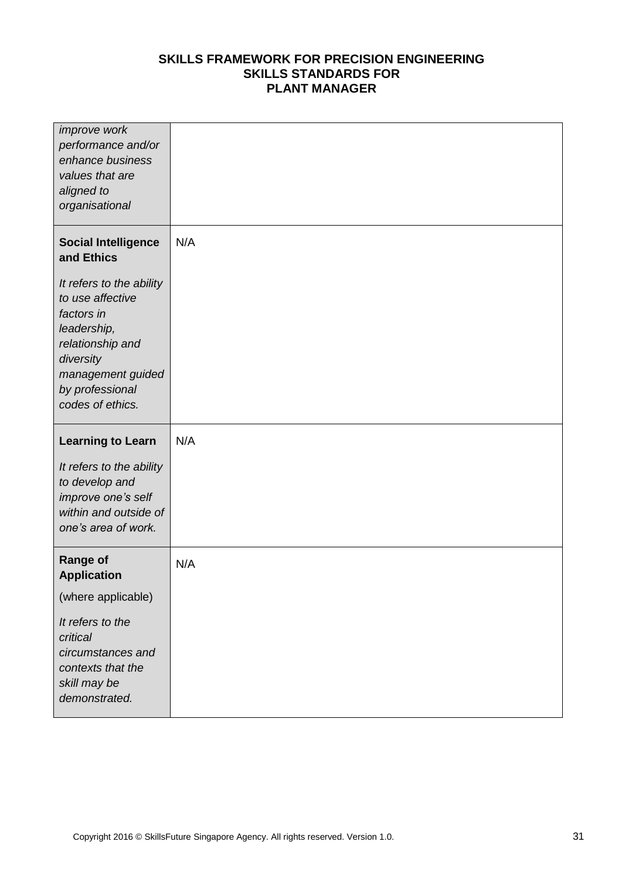| | |
|---|---|
| *improve work performance and/or enhance business values that are aligned to organisational* | |
| **Social Intelligence and Ethics**<br><br>*It refers to the ability to use affective factors in leadership, relationship and diversity management guided by professional codes of ethics.* | N/A |
| **Learning to Learn**<br><br>*It refers to the ability to develop and improve one's self within and outside of one's area of work.* | N/A |
| **Range of Application**<br><br>(where applicable)<br><br>*It refers to the critical circumstances and contexts that the skill may be demonstrated.* | N/A |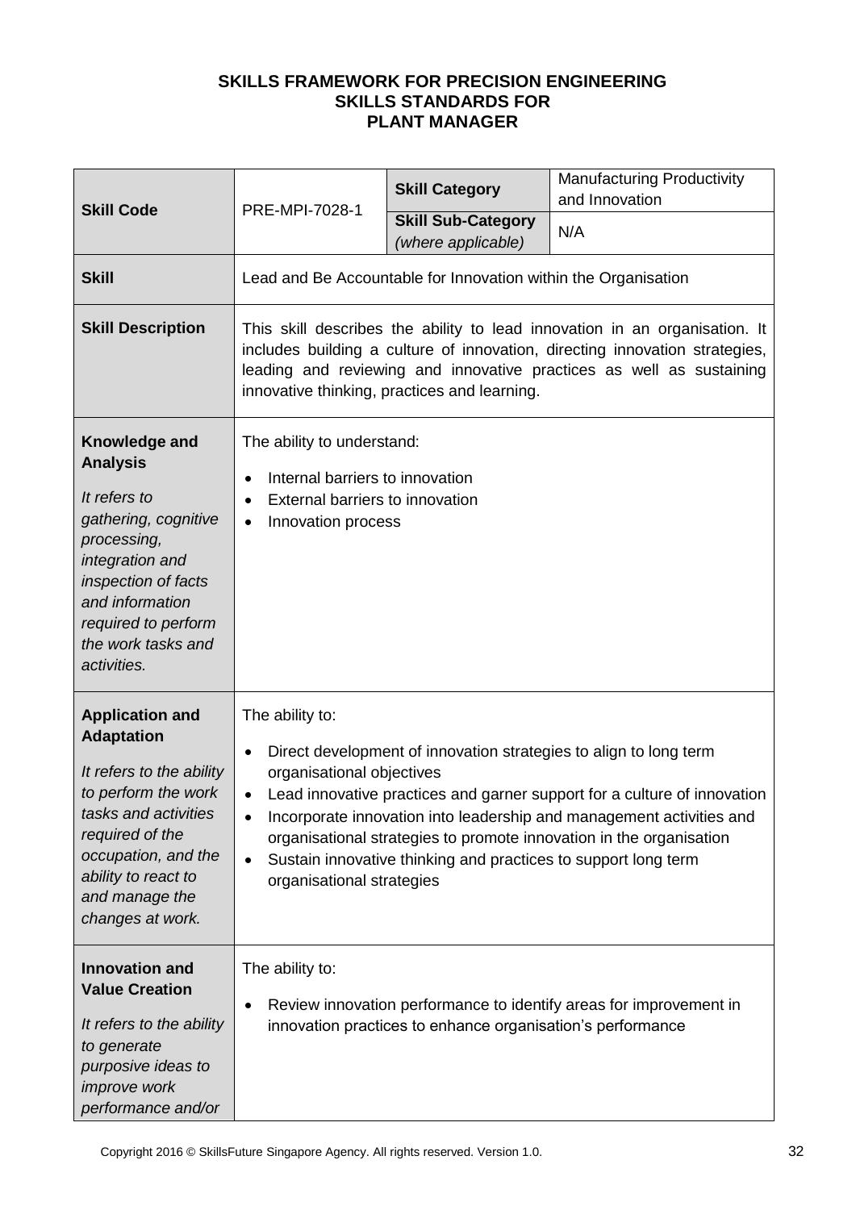**SKILLS FRAMEWORK FOR PRECISION ENGINEERING**
**SKILLS STANDARDS FOR**
**PLANT MANAGER**

| **Skill Code** | PRE-MPI-7028-1 | **Skill Category** | Manufacturing Productivity and Innovation |
|---|---|---|---|
| | | **Skill Sub-Category** *(where applicable)* | N/A |
| **Skill** | Lead and Be Accountable for Innovation within the Organisation | | |
| **Skill Description** | This skill describes the ability to lead innovation in an organisation. It includes building a culture of innovation, directing innovation strategies, leading and reviewing and innovative practices as well as sustaining innovative thinking, practices and learning. | | |
| **Knowledge and Analysis**<br><br>*It refers to gathering, cognitive processing, integration and inspection of facts and information required to perform the work tasks and activities.* | The ability to understand:<br>• Internal barriers to innovation<br>• External barriers to innovation<br>• Innovation process | | |
| **Application and Adaptation**<br><br>*It refers to the ability to perform the work tasks and activities required of the occupation, and the ability to react to and manage the changes at work.* | The ability to:<br>• Direct development of innovation strategies to align to long term organisational objectives<br>• Lead innovative practices and garner support for a culture of innovation<br>• Incorporate innovation into leadership and management activities and organisational strategies to promote innovation in the organisation<br>• Sustain innovative thinking and practices to support long term organisational strategies | | |
| **Innovation and Value Creation**<br><br>*It refers to the ability to generate purposive ideas to improve work performance and/or* | The ability to:<br>• Review innovation performance to identify areas for improvement in innovation practices to enhance organisation's performance | | |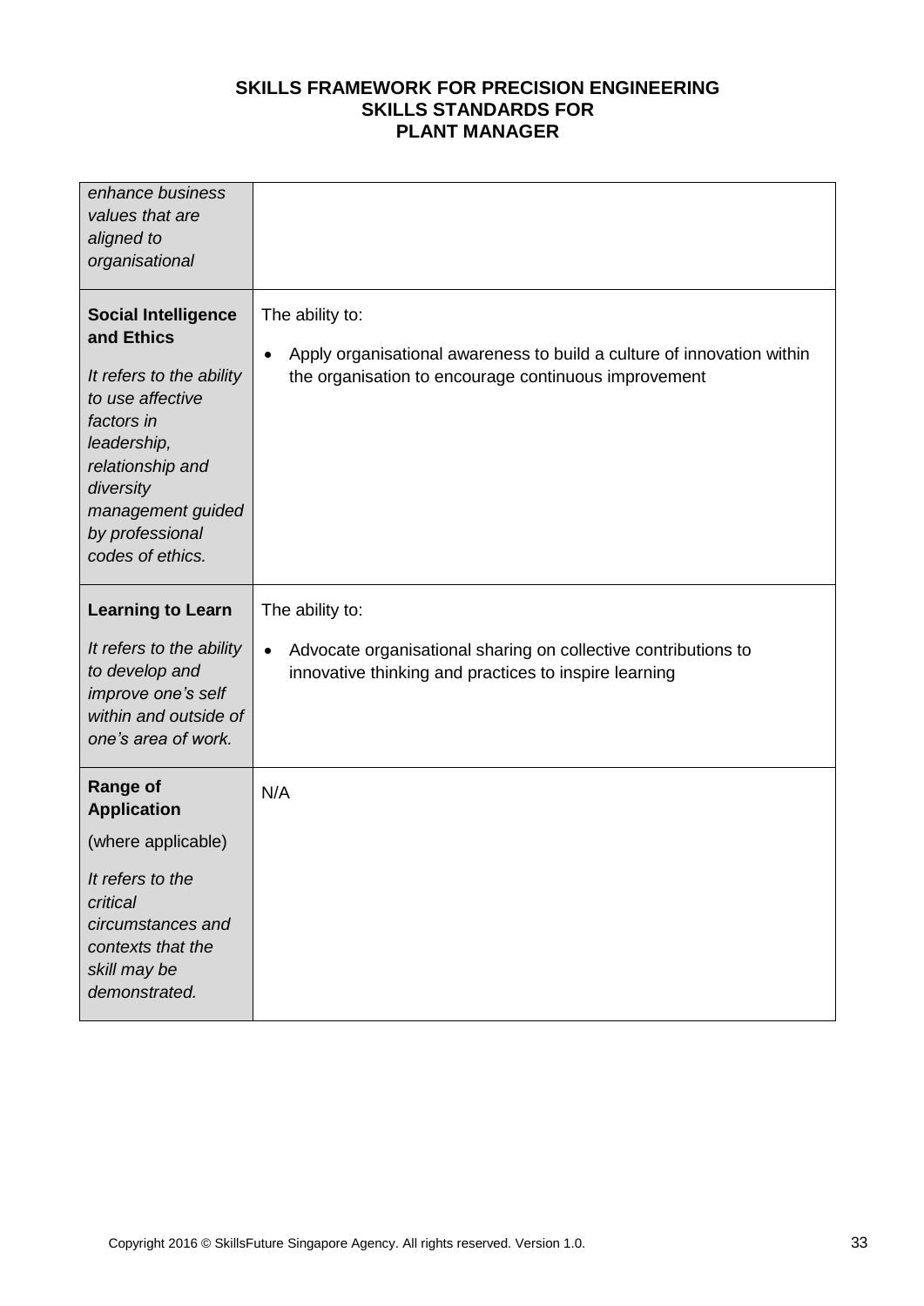| | |
|---|---|
| *enhance business values that are aligned to organisational* | |
| **Social Intelligence and Ethics**<br><br>*It refers to the ability to use affective factors in leadership, relationship and diversity management guided by professional codes of ethics.* | The ability to:<br><br>• Apply organisational awareness to build a culture of innovation within the organisation to encourage continuous improvement |
| **Learning to Learn**<br><br>*It refers to the ability to develop and improve one's self within and outside of one's area of work.* | The ability to:<br><br>• Advocate organisational sharing on collective contributions to innovative thinking and practices to inspire learning |
| **Range of Application**<br><br>(where applicable)<br><br>*It refers to the critical circumstances and contexts that the skill may be demonstrated.* | N/A |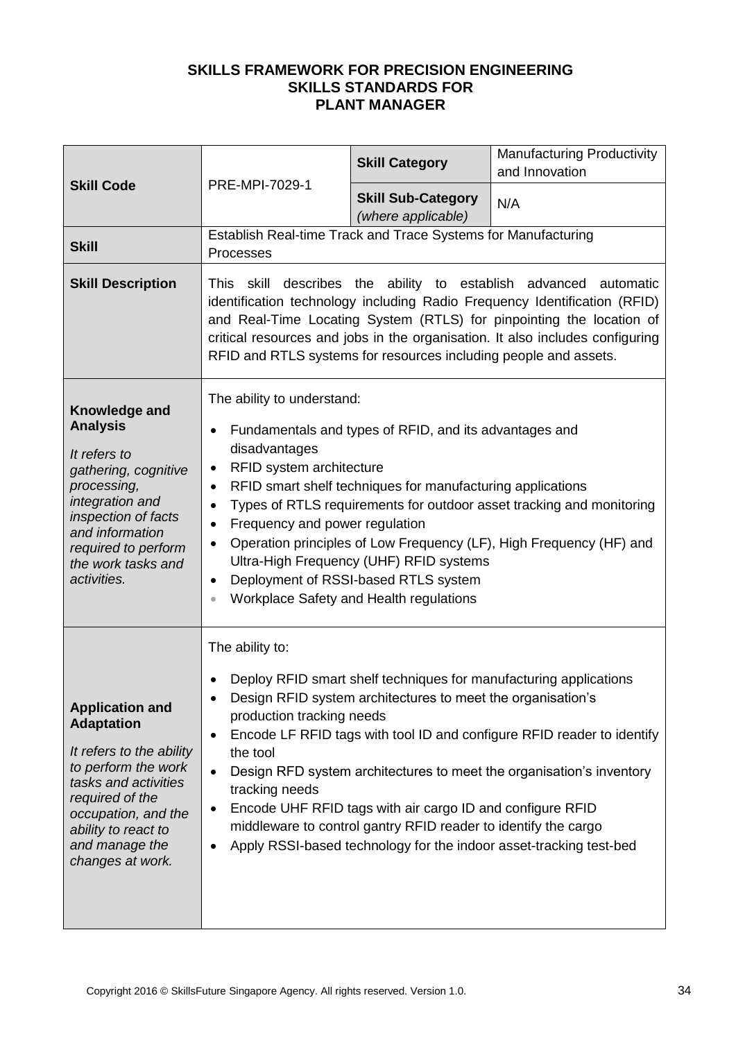**SKILLS FRAMEWORK FOR PRECISION ENGINEERING**
**SKILLS STANDARDS FOR**
**PLANT MANAGER**

| **Skill Code** | PRE-MPI-7029-1 | **Skill Category** | Manufacturing Productivity and Innovation |
|---|---|---|---|
| | | **Skill Sub-Category** *(where applicable)* | N/A |
| **Skill** | Establish Real-time Track and Trace Systems for Manufacturing Processes | | |
| **Skill Description** | This skill describes the ability to establish advanced automatic identification technology including Radio Frequency Identification (RFID) and Real-Time Locating System (RTLS) for pinpointing the location of critical resources and jobs in the organisation. It also includes configuring RFID and RTLS systems for resources including people and assets. | | |
| **Knowledge and Analysis** *It refers to gathering, cognitive processing, integration and inspection of facts and information required to perform the work tasks and activities.* | The ability to understand:<br>• Fundamentals and types of RFID, and its advantages and disadvantages<br>• RFID system architecture<br>• RFID smart shelf techniques for manufacturing applications<br>• Types of RTLS requirements for outdoor asset tracking and monitoring<br>• Frequency and power regulation<br>• Operation principles of Low Frequency (LF), High Frequency (HF) and Ultra-High Frequency (UHF) RFID systems<br>• Deployment of RSSI-based RTLS system<br>• Workplace Safety and Health regulations | | |
| **Application and Adaptation** *It refers to the ability to perform the work tasks and activities required of the occupation, and the ability to react to and manage the changes at work.* | The ability to:<br>• Deploy RFID smart shelf techniques for manufacturing applications<br>• Design RFID system architectures to meet the organisation's production tracking needs<br>• Encode LF RFID tags with tool ID and configure RFID reader to identify the tool<br>• Design RFD system architectures to meet the organisation's inventory tracking needs<br>• Encode UHF RFID tags with air cargo ID and configure RFID middleware to control gantry RFID reader to identify the cargo<br>• Apply RSSI-based technology for the indoor asset-tracking test-bed | | |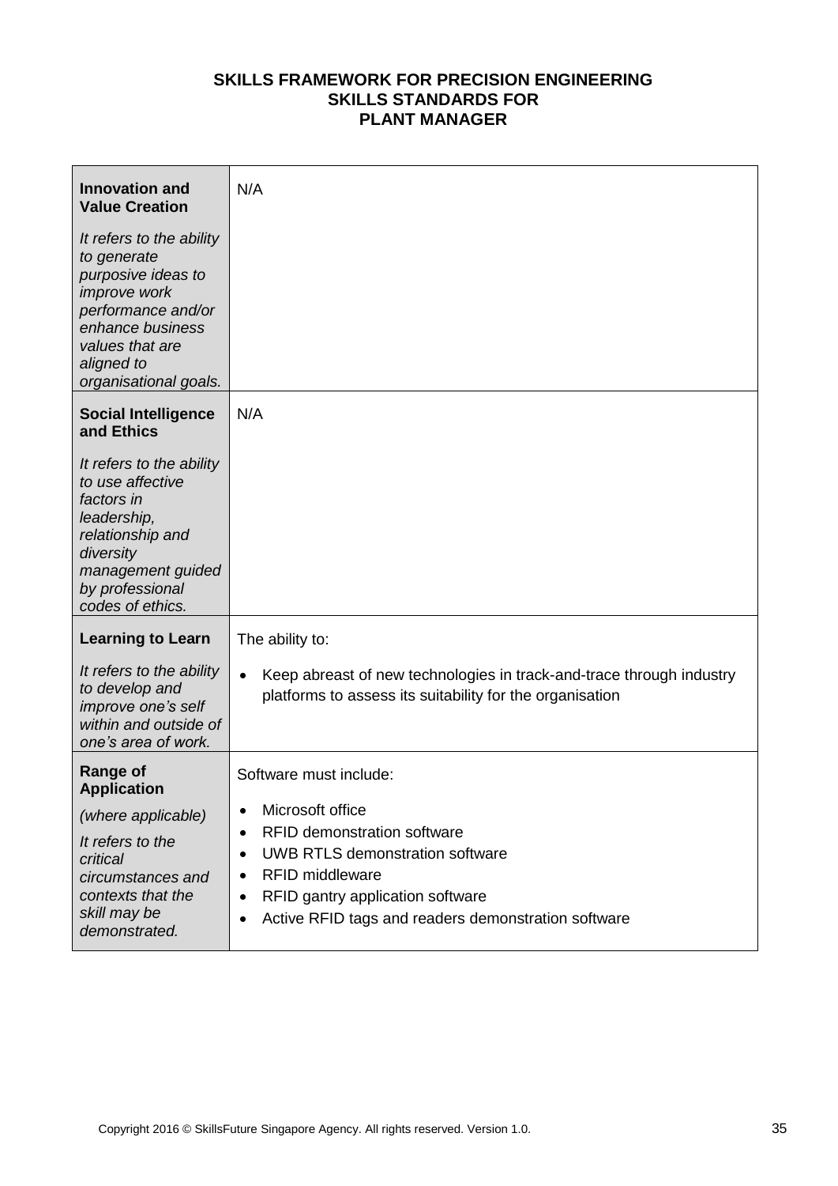**SKILLS FRAMEWORK FOR PRECISION ENGINEERING**
**SKILLS STANDARDS FOR**
**PLANT MANAGER**

| | |
|---|---|
| **Innovation and Value Creation**<br><br>*It refers to the ability to generate purposive ideas to improve work performance and/or enhance business values that are aligned to organisational goals.* | N/A |
| **Social Intelligence and Ethics**<br><br>*It refers to the ability to use affective factors in leadership, relationship and diversity management guided by professional codes of ethics.* | N/A |
| **Learning to Learn**<br><br>*It refers to the ability to develop and improve one's self within and outside of one's area of work.* | The ability to:<br><br>• Keep abreast of new technologies in track-and-trace through industry platforms to assess its suitability for the organisation |
| **Range of Application**<br><br>*(where applicable)*<br><br>*It refers to the critical circumstances and contexts that the skill may be demonstrated.* | Software must include:<br><br>• Microsoft office<br>• RFID demonstration software<br>• UWB RTLS demonstration software<br>• RFID middleware<br>• RFID gantry application software<br>• Active RFID tags and readers demonstration software |

Copyright 2016 © SkillsFuture Singapore Agency. All rights reserved. Version 1.0.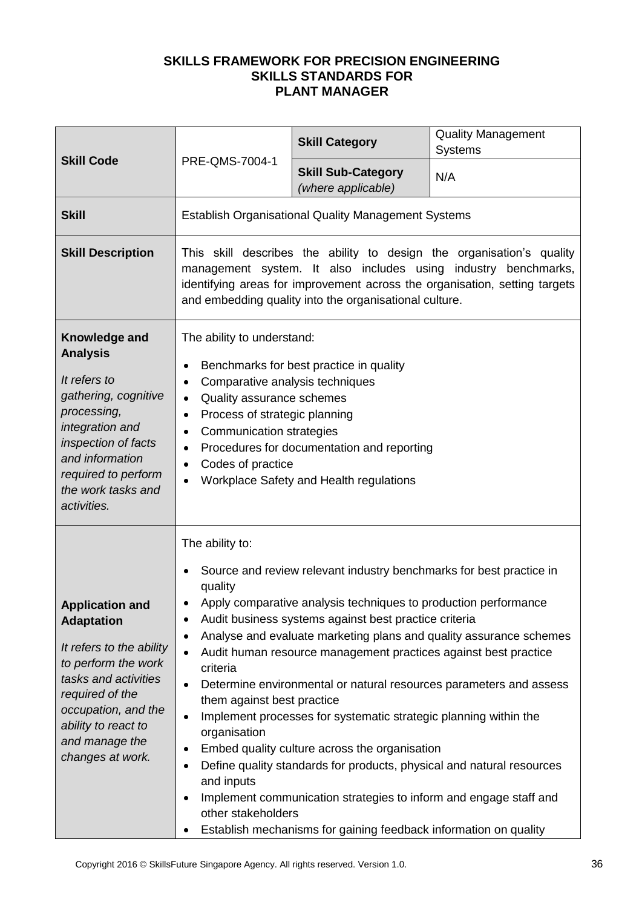**SKILLS FRAMEWORK FOR PRECISION ENGINEERING**
**SKILLS STANDARDS FOR**
**PLANT MANAGER**

| **Skill Code** | PRE-QMS-7004-1 | **Skill Category** | Quality Management Systems |
|---|---|---|---|
| | | **Skill Sub-Category** *(where applicable)* | N/A |
| **Skill** | Establish Organisational Quality Management Systems | | |
| **Skill Description** | This skill describes the ability to design the organisation's quality management system. It also includes using industry benchmarks, identifying areas for improvement across the organisation, setting targets and embedding quality into the organisational culture. | | |
| **Knowledge and Analysis**<br><br>*It refers to gathering, cognitive processing, integration and inspection of facts and information required to perform the work tasks and activities.* | The ability to understand:<br><br>• Benchmarks for best practice in quality<br>• Comparative analysis techniques<br>• Quality assurance schemes<br>• Process of strategic planning<br>• Communication strategies<br>• Procedures for documentation and reporting<br>• Codes of practice<br>• Workplace Safety and Health regulations | | |
| **Application and Adaptation**<br><br>*It refers to the ability to perform the work tasks and activities required of the occupation, and the ability to react to and manage the changes at work.* | The ability to:<br><br>• Source and review relevant industry benchmarks for best practice in quality<br>• Apply comparative analysis techniques to production performance<br>• Audit business systems against best practice criteria<br>• Analyse and evaluate marketing plans and quality assurance schemes<br>• Audit human resource management practices against best practice criteria<br>• Determine environmental or natural resources parameters and assess them against best practice<br>• Implement processes for systematic strategic planning within the organisation<br>• Embed quality culture across the organisation<br>• Define quality standards for products, physical and natural resources and inputs<br>• Implement communication strategies to inform and engage staff and other stakeholders<br>• Establish mechanisms for gaining feedback information on quality | | |

Copyright 2016 © SkillsFuture Singapore Agency. All rights reserved. Version 1.0.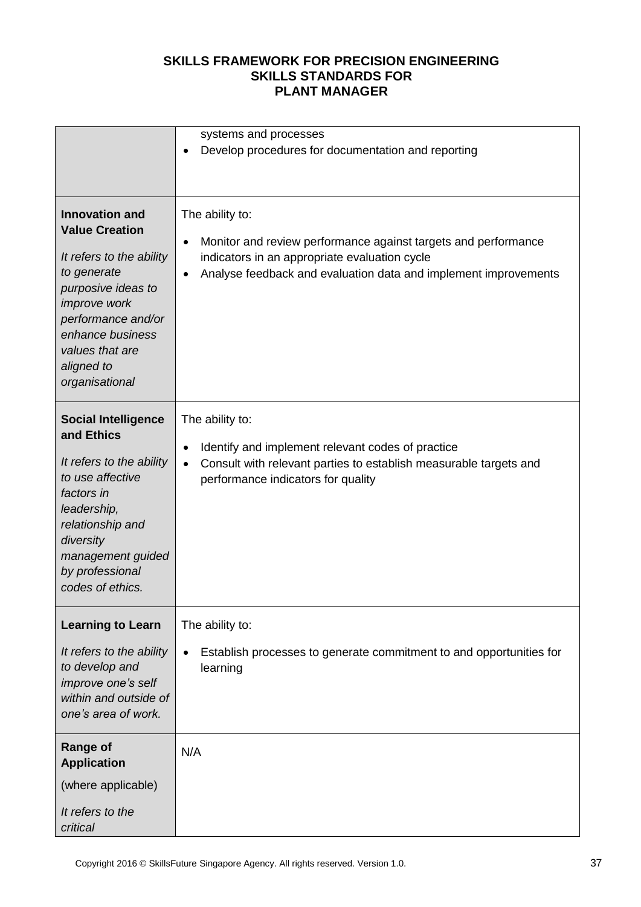**SKILLS FRAMEWORK FOR PRECISION ENGINEERING**
**SKILLS STANDARDS FOR**
**PLANT MANAGER**

| | |
|---|---|
| | systems and processes<br>• Develop procedures for documentation and reporting |
| **Innovation and Value Creation**<br><br>*It refers to the ability to generate purposive ideas to improve work performance and/or enhance business values that are aligned to organisational* | The ability to:<br><br>• Monitor and review performance against targets and performance indicators in an appropriate evaluation cycle<br>• Analyse feedback and evaluation data and implement improvements |
| **Social Intelligence and Ethics**<br><br>*It refers to the ability to use affective factors in leadership, relationship and diversity management guided by professional codes of ethics.* | The ability to:<br><br>• Identify and implement relevant codes of practice<br>• Consult with relevant parties to establish measurable targets and performance indicators for quality |
| **Learning to Learn**<br><br>*It refers to the ability to develop and improve one's self within and outside of one's area of work.* | The ability to:<br><br>• Establish processes to generate commitment to and opportunities for learning |
| **Range of Application**<br><br>(where applicable)<br><br>*It refers to the critical* | N/A |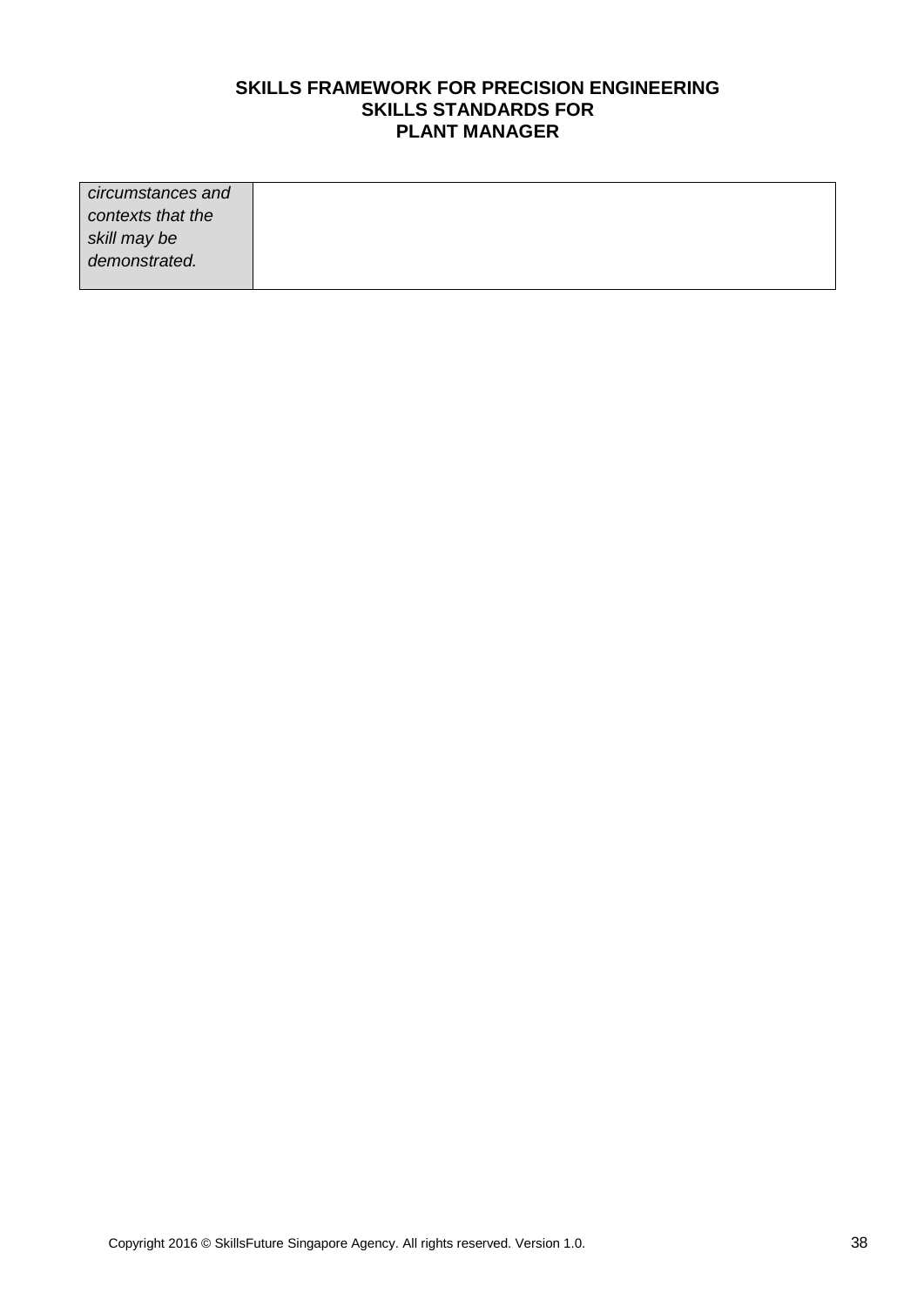| *circumstances and contexts that the skill may be demonstrated.* | |
|---|---|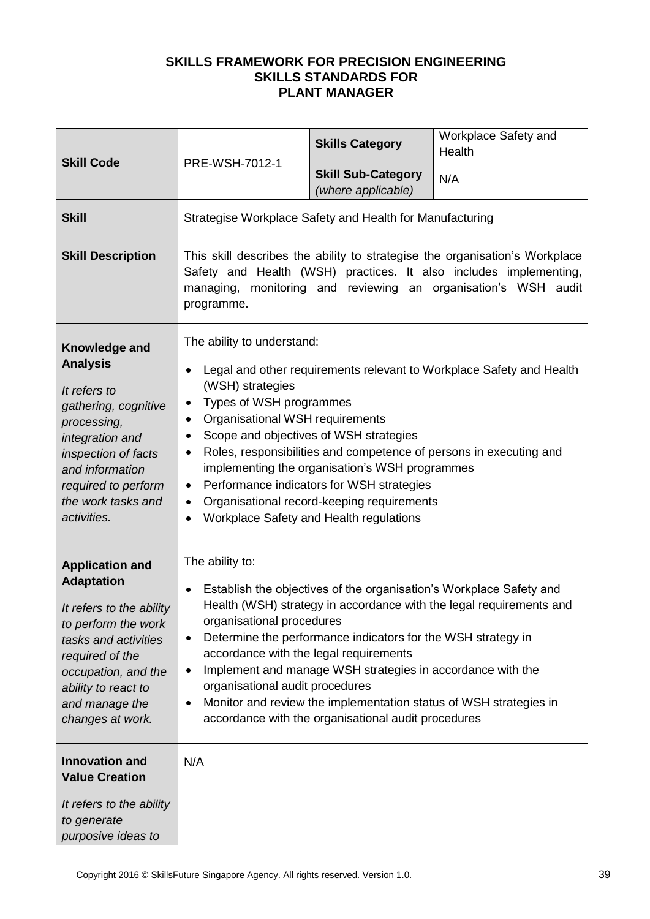**SKILLS FRAMEWORK FOR PRECISION ENGINEERING**
**SKILLS STANDARDS FOR**
**PLANT MANAGER**

| | | | |
|---|---|---|---|
| **Skill Code** | PRE-WSH-7012-1 | **Skills Category** | Workplace Safety and Health |
| | | **Skill Sub-Category** *(where applicable)* | N/A |
| **Skill** | Strategise Workplace Safety and Health for Manufacturing | | |
| **Skill Description** | This skill describes the ability to strategise the organisation's Workplace Safety and Health (WSH) practices. It also includes implementing, managing, monitoring and reviewing an organisation's WSH audit programme. | | |
| **Knowledge and Analysis**<br><br>*It refers to gathering, cognitive processing, integration and inspection of facts and information required to perform the work tasks and activities.* | The ability to understand:<br><br>• Legal and other requirements relevant to Workplace Safety and Health (WSH) strategies<br>• Types of WSH programmes<br>• Organisational WSH requirements<br>• Scope and objectives of WSH strategies<br>• Roles, responsibilities and competence of persons in executing and implementing the organisation's WSH programmes<br>• Performance indicators for WSH strategies<br>• Organisational record-keeping requirements<br>• Workplace Safety and Health regulations | | |
| **Application and Adaptation**<br><br>*It refers to the ability to perform the work tasks and activities required of the occupation, and the ability to react to and manage the changes at work.* | The ability to:<br><br>• Establish the objectives of the organisation's Workplace Safety and Health (WSH) strategy in accordance with the legal requirements and organisational procedures<br>• Determine the performance indicators for the WSH strategy in accordance with the legal requirements<br>• Implement and manage WSH strategies in accordance with the organisational audit procedures<br>• Monitor and review the implementation status of WSH strategies in accordance with the organisational audit procedures | | |
| **Innovation and Value Creation**<br><br>*It refers to the ability to generate purposive ideas to* | N/A | | |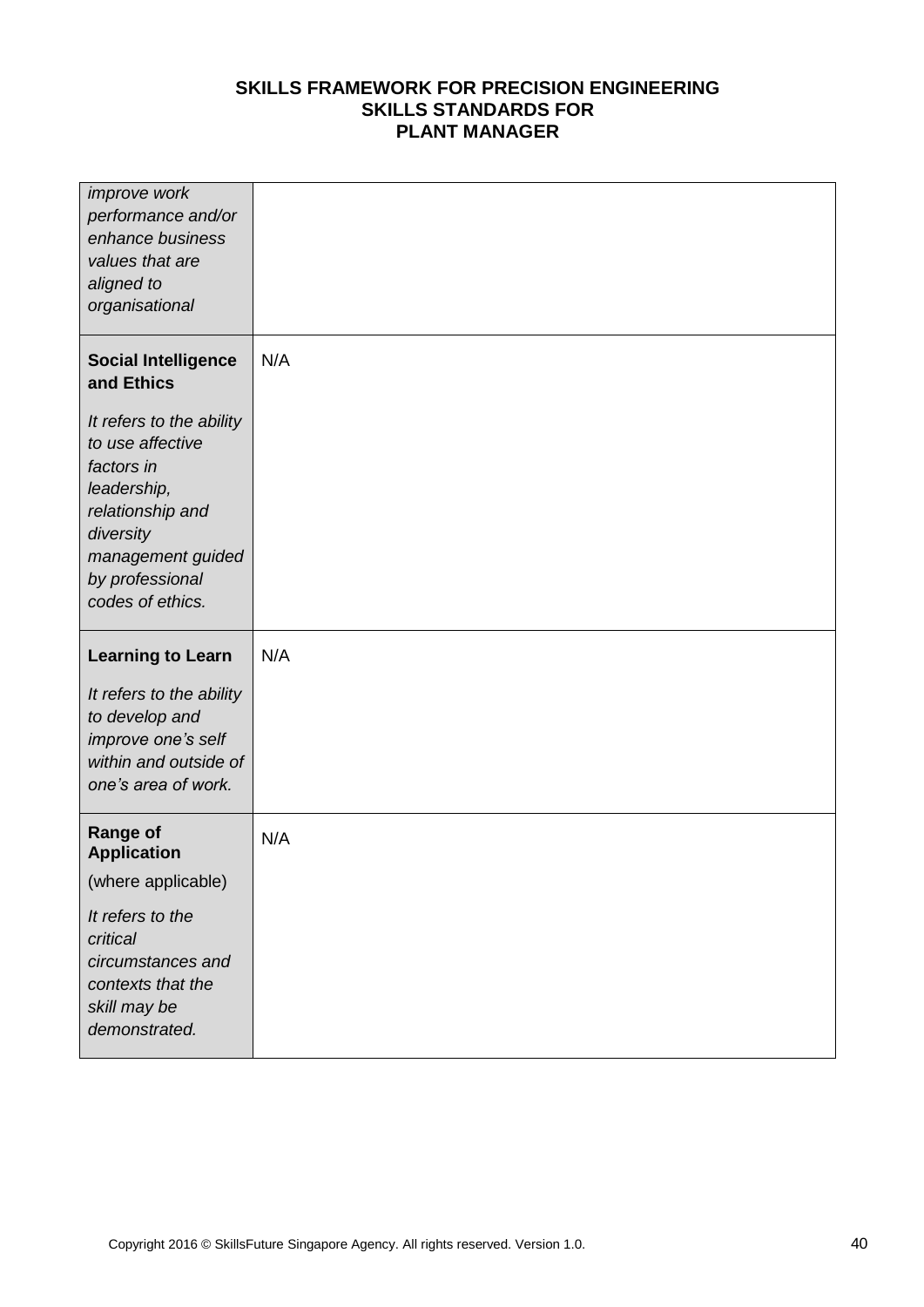| | |
|---|---|
| *improve work performance and/or enhance business values that are aligned to organisational* | |
| **Social Intelligence and Ethics**<br><br>*It refers to the ability to use affective factors in leadership, relationship and diversity management guided by professional codes of ethics.* | N/A |
| **Learning to Learn**<br><br>*It refers to the ability to develop and improve one's self within and outside of one's area of work.* | N/A |
| **Range of Application**<br><br>(where applicable)<br><br>*It refers to the critical circumstances and contexts that the skill may be demonstrated.* | N/A |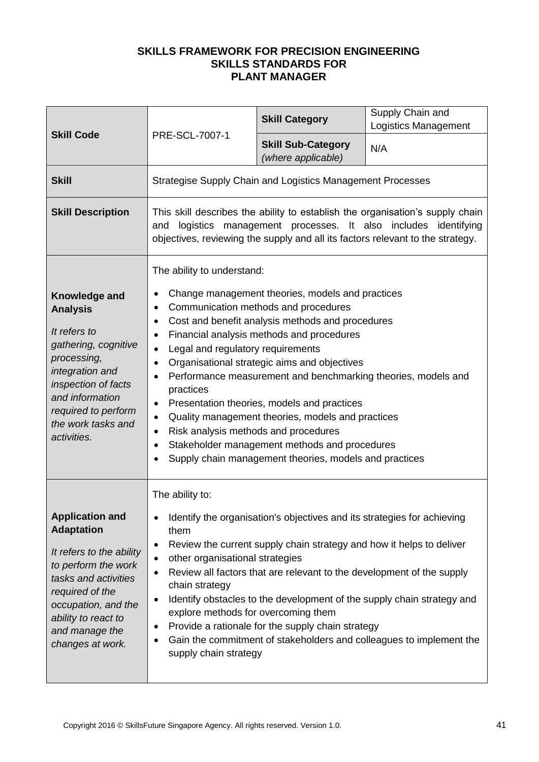# SKILLS FRAMEWORK FOR PRECISION ENGINEERING
## SKILLS STANDARDS FOR
## PLANT MANAGER

| **Skill Code** | PRE-SCL-7007-1 | **Skill Category** | Supply Chain and Logistics Management |
|---|---|---|---|
| | | **Skill Sub-Category** *(where applicable)* | N/A |
| **Skill** | Strategise Supply Chain and Logistics Management Processes | | |
| **Skill Description** | This skill describes the ability to establish the organisation's supply chain and logistics management processes. It also includes identifying objectives, reviewing the supply and all its factors relevant to the strategy. | | |
| **Knowledge and Analysis**<br>*It refers to gathering, cognitive processing, integration and inspection of facts and information required to perform the work tasks and activities.* | The ability to understand:<br>• Change management theories, models and practices<br>• Communication methods and procedures<br>• Cost and benefit analysis methods and procedures<br>• Financial analysis methods and procedures<br>• Legal and regulatory requirements<br>• Organisational strategic aims and objectives<br>• Performance measurement and benchmarking theories, models and practices<br>• Presentation theories, models and practices<br>• Quality management theories, models and practices<br>• Risk analysis methods and procedures<br>• Stakeholder management methods and procedures<br>• Supply chain management theories, models and practices | | |
| **Application and Adaptation**<br>*It refers to the ability to perform the work tasks and activities required of the occupation, and the ability to react to and manage the changes at work.* | The ability to:<br>• Identify the organisation's objectives and its strategies for achieving them<br>• Review the current supply chain strategy and how it helps to deliver<br>• other organisational strategies<br>• Review all factors that are relevant to the development of the supply chain strategy<br>• Identify obstacles to the development of the supply chain strategy and explore methods for overcoming them<br>• Provide a rationale for the supply chain strategy<br>• Gain the commitment of stakeholders and colleagues to implement the supply chain strategy | | |

Copyright 2016 © SkillsFuture Singapore Agency. All rights reserved. Version 1.0.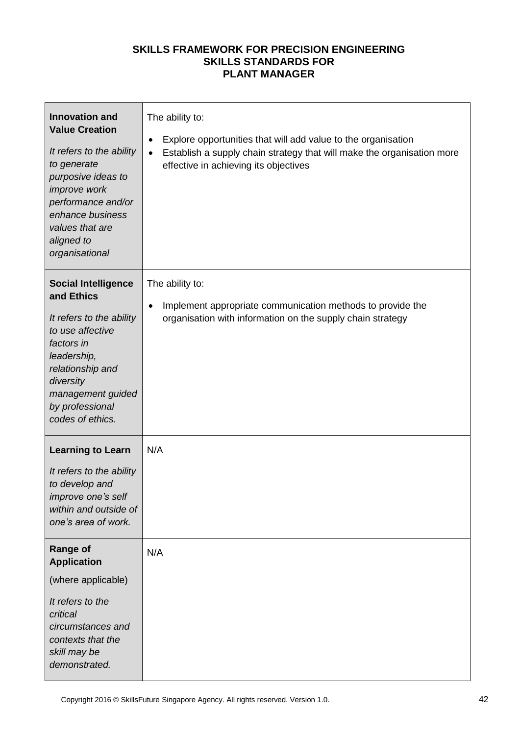# SKILLS FRAMEWORK FOR PRECISION ENGINEERING
## SKILLS STANDARDS FOR
## PLANT MANAGER

| | |
|---|---|
| **Innovation and Value Creation**<br><br>*It refers to the ability to generate purposive ideas to improve work performance and/or enhance business values that are aligned to organisational* | The ability to:<br><br>• Explore opportunities that will add value to the organisation<br>• Establish a supply chain strategy that will make the organisation more effective in achieving its objectives |
| **Social Intelligence and Ethics**<br><br>*It refers to the ability to use affective factors in leadership, relationship and diversity management guided by professional codes of ethics.* | The ability to:<br><br>• Implement appropriate communication methods to provide the organisation with information on the supply chain strategy |
| **Learning to Learn**<br><br>*It refers to the ability to develop and improve one's self within and outside of one's area of work.* | N/A |
| **Range of Application**<br><br>(where applicable)<br><br>*It refers to the critical circumstances and contexts that the skill may be demonstrated.* | N/A |

Copyright 2016 © SkillsFuture Singapore Agency. All rights reserved. Version 1.0.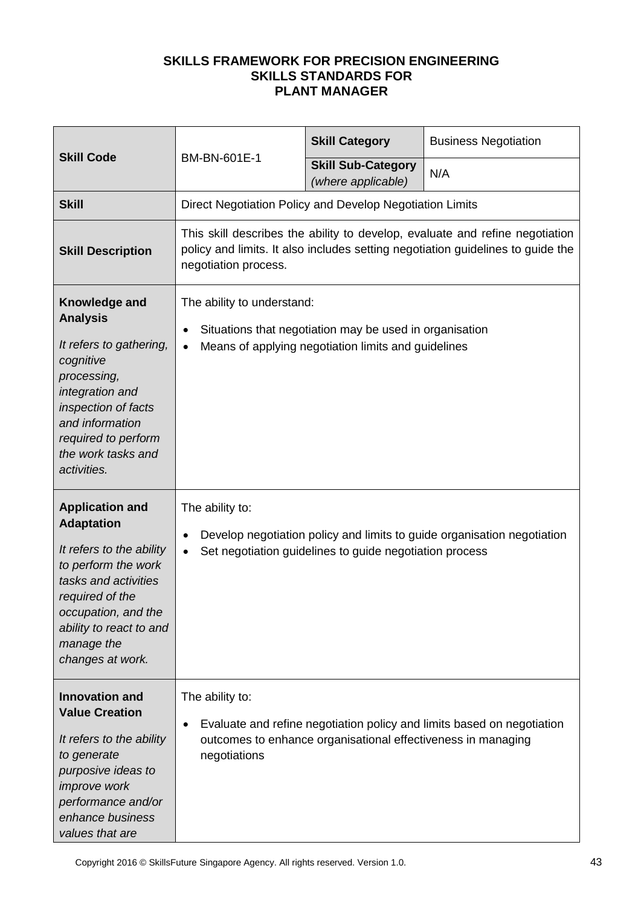**SKILLS FRAMEWORK FOR PRECISION ENGINEERING**
**SKILLS STANDARDS FOR**
**PLANT MANAGER**

| **Skill Code** | BM-BN-601E-1 | **Skill Category** | Business Negotiation |
|---|---|---|---|
| | | **Skill Sub-Category** *(where applicable)* | N/A |
| **Skill** | Direct Negotiation Policy and Develop Negotiation Limits | | |
| **Skill Description** | This skill describes the ability to develop, evaluate and refine negotiation policy and limits. It also includes setting negotiation guidelines to guide the negotiation process. | | |
| **Knowledge and Analysis**<br><br>*It refers to gathering, cognitive processing, integration and inspection of facts and information required to perform the work tasks and activities.* | The ability to understand:<br>• Situations that negotiation may be used in organisation<br>• Means of applying negotiation limits and guidelines | | |
| **Application and Adaptation**<br><br>*It refers to the ability to perform the work tasks and activities required of the occupation, and the ability to react to and manage the changes at work.* | The ability to:<br>• Develop negotiation policy and limits to guide organisation negotiation<br>• Set negotiation guidelines to guide negotiation process | | |
| **Innovation and Value Creation**<br><br>*It refers to the ability to generate purposive ideas to improve work performance and/or enhance business values that are* | The ability to:<br>• Evaluate and refine negotiation policy and limits based on negotiation outcomes to enhance organisational effectiveness in managing negotiations | | |

Copyright 2016 © SkillsFuture Singapore Agency. All rights reserved. Version 1.0.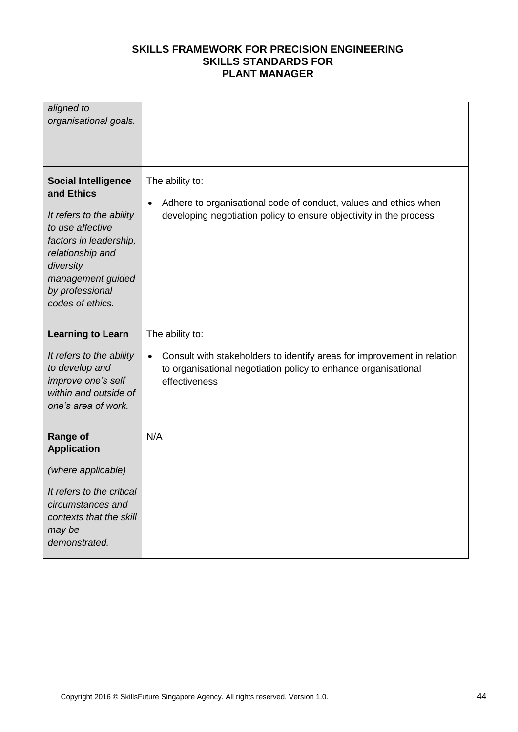| | |
|---|---|
| *aligned to organisational goals.* | |
| **Social Intelligence and Ethics**<br><br>*It refers to the ability to use affective factors in leadership, relationship and diversity management guided by professional codes of ethics.* | The ability to:<br><br>• Adhere to organisational code of conduct, values and ethics when developing negotiation policy to ensure objectivity in the process |
| **Learning to Learn**<br><br>*It refers to the ability to develop and improve one's self within and outside of one's area of work.* | The ability to:<br><br>• Consult with stakeholders to identify areas for improvement in relation to organisational negotiation policy to enhance organisational effectiveness |
| **Range of Application**<br><br>*(where applicable)*<br><br>*It refers to the critical circumstances and contexts that the skill may be demonstrated.* | N/A |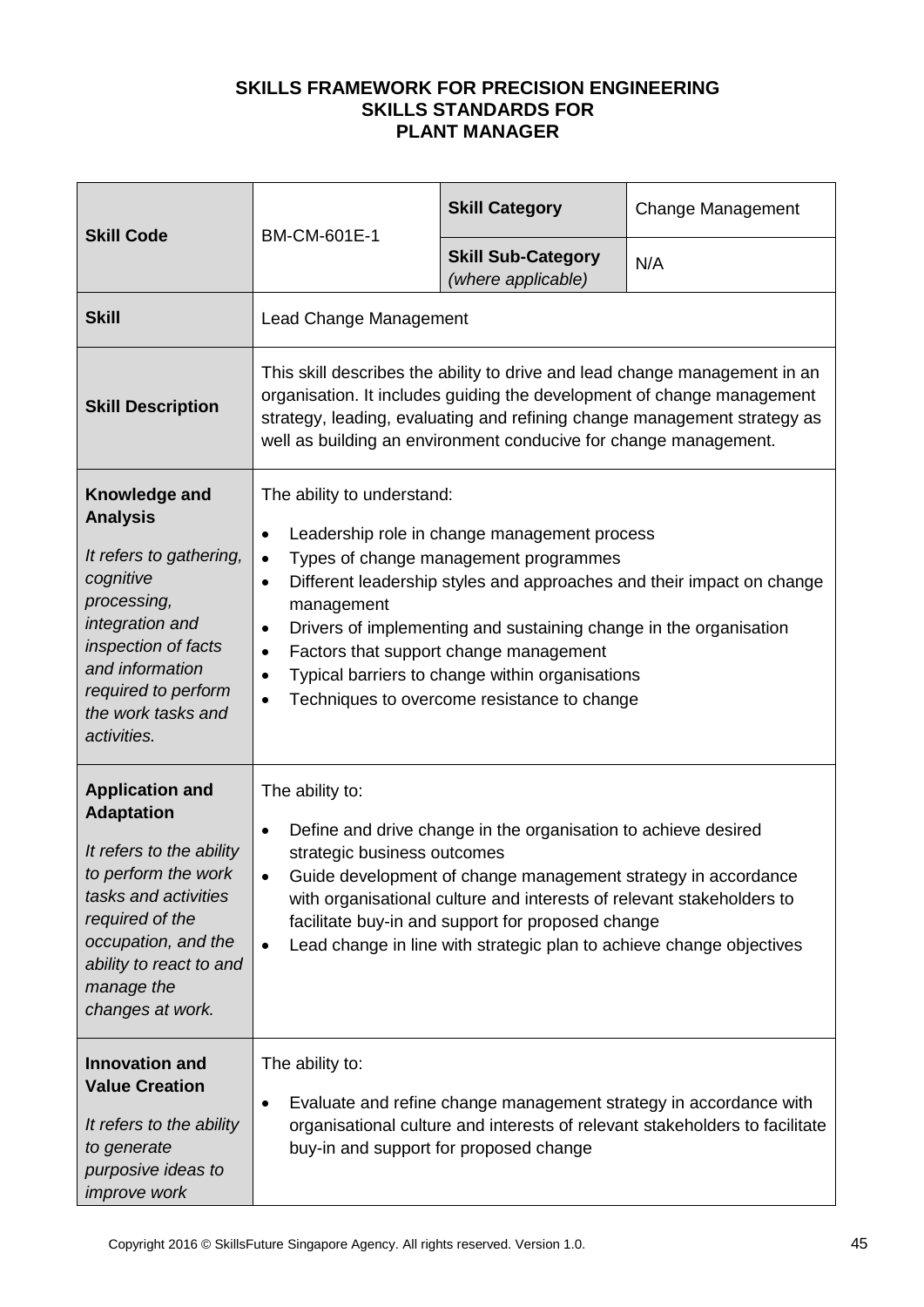**SKILLS FRAMEWORK FOR PRECISION ENGINEERING**
**SKILLS STANDARDS FOR**
**PLANT MANAGER**

| **Skill Code** | BM-CM-601E-1 | **Skill Category** | Change Management |
|---|---|---|---|
| | | **Skill Sub-Category** *(where applicable)* | N/A |
| **Skill** | Lead Change Management | | |
| **Skill Description** | This skill describes the ability to drive and lead change management in an organisation. It includes guiding the development of change management strategy, leading, evaluating and refining change management strategy as well as building an environment conducive for change management. | | |
| **Knowledge and Analysis**<br><br>*It refers to gathering, cognitive processing, integration and inspection of facts and information required to perform the work tasks and activities.* | The ability to understand:<br>• Leadership role in change management process<br>• Types of change management programmes<br>• Different leadership styles and approaches and their impact on change management<br>• Drivers of implementing and sustaining change in the organisation<br>• Factors that support change management<br>• Typical barriers to change within organisations<br>• Techniques to overcome resistance to change | | |
| **Application and Adaptation**<br><br>*It refers to the ability to perform the work tasks and activities required of the occupation, and the ability to react to and manage the changes at work.* | The ability to:<br>• Define and drive change in the organisation to achieve desired strategic business outcomes<br>• Guide development of change management strategy in accordance with organisational culture and interests of relevant stakeholders to facilitate buy-in and support for proposed change<br>• Lead change in line with strategic plan to achieve change objectives | | |
| **Innovation and Value Creation**<br><br>*It refers to the ability to generate purposive ideas to improve work* | The ability to:<br>• Evaluate and refine change management strategy in accordance with organisational culture and interests of relevant stakeholders to facilitate buy-in and support for proposed change | | |

Copyright 2016 © SkillsFuture Singapore Agency. All rights reserved. Version 1.0.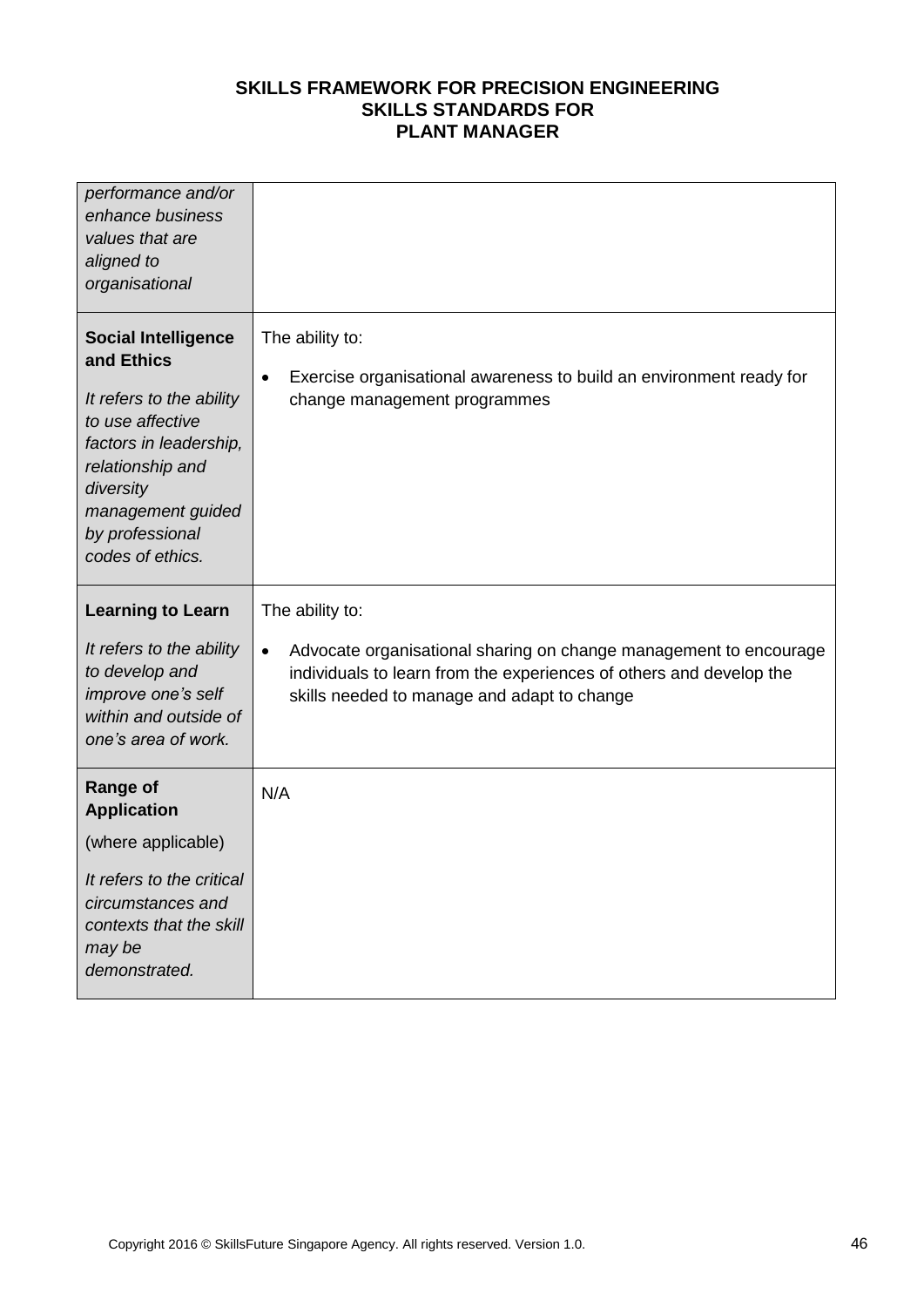| | |
|---|---|
| *performance and/or enhance business values that are aligned to organisational* | |
| **Social Intelligence and Ethics**<br><br>*It refers to the ability to use affective factors in leadership, relationship and diversity management guided by professional codes of ethics.* | The ability to:<br><br>• Exercise organisational awareness to build an environment ready for change management programmes |
| **Learning to Learn**<br><br>*It refers to the ability to develop and improve one's self within and outside of one's area of work.* | The ability to:<br><br>• Advocate organisational sharing on change management to encourage individuals to learn from the experiences of others and develop the skills needed to manage and adapt to change |
| **Range of Application**<br><br>(where applicable)<br><br>*It refers to the critical circumstances and contexts that the skill may be demonstrated.* | N/A |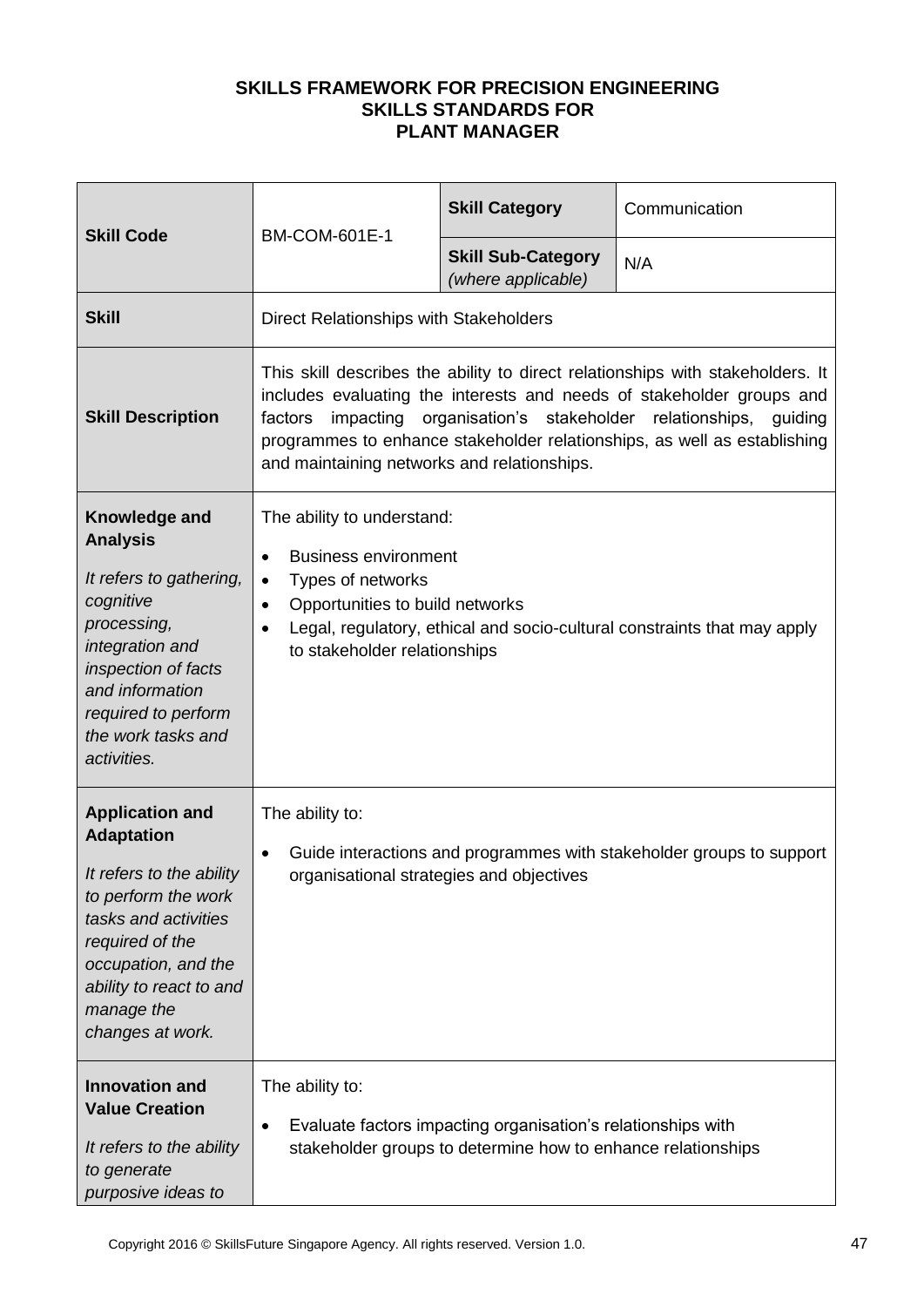**SKILLS FRAMEWORK FOR PRECISION ENGINEERING**
**SKILLS STANDARDS FOR**
**PLANT MANAGER**

| **Skill Code** | BM-COM-601E-1 | **Skill Category** | Communication |
|---|---|---|---|
| | | **Skill Sub-Category** *(where applicable)* | N/A |
| **Skill** | Direct Relationships with Stakeholders | | |
| **Skill Description** | This skill describes the ability to direct relationships with stakeholders. It includes evaluating the interests and needs of stakeholder groups and factors impacting organisation's stakeholder relationships, guiding programmes to enhance stakeholder relationships, as well as establishing and maintaining networks and relationships. | | |
| **Knowledge and Analysis**<br><br>*It refers to gathering, cognitive processing, integration and inspection of facts and information required to perform the work tasks and activities.* | The ability to understand:<br>• Business environment<br>• Types of networks<br>• Opportunities to build networks<br>• Legal, regulatory, ethical and socio-cultural constraints that may apply to stakeholder relationships | | |
| **Application and Adaptation**<br><br>*It refers to the ability to perform the work tasks and activities required of the occupation, and the ability to react to and manage the changes at work.* | The ability to:<br>• Guide interactions and programmes with stakeholder groups to support organisational strategies and objectives | | |
| **Innovation and Value Creation**<br><br>*It refers to the ability to generate purposive ideas to* | The ability to:<br>• Evaluate factors impacting organisation's relationships with stakeholder groups to determine how to enhance relationships | | |

Copyright 2016 © SkillsFuture Singapore Agency. All rights reserved. Version 1.0.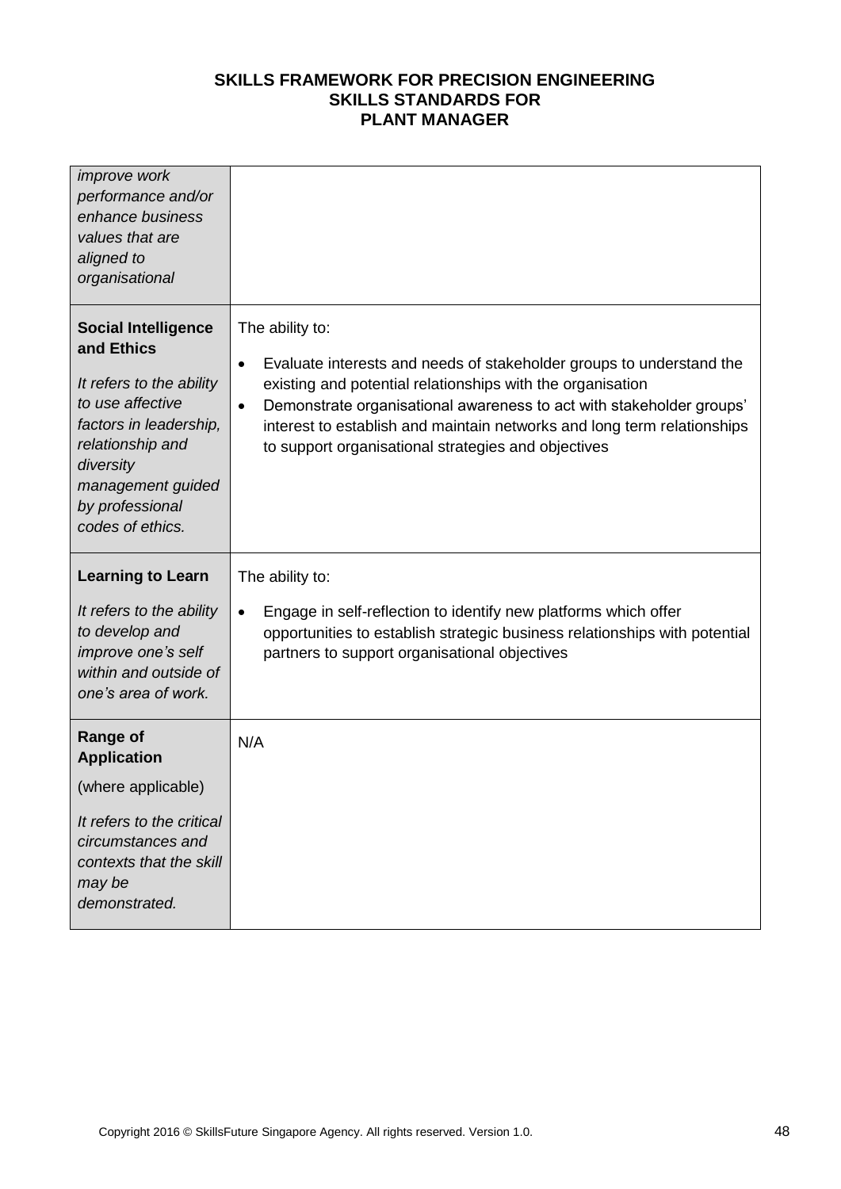| | |
|---|---|
| *improve work performance and/or enhance business values that are aligned to organisational* | |
| **Social Intelligence and Ethics**<br><br>*It refers to the ability to use affective factors in leadership, relationship and diversity management guided by professional codes of ethics.* | The ability to:<br><br>• Evaluate interests and needs of stakeholder groups to understand the existing and potential relationships with the organisation<br>• Demonstrate organisational awareness to act with stakeholder groups' interest to establish and maintain networks and long term relationships to support organisational strategies and objectives |
| **Learning to Learn**<br><br>*It refers to the ability to develop and improve one's self within and outside of one's area of work.* | The ability to:<br><br>• Engage in self-reflection to identify new platforms which offer opportunities to establish strategic business relationships with potential partners to support organisational objectives |
| **Range of Application**<br><br>(where applicable)<br><br>*It refers to the critical circumstances and contexts that the skill may be demonstrated.* | N/A |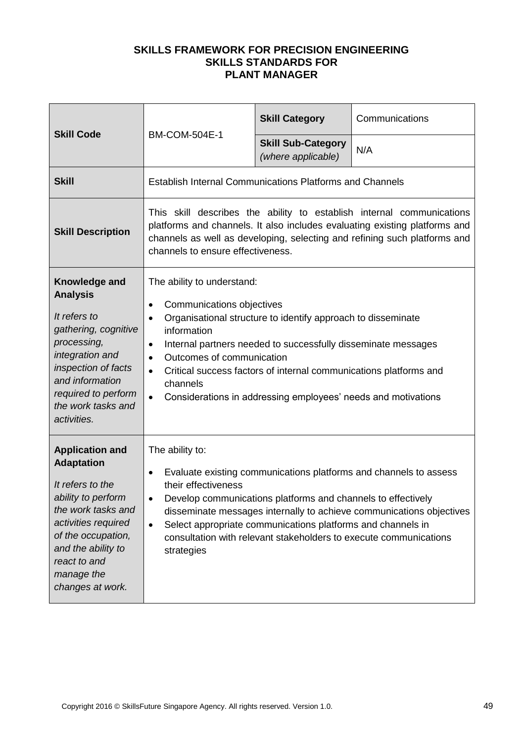**SKILLS FRAMEWORK FOR PRECISION ENGINEERING**
**SKILLS STANDARDS FOR**
**PLANT MANAGER**

| | | | |
|---|---|---|---|
| **Skill Code** | BM-COM-504E-1 | **Skill Category** | Communications |
| | | **Skill Sub-Category** *(where applicable)* | N/A |
| **Skill** | Establish Internal Communications Platforms and Channels | | |
| **Skill Description** | This skill describes the ability to establish internal communications platforms and channels. It also includes evaluating existing platforms and channels as well as developing, selecting and refining such platforms and channels to ensure effectiveness. | | |
| **Knowledge and Analysis**<br><br>*It refers to gathering, cognitive processing, integration and inspection of facts and information required to perform the work tasks and activities.* | The ability to understand:<br>• Communications objectives<br>• Organisational structure to identify approach to disseminate information<br>• Internal partners needed to successfully disseminate messages<br>• Outcomes of communication<br>• Critical success factors of internal communications platforms and channels<br>• Considerations in addressing employees' needs and motivations | | |
| **Application and Adaptation**<br><br>*It refers to the ability to perform the work tasks and activities required of the occupation, and the ability to react to and manage the changes at work.* | The ability to:<br>• Evaluate existing communications platforms and channels to assess their effectiveness<br>• Develop communications platforms and channels to effectively disseminate messages internally to achieve communications objectives<br>• Select appropriate communications platforms and channels in consultation with relevant stakeholders to execute communications strategies | | |

Copyright 2016 © SkillsFuture Singapore Agency. All rights reserved. Version 1.0.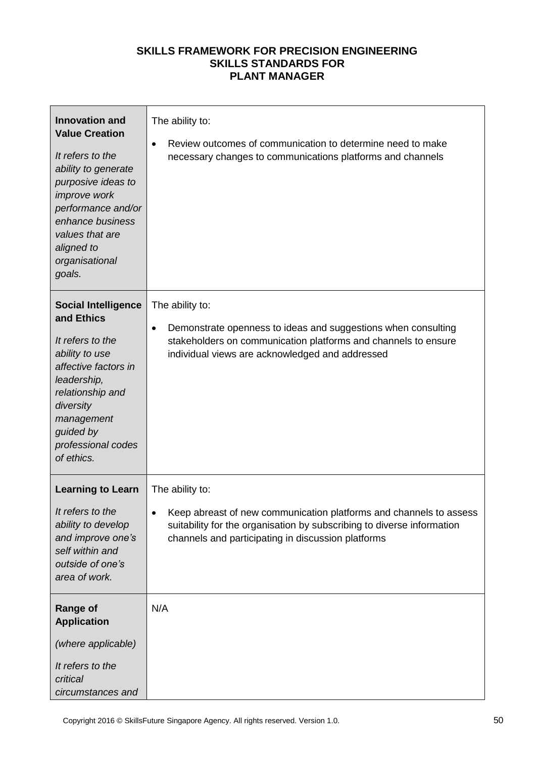**SKILLS FRAMEWORK FOR PRECISION ENGINEERING**
**SKILLS STANDARDS FOR**
**PLANT MANAGER**

| | |
|---|---|
| **Innovation and Value Creation**<br><br>*It refers to the ability to generate purposive ideas to improve work performance and/or enhance business values that are aligned to organisational goals.* | The ability to:<br><br>• Review outcomes of communication to determine need to make necessary changes to communications platforms and channels |
| **Social Intelligence and Ethics**<br><br>*It refers to the ability to use affective factors in leadership, relationship and diversity management guided by professional codes of ethics.* | The ability to:<br><br>• Demonstrate openness to ideas and suggestions when consulting stakeholders on communication platforms and channels to ensure individual views are acknowledged and addressed |
| **Learning to Learn**<br><br>*It refers to the ability to develop and improve one's self within and outside of one's area of work.* | The ability to:<br><br>• Keep abreast of new communication platforms and channels to assess suitability for the organisation by subscribing to diverse information channels and participating in discussion platforms |
| **Range of Application**<br><br>*(where applicable)*<br><br>*It refers to the critical circumstances and* | N/A |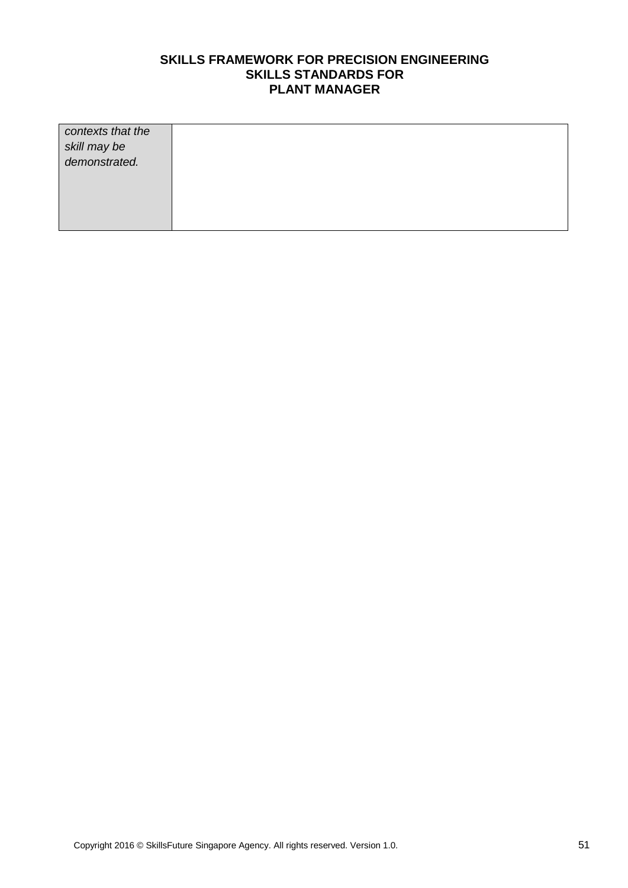| | |
|---|---|
| *contexts that the skill may be demonstrated.* | |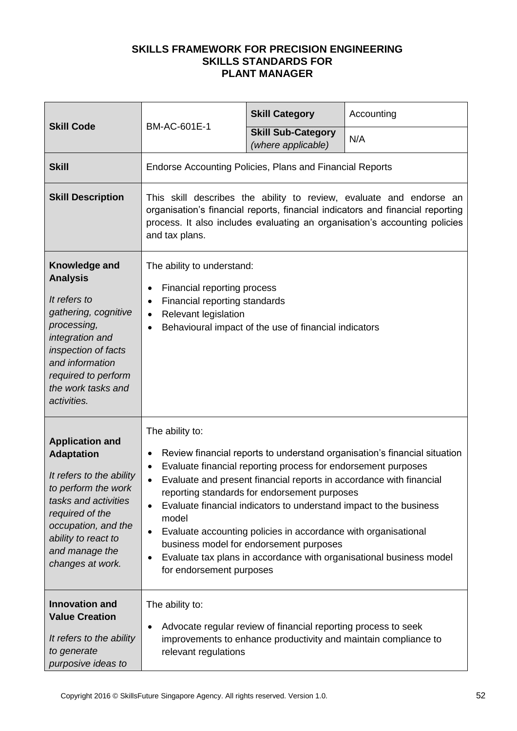**SKILLS FRAMEWORK FOR PRECISION ENGINEERING**
**SKILLS STANDARDS FOR**
**PLANT MANAGER**

| **Skill Code** | BM-AC-601E-1 | **Skill Category** | Accounting |
|---|---|---|---|
| | | **Skill Sub-Category** *(where applicable)* | N/A |
| **Skill** | Endorse Accounting Policies, Plans and Financial Reports | | |
| **Skill Description** | This skill describes the ability to review, evaluate and endorse an organisation's financial reports, financial indicators and financial reporting process. It also includes evaluating an organisation's accounting policies and tax plans. | | |
| **Knowledge and Analysis** *It refers to gathering, cognitive processing, integration and inspection of facts and information required to perform the work tasks and activities.* | The ability to understand: <br>• Financial reporting process <br>• Financial reporting standards <br>• Relevant legislation <br>• Behavioural impact of the use of financial indicators | | |
| **Application and Adaptation** *It refers to the ability to perform the work tasks and activities required of the occupation, and the ability to react to and manage the changes at work.* | The ability to: <br>• Review financial reports to understand organisation's financial situation <br>• Evaluate financial reporting process for endorsement purposes <br>• Evaluate and present financial reports in accordance with financial reporting standards for endorsement purposes <br>• Evaluate financial indicators to understand impact to the business model <br>• Evaluate accounting policies in accordance with organisational business model for endorsement purposes <br>• Evaluate tax plans in accordance with organisational business model for endorsement purposes | | |
| **Innovation and Value Creation** *It refers to the ability to generate purposive ideas to* | The ability to: <br>• Advocate regular review of financial reporting process to seek improvements to enhance productivity and maintain compliance to relevant regulations | | |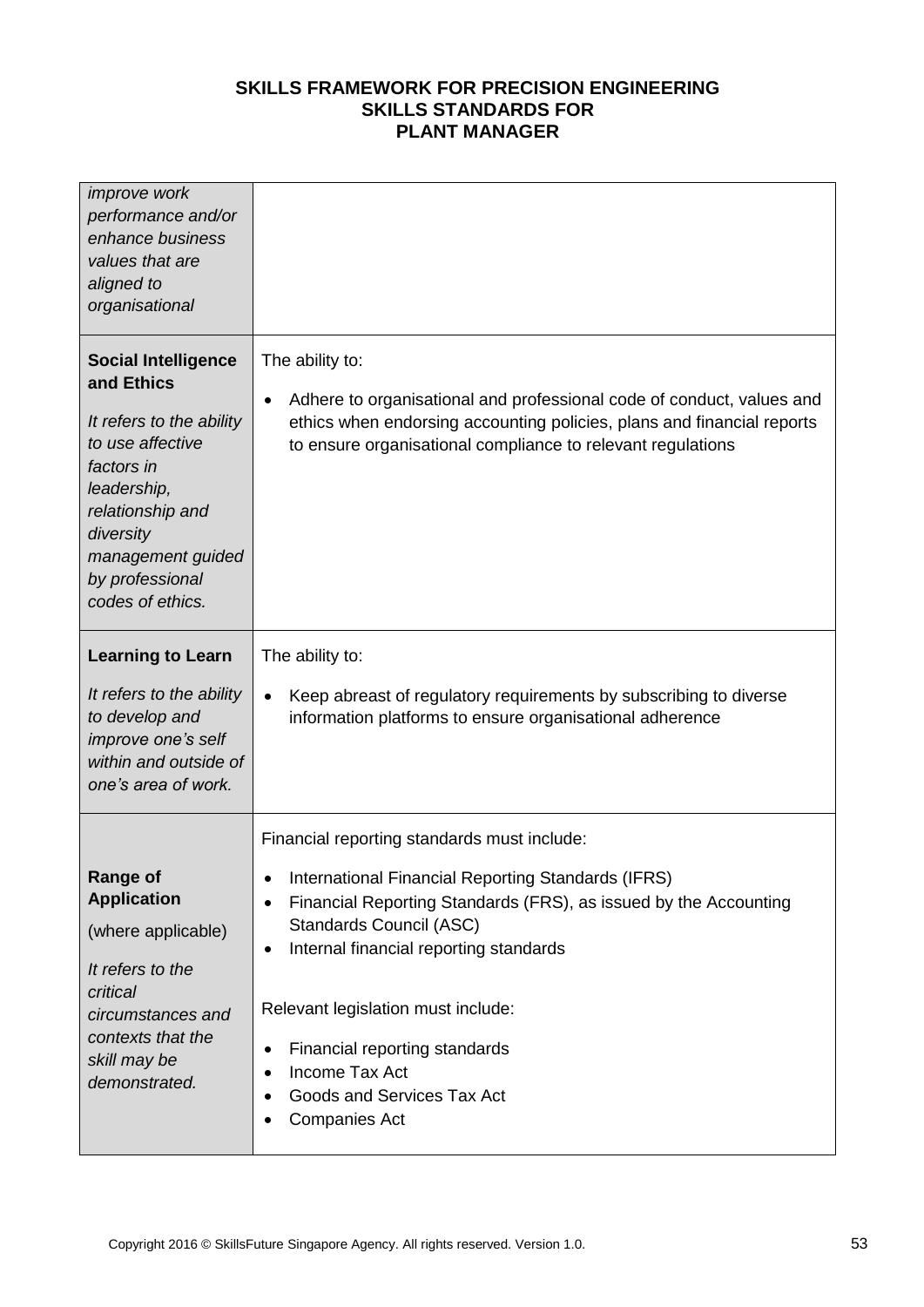# SKILLS FRAMEWORK FOR PRECISION ENGINEERING SKILLS STANDARDS FOR PLANT MANAGER

| | |
|---|---|
| *improve work performance and/or enhance business values that are aligned to organisational* | |
| **Social Intelligence and Ethics**<br><br>*It refers to the ability to use affective factors in leadership, relationship and diversity management guided by professional codes of ethics.* | The ability to:<br><br>• Adhere to organisational and professional code of conduct, values and ethics when endorsing accounting policies, plans and financial reports to ensure organisational compliance to relevant regulations |
| **Learning to Learn**<br><br>*It refers to the ability to develop and improve one's self within and outside of one's area of work.* | The ability to:<br><br>• Keep abreast of regulatory requirements by subscribing to diverse information platforms to ensure organisational adherence |
| **Range of Application**<br><br>(where applicable)<br><br>*It refers to the critical circumstances and contexts that the skill may be demonstrated.* | Financial reporting standards must include:<br><br>• International Financial Reporting Standards (IFRS)<br>• Financial Reporting Standards (FRS), as issued by the Accounting Standards Council (ASC)<br>• Internal financial reporting standards<br><br>Relevant legislation must include:<br><br>• Financial reporting standards<br>• Income Tax Act<br>• Goods and Services Tax Act<br>• Companies Act |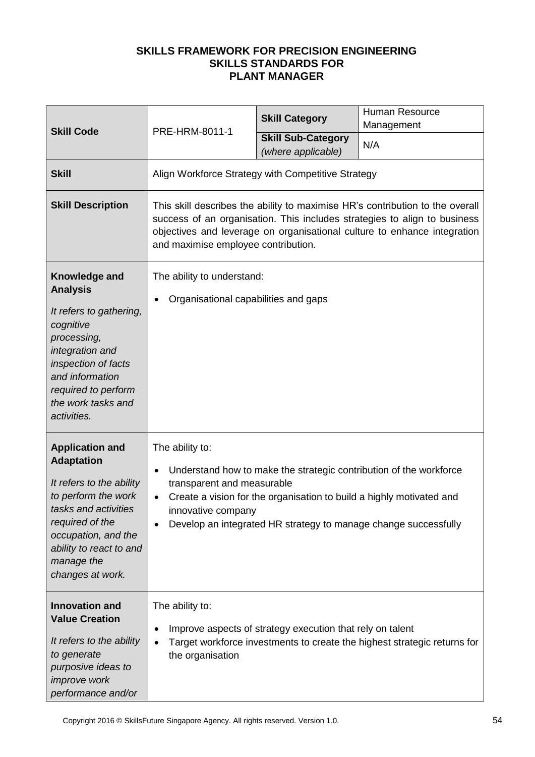**SKILLS FRAMEWORK FOR PRECISION ENGINEERING**
**SKILLS STANDARDS FOR**
**PLANT MANAGER**

| **Skill Code** | PRE-HRM-8011-1 | **Skill Category** | Human Resource Management |
|---|---|---|---|
| | | **Skill Sub-Category** *(where applicable)* | N/A |
| **Skill** | Align Workforce Strategy with Competitive Strategy | | |
| **Skill Description** | This skill describes the ability to maximise HR's contribution to the overall success of an organisation. This includes strategies to align to business objectives and leverage on organisational culture to enhance integration and maximise employee contribution. | | |
| **Knowledge and Analysis**<br><br>*It refers to gathering, cognitive processing, integration and inspection of facts and information required to perform the work tasks and activities.* | The ability to understand:<br><br>• Organisational capabilities and gaps | | |
| **Application and Adaptation**<br><br>*It refers to the ability to perform the work tasks and activities required of the occupation, and the ability to react to and manage the changes at work.* | The ability to:<br><br>• Understand how to make the strategic contribution of the workforce transparent and measurable<br>• Create a vision for the organisation to build a highly motivated and innovative company<br>• Develop an integrated HR strategy to manage change successfully | | |
| **Innovation and Value Creation**<br><br>*It refers to the ability to generate purposive ideas to improve work performance and/or* | The ability to:<br><br>• Improve aspects of strategy execution that rely on talent<br>• Target workforce investments to create the highest strategic returns for the organisation | | |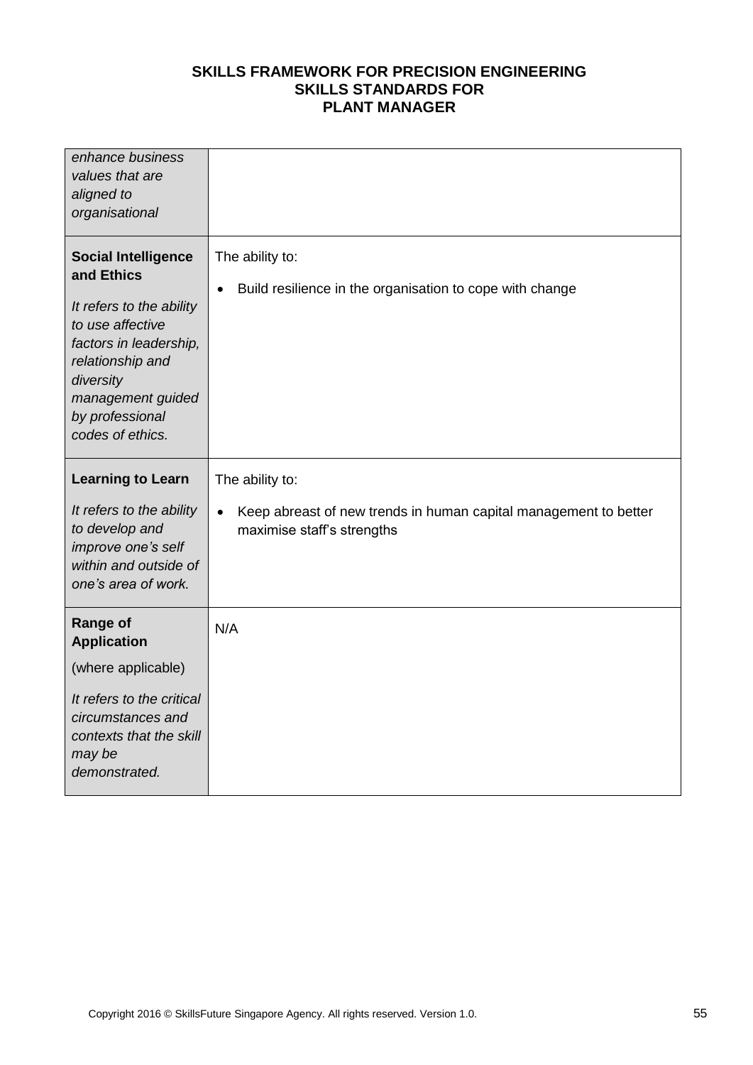| | |
|---|---|
| *enhance business values that are aligned to organisational* | |
| **Social Intelligence and Ethics**<br><br>*It refers to the ability to use affective factors in leadership, relationship and diversity management guided by professional codes of ethics.* | The ability to:<br><br>• Build resilience in the organisation to cope with change |
| **Learning to Learn**<br><br>*It refers to the ability to develop and improve one's self within and outside of one's area of work.* | The ability to:<br><br>• Keep abreast of new trends in human capital management to better maximise staff's strengths |
| **Range of Application**<br><br>(where applicable)<br><br>*It refers to the critical circumstances and contexts that the skill may be demonstrated.* | N/A |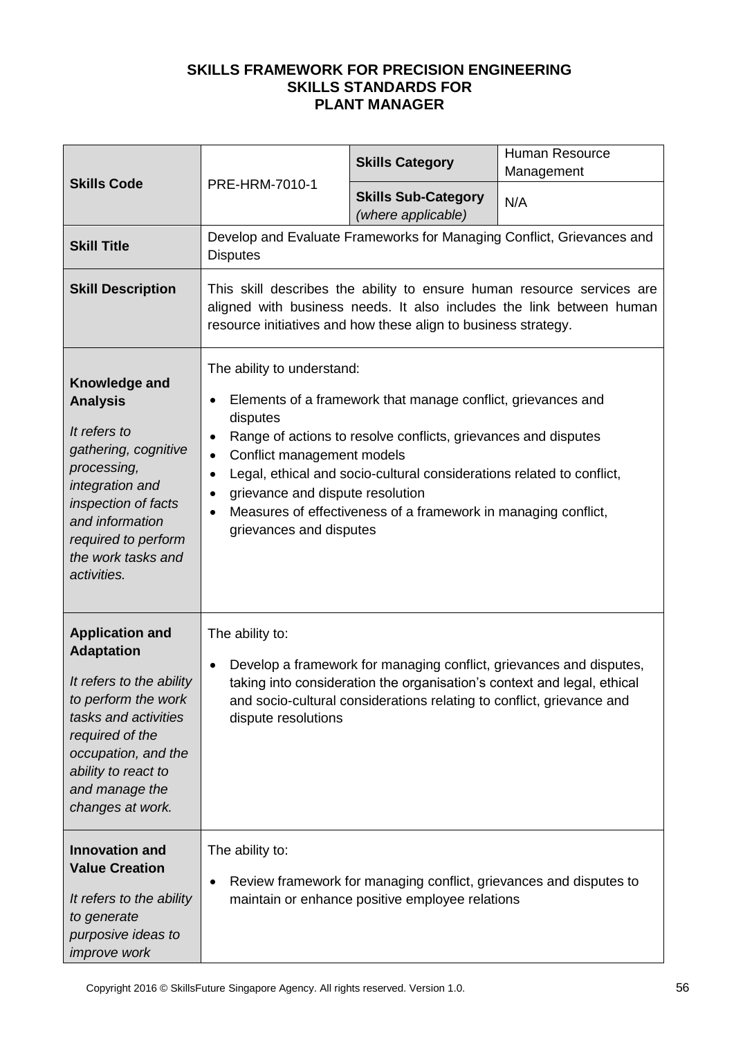**SKILLS FRAMEWORK FOR PRECISION ENGINEERING**
**SKILLS STANDARDS FOR**
**PLANT MANAGER**

| **Skills Code** | PRE-HRM-7010-1 | **Skills Category** | Human Resource Management |
|---|---|---|---|
| | | **Skills Sub-Category** *(where applicable)* | N/A |
| **Skill Title** | Develop and Evaluate Frameworks for Managing Conflict, Grievances and Disputes | | |
| **Skill Description** | This skill describes the ability to ensure human resource services are aligned with business needs. It also includes the link between human resource initiatives and how these align to business strategy. | | |
| **Knowledge and Analysis**<br>*It refers to gathering, cognitive processing, integration and inspection of facts and information required to perform the work tasks and activities.* | The ability to understand:<br>• Elements of a framework that manage conflict, grievances and disputes<br>• Range of actions to resolve conflicts, grievances and disputes<br>• Conflict management models<br>• Legal, ethical and socio-cultural considerations related to conflict,<br>• grievance and dispute resolution<br>• Measures of effectiveness of a framework in managing conflict, grievances and disputes | | |
| **Application and Adaptation**<br>*It refers to the ability to perform the work tasks and activities required of the occupation, and the ability to react to and manage the changes at work.* | The ability to:<br>• Develop a framework for managing conflict, grievances and disputes, taking into consideration the organisation's context and legal, ethical and socio-cultural considerations relating to conflict, grievance and dispute resolutions | | |
| **Innovation and Value Creation**<br>*It refers to the ability to generate purposive ideas to improve work* | The ability to:<br>• Review framework for managing conflict, grievances and disputes to maintain or enhance positive employee relations | | |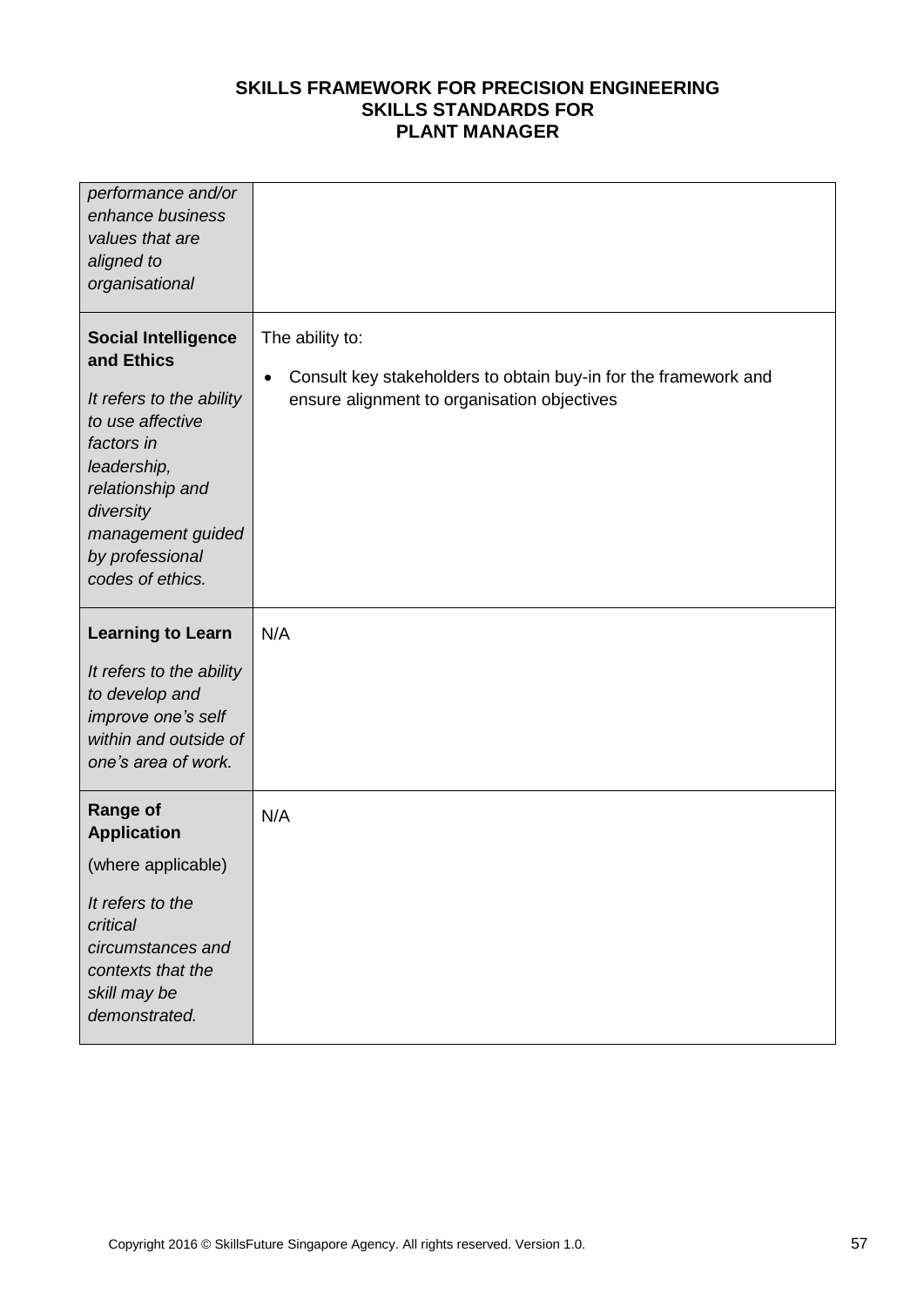| | |
|---|---|
| *performance and/or enhance business values that are aligned to organisational* | |
| **Social Intelligence and Ethics**<br><br>*It refers to the ability to use affective factors in leadership, relationship and diversity management guided by professional codes of ethics.* | The ability to:<br><br>• Consult key stakeholders to obtain buy-in for the framework and ensure alignment to organisation objectives |
| **Learning to Learn**<br><br>*It refers to the ability to develop and improve one's self within and outside of one's area of work.* | N/A |
| **Range of Application**<br><br>(where applicable)<br><br>*It refers to the critical circumstances and contexts that the skill may be demonstrated.* | N/A |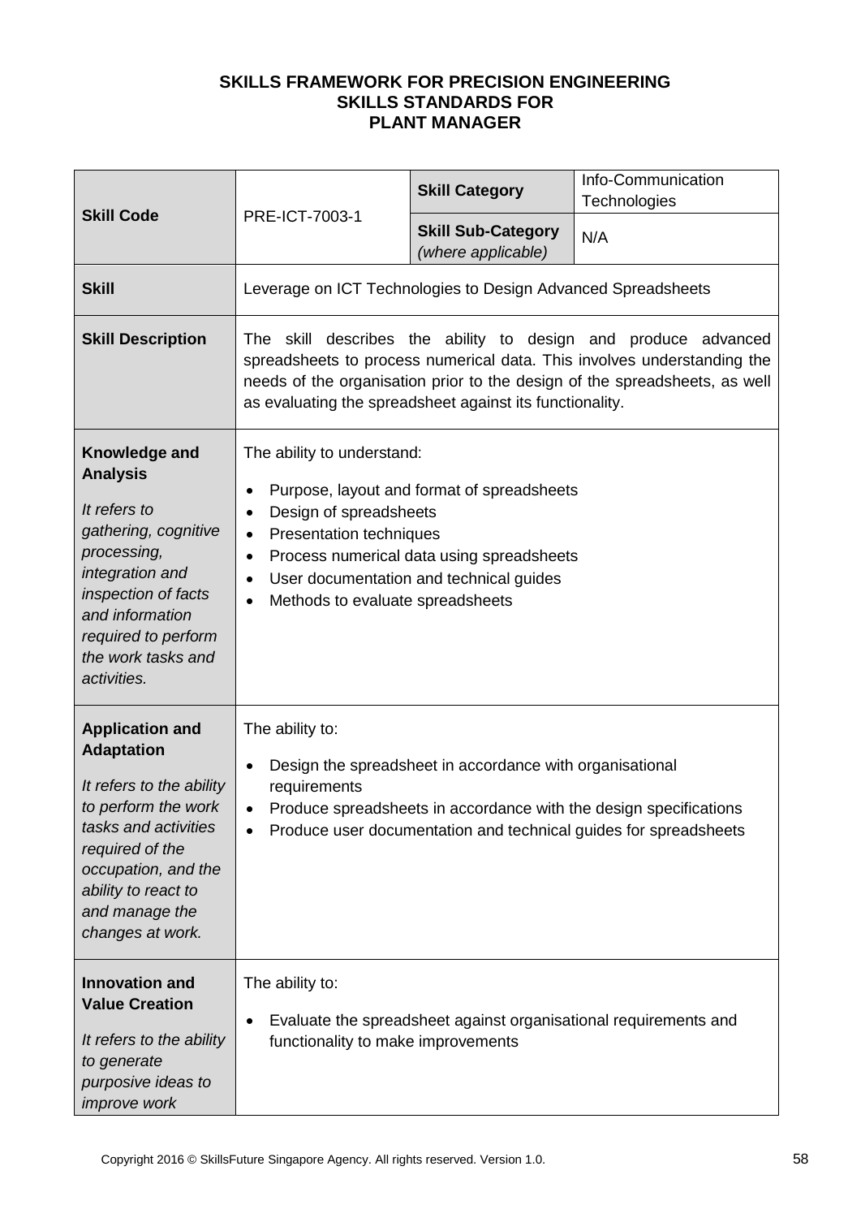**SKILLS FRAMEWORK FOR PRECISION ENGINEERING**
**SKILLS STANDARDS FOR**
**PLANT MANAGER**

| | | | |
|---|---|---|---|
| **Skill Code** | PRE-ICT-7003-1 | **Skill Category** | Info-Communication Technologies |
| | | **Skill Sub-Category** *(where applicable)* | N/A |
| **Skill** | Leverage on ICT Technologies to Design Advanced Spreadsheets | | |
| **Skill Description** | The skill describes the ability to design and produce advanced spreadsheets to process numerical data. This involves understanding the needs of the organisation prior to the design of the spreadsheets, as well as evaluating the spreadsheet against its functionality. | | |
| **Knowledge and Analysis** *It refers to gathering, cognitive processing, integration and inspection of facts and information required to perform the work tasks and activities.* | The ability to understand:<br>• Purpose, layout and format of spreadsheets<br>• Design of spreadsheets<br>• Presentation techniques<br>• Process numerical data using spreadsheets<br>• User documentation and technical guides<br>• Methods to evaluate spreadsheets | | |
| **Application and Adaptation** *It refers to the ability to perform the work tasks and activities required of the occupation, and the ability to react to and manage the changes at work.* | The ability to:<br>• Design the spreadsheet in accordance with organisational requirements<br>• Produce spreadsheets in accordance with the design specifications<br>• Produce user documentation and technical guides for spreadsheets | | |
| **Innovation and Value Creation** *It refers to the ability to generate purposive ideas to improve work* | The ability to:<br>• Evaluate the spreadsheet against organisational requirements and functionality to make improvements | | |

Copyright 2016 © SkillsFuture Singapore Agency. All rights reserved. Version 1.0.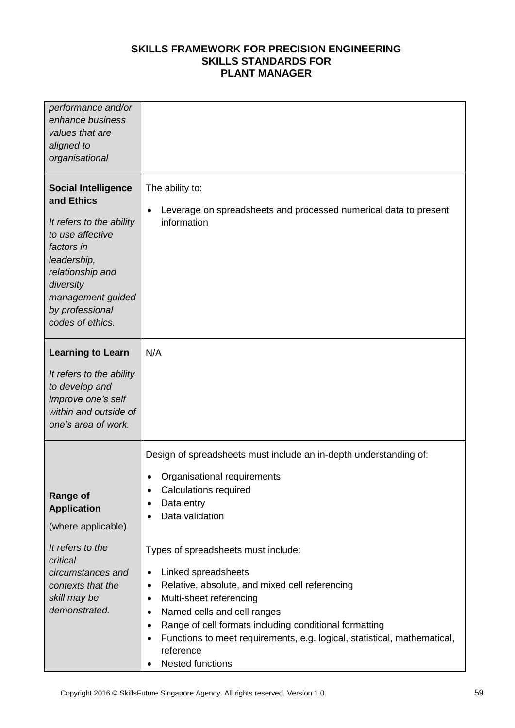# SKILLS FRAMEWORK FOR PRECISION ENGINEERING
## SKILLS STANDARDS FOR
## PLANT MANAGER

| | |
|---|---|
| *performance and/or enhance business values that are aligned to organisational* | |
| **Social Intelligence and Ethics**<br><br>*It refers to the ability to use affective factors in leadership, relationship and diversity management guided by professional codes of ethics.* | The ability to:<br><br>• Leverage on spreadsheets and processed numerical data to present information |
| **Learning to Learn**<br><br>*It refers to the ability to develop and improve one's self within and outside of one's area of work.* | N/A |
| **Range of Application**<br><br>(where applicable)<br><br>*It refers to the critical circumstances and contexts that the skill may be demonstrated.* | Design of spreadsheets must include an in-depth understanding of:<br><br>• Organisational requirements<br>• Calculations required<br>• Data entry<br>• Data validation<br><br>Types of spreadsheets must include:<br><br>• Linked spreadsheets<br>• Relative, absolute, and mixed cell referencing<br>• Multi-sheet referencing<br>• Named cells and cell ranges<br>• Range of cell formats including conditional formatting<br>• Functions to meet requirements, e.g. logical, statistical, mathematical, reference<br>• Nested functions |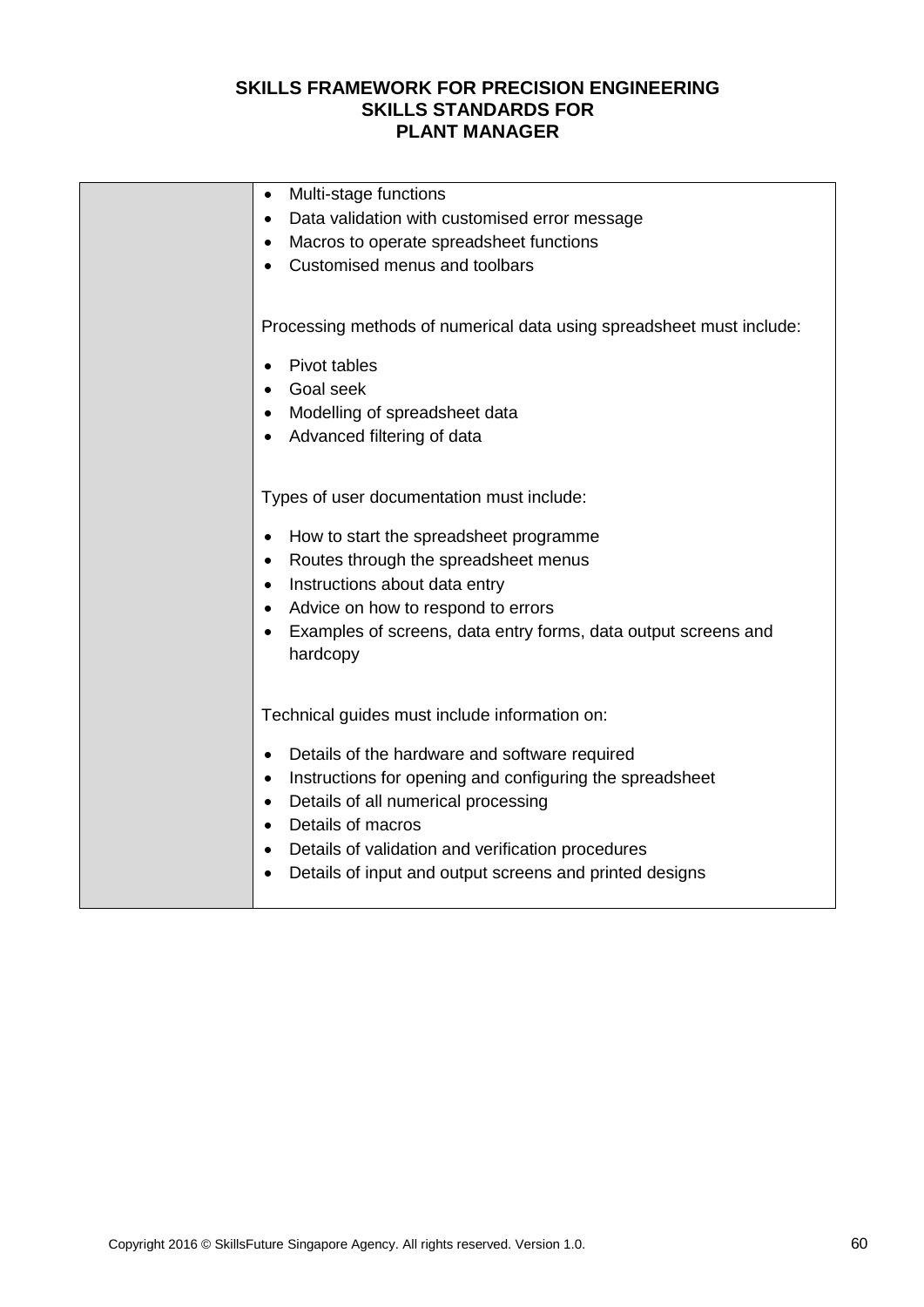| | |
|---|---|
| | • Multi-stage functions<br>• Data validation with customised error message<br>• Macros to operate spreadsheet functions<br>• Customised menus and toolbars<br><br>Processing methods of numerical data using spreadsheet must include:<br><br>• Pivot tables<br>• Goal seek<br>• Modelling of spreadsheet data<br>• Advanced filtering of data<br><br>Types of user documentation must include:<br><br>• How to start the spreadsheet programme<br>• Routes through the spreadsheet menus<br>• Instructions about data entry<br>• Advice on how to respond to errors<br>• Examples of screens, data entry forms, data output screens and hardcopy<br><br>Technical guides must include information on:<br><br>• Details of the hardware and software required<br>• Instructions for opening and configuring the spreadsheet<br>• Details of all numerical processing<br>• Details of macros<br>• Details of validation and verification procedures<br>• Details of input and output screens and printed designs |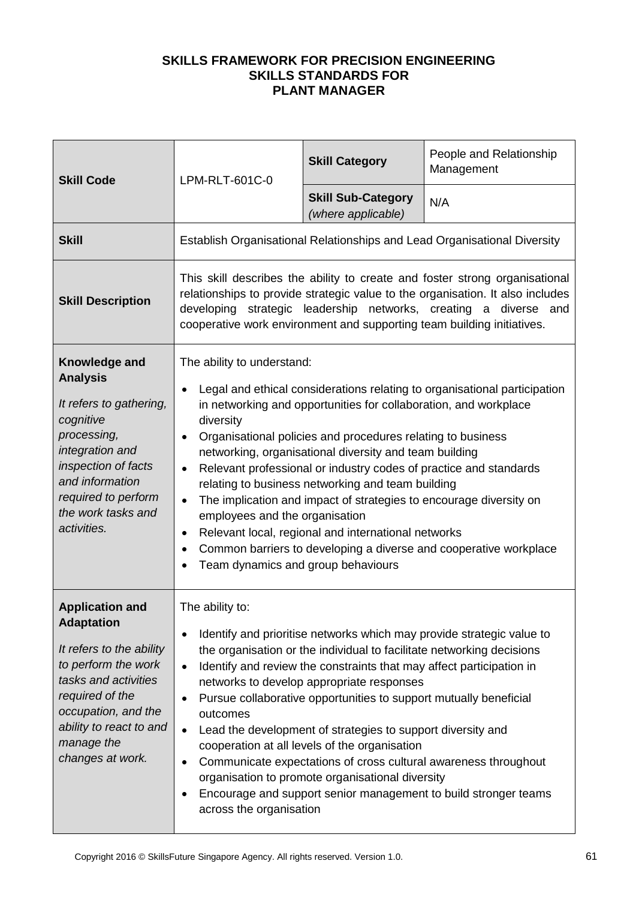**SKILLS FRAMEWORK FOR PRECISION ENGINEERING**
**SKILLS STANDARDS FOR**
**PLANT MANAGER**

| **Skill Code** | LPM-RLT-601C-0 | **Skill Category** | People and Relationship Management |
|---|---|---|---|
| | | **Skill Sub-Category** *(where applicable)* | N/A |
| **Skill** | Establish Organisational Relationships and Lead Organisational Diversity | | |
| **Skill Description** | This skill describes the ability to create and foster strong organisational relationships to provide strategic value to the organisation. It also includes developing strategic leadership networks, creating a diverse and cooperative work environment and supporting team building initiatives. | | |
| **Knowledge and Analysis** *It refers to gathering, cognitive processing, integration and inspection of facts and information required to perform the work tasks and activities.* | The ability to understand: <br>• Legal and ethical considerations relating to organisational participation in networking and opportunities for collaboration, and workplace diversity <br>• Organisational policies and procedures relating to business networking, organisational diversity and team building <br>• Relevant professional or industry codes of practice and standards relating to business networking and team building <br>• The implication and impact of strategies to encourage diversity on employees and the organisation <br>• Relevant local, regional and international networks <br>• Common barriers to developing a diverse and cooperative workplace <br>• Team dynamics and group behaviours | | |
| **Application and Adaptation** *It refers to the ability to perform the work tasks and activities required of the occupation, and the ability to react to and manage the changes at work.* | The ability to: <br>• Identify and prioritise networks which may provide strategic value to the organisation or the individual to facilitate networking decisions <br>• Identify and review the constraints that may affect participation in networks to develop appropriate responses <br>• Pursue collaborative opportunities to support mutually beneficial outcomes <br>• Lead the development of strategies to support diversity and cooperation at all levels of the organisation <br>• Communicate expectations of cross cultural awareness throughout organisation to promote organisational diversity <br>• Encourage and support senior management to build stronger teams across the organisation | | |

Copyright 2016 © SkillsFuture Singapore Agency. All rights reserved. Version 1.0.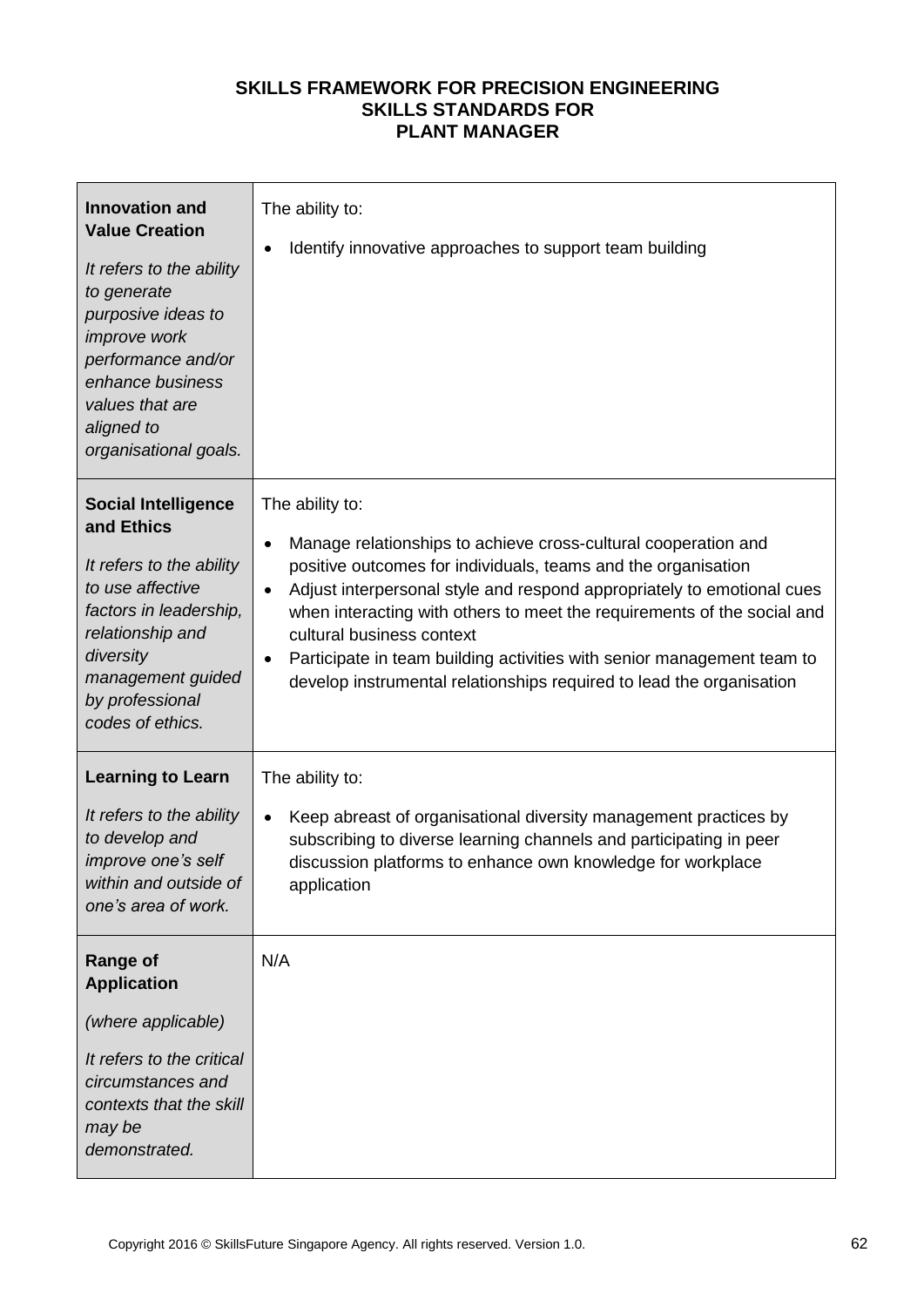**SKILLS FRAMEWORK FOR PRECISION ENGINEERING**
**SKILLS STANDARDS FOR**
**PLANT MANAGER**

| | |
|---|---|
| **Innovation and Value Creation**<br><br>*It refers to the ability to generate purposive ideas to improve work performance and/or enhance business values that are aligned to organisational goals.* | The ability to:<br><br>• Identify innovative approaches to support team building |
| **Social Intelligence and Ethics**<br><br>*It refers to the ability to use affective factors in leadership, relationship and diversity management guided by professional codes of ethics.* | The ability to:<br><br>• Manage relationships to achieve cross-cultural cooperation and positive outcomes for individuals, teams and the organisation<br>• Adjust interpersonal style and respond appropriately to emotional cues when interacting with others to meet the requirements of the social and cultural business context<br>• Participate in team building activities with senior management team to develop instrumental relationships required to lead the organisation |
| **Learning to Learn**<br><br>*It refers to the ability to develop and improve one's self within and outside of one's area of work.* | The ability to:<br><br>• Keep abreast of organisational diversity management practices by subscribing to diverse learning channels and participating in peer discussion platforms to enhance own knowledge for workplace application |
| **Range of Application**<br><br>*(where applicable)*<br><br>*It refers to the critical circumstances and contexts that the skill may be demonstrated.* | N/A |

Copyright 2016 © SkillsFuture Singapore Agency. All rights reserved. Version 1.0.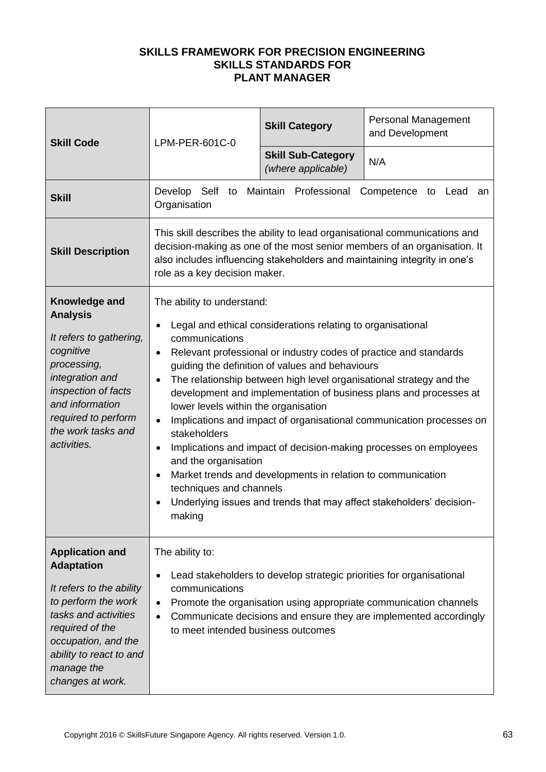**SKILLS FRAMEWORK FOR PRECISION ENGINEERING**
**SKILLS STANDARDS FOR**
**PLANT MANAGER**

| **Skill Code** | LPM-PER-601C-0 | **Skill Category** | Personal Management and Development |
|---|---|---|---|
| | | **Skill Sub-Category** *(where applicable)* | N/A |
| **Skill** | Develop Self to Maintain Professional Competence to Lead an Organisation | | |
| **Skill Description** | This skill describes the ability to lead organisational communications and decision-making as one of the most senior members of an organisation. It also includes influencing stakeholders and maintaining integrity in one's role as a key decision maker. | | |
| **Knowledge and Analysis**<br><br>*It refers to gathering, cognitive processing, integration and inspection of facts and information required to perform the work tasks and activities.* | The ability to understand:<br>• Legal and ethical considerations relating to organisational communications<br>• Relevant professional or industry codes of practice and standards guiding the definition of values and behaviours<br>• The relationship between high level organisational strategy and the development and implementation of business plans and processes at lower levels within the organisation<br>• Implications and impact of organisational communication processes on stakeholders<br>• Implications and impact of decision-making processes on employees and the organisation<br>• Market trends and developments in relation to communication techniques and channels<br>• Underlying issues and trends that may affect stakeholders' decision-making | | |
| **Application and Adaptation**<br><br>*It refers to the ability to perform the work tasks and activities required of the occupation, and the ability to react to and manage the changes at work.* | The ability to:<br>• Lead stakeholders to develop strategic priorities for organisational communications<br>• Promote the organisation using appropriate communication channels<br>• Communicate decisions and ensure they are implemented accordingly to meet intended business outcomes | | |

Copyright 2016 © SkillsFuture Singapore Agency. All rights reserved. Version 1.0.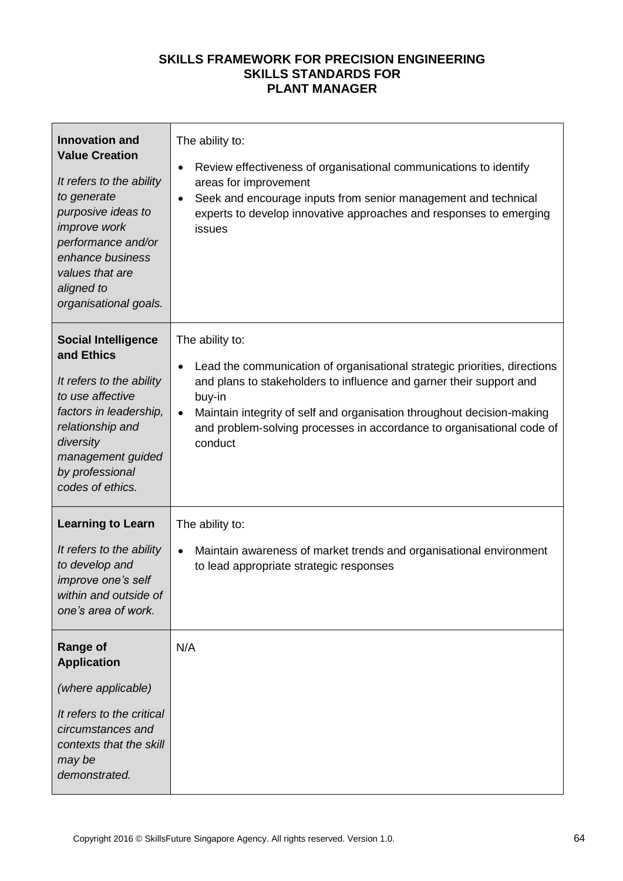**SKILLS FRAMEWORK FOR PRECISION ENGINEERING**
**SKILLS STANDARDS FOR**
**PLANT MANAGER**

| | |
|---|---|
| **Innovation and Value Creation**<br><br>*It refers to the ability to generate purposive ideas to improve work performance and/or enhance business values that are aligned to organisational goals.* | The ability to:<br><br>• Review effectiveness of organisational communications to identify areas for improvement<br>• Seek and encourage inputs from senior management and technical experts to develop innovative approaches and responses to emerging issues |
| **Social Intelligence and Ethics**<br><br>*It refers to the ability to use affective factors in leadership, relationship and diversity management guided by professional codes of ethics.* | The ability to:<br><br>• Lead the communication of organisational strategic priorities, directions and plans to stakeholders to influence and garner their support and buy-in<br>• Maintain integrity of self and organisation throughout decision-making and problem-solving processes in accordance to organisational code of conduct |
| **Learning to Learn**<br><br>*It refers to the ability to develop and improve one's self within and outside of one's area of work.* | The ability to:<br><br>• Maintain awareness of market trends and organisational environment to lead appropriate strategic responses |
| **Range of Application**<br><br>*(where applicable)*<br><br>*It refers to the critical circumstances and contexts that the skill may be demonstrated.* | N/A |

Copyright 2016 © SkillsFuture Singapore Agency. All rights reserved. Version 1.0.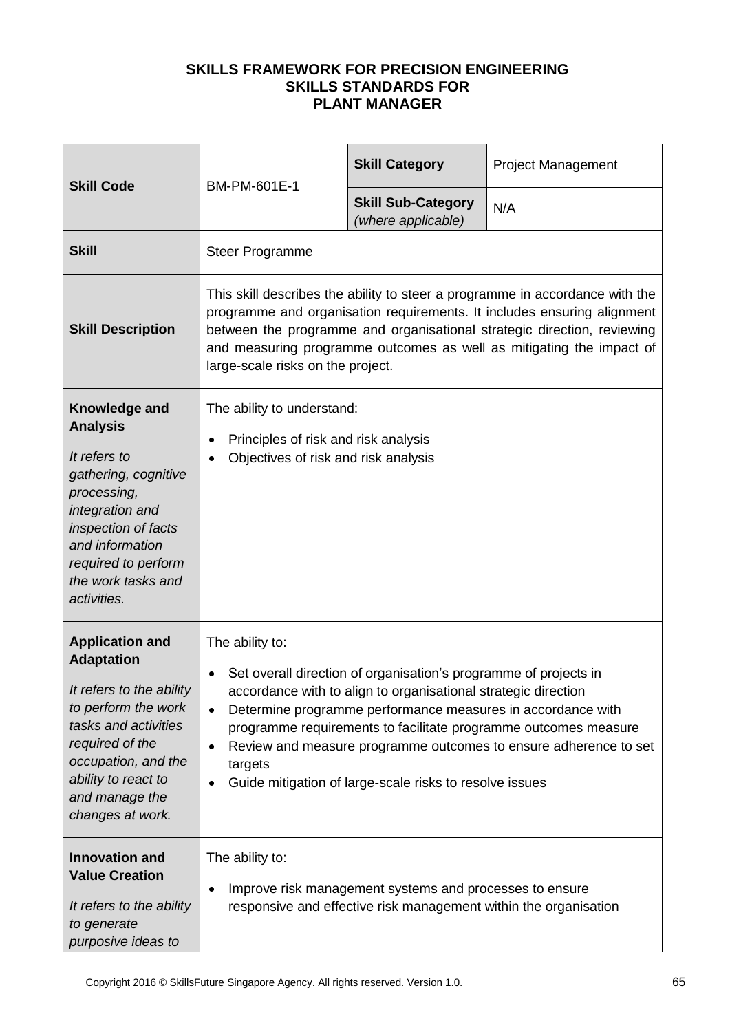**SKILLS FRAMEWORK FOR PRECISION ENGINEERING**
**SKILLS STANDARDS FOR**
**PLANT MANAGER**

| | | | |
|---|---|---|---|
| **Skill Code** | BM-PM-601E-1 | **Skill Category** | Project Management |
| | | **Skill Sub-Category** *(where applicable)* | N/A |
| **Skill** | Steer Programme | | |
| **Skill Description** | This skill describes the ability to steer a programme in accordance with the programme and organisation requirements. It includes ensuring alignment between the programme and organisational strategic direction, reviewing and measuring programme outcomes as well as mitigating the impact of large-scale risks on the project. | | |
| **Knowledge and Analysis** *It refers to gathering, cognitive processing, integration and inspection of facts and information required to perform the work tasks and activities.* | The ability to understand: <br>• Principles of risk and risk analysis <br>• Objectives of risk and risk analysis | | |
| **Application and Adaptation** *It refers to the ability to perform the work tasks and activities required of the occupation, and the ability to react to and manage the changes at work.* | The ability to: <br>• Set overall direction of organisation's programme of projects in accordance with to align to organisational strategic direction <br>• Determine programme performance measures in accordance with programme requirements to facilitate programme outcomes measure <br>• Review and measure programme outcomes to ensure adherence to set targets <br>• Guide mitigation of large-scale risks to resolve issues | | |
| **Innovation and Value Creation** *It refers to the ability to generate purposive ideas to* | The ability to: <br>• Improve risk management systems and processes to ensure responsive and effective risk management within the organisation | | |

Copyright 2016 © SkillsFuture Singapore Agency. All rights reserved. Version 1.0.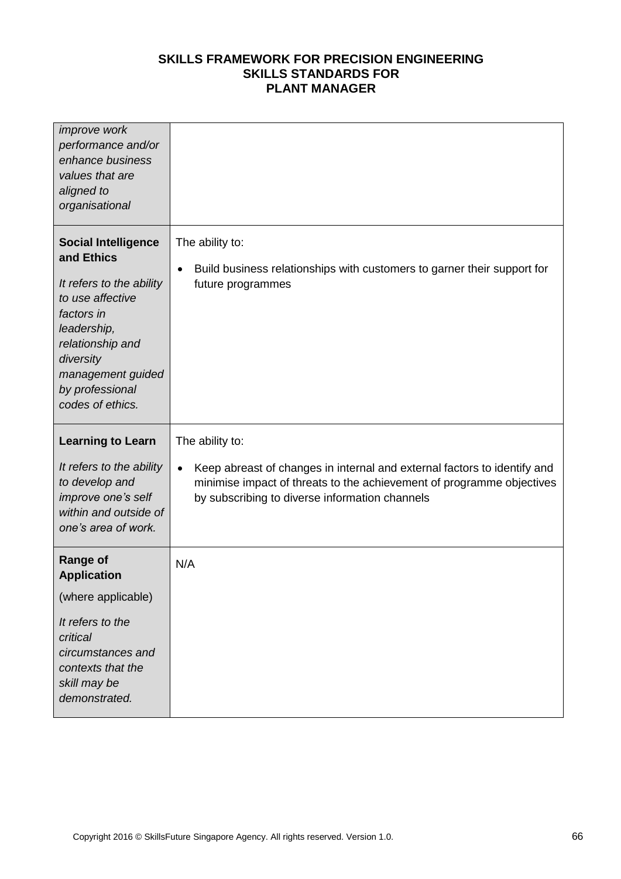| | |
|---|---|
| *improve work performance and/or enhance business values that are aligned to organisational* | |
| **Social Intelligence and Ethics**<br><br>*It refers to the ability to use affective factors in leadership, relationship and diversity management guided by professional codes of ethics.* | The ability to:<br><br>• Build business relationships with customers to garner their support for future programmes |
| **Learning to Learn**<br><br>*It refers to the ability to develop and improve one's self within and outside of one's area of work.* | The ability to:<br><br>• Keep abreast of changes in internal and external factors to identify and minimise impact of threats to the achievement of programme objectives by subscribing to diverse information channels |
| **Range of Application**<br><br>(where applicable)<br><br>*It refers to the critical circumstances and contexts that the skill may be demonstrated.* | N/A |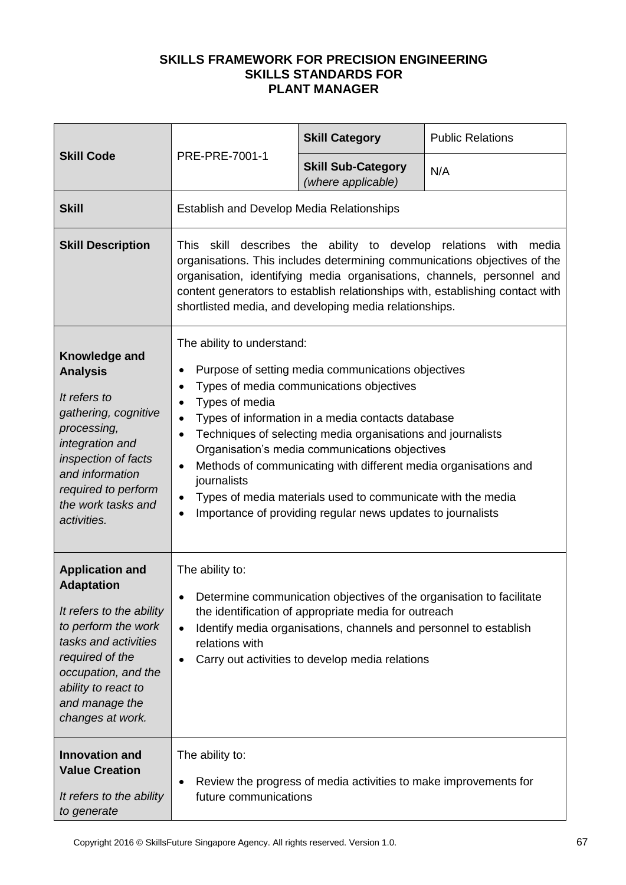**SKILLS FRAMEWORK FOR PRECISION ENGINEERING**
**SKILLS STANDARDS FOR**
**PLANT MANAGER**

| **Skill Code** | PRE-PRE-7001-1 | **Skill Category** | Public Relations |
|---|---|---|---|
| | | **Skill Sub-Category** *(where applicable)* | N/A |
| **Skill** | Establish and Develop Media Relationships | | |
| **Skill Description** | This skill describes the ability to develop relations with media organisations. This includes determining communications objectives of the organisation, identifying media organisations, channels, personnel and content generators to establish relationships with, establishing contact with shortlisted media, and developing media relationships. | | |
| **Knowledge and Analysis** <br> *It refers to gathering, cognitive processing, integration and inspection of facts and information required to perform the work tasks and activities.* | The ability to understand: <br> • Purpose of setting media communications objectives <br> • Types of media communications objectives <br> • Types of media <br> • Types of information in a media contacts database <br> • Techniques of selecting media organisations and journalists Organisation's media communications objectives <br> • Methods of communicating with different media organisations and journalists <br> • Types of media materials used to communicate with the media <br> • Importance of providing regular news updates to journalists | | |
| **Application and Adaptation** <br> *It refers to the ability to perform the work tasks and activities required of the occupation, and the ability to react to and manage the changes at work.* | The ability to: <br> • Determine communication objectives of the organisation to facilitate the identification of appropriate media for outreach <br> • Identify media organisations, channels and personnel to establish relations with <br> • Carry out activities to develop media relations | | |
| **Innovation and Value Creation** <br> *It refers to the ability to generate* | The ability to: <br> • Review the progress of media activities to make improvements for future communications | | |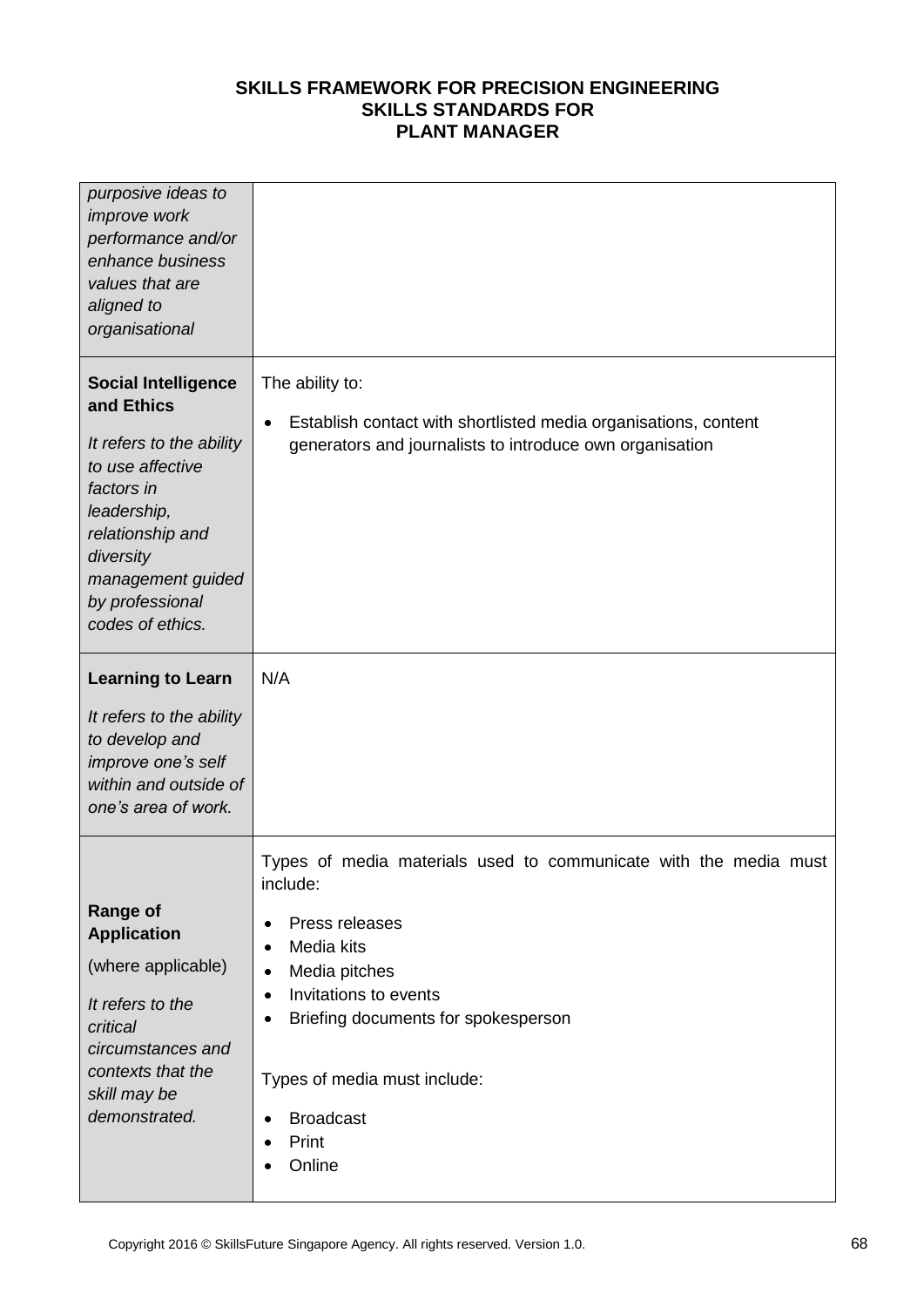| | |
|---|---|
| *purposive ideas to improve work performance and/or enhance business values that are aligned to organisational* | |
| **Social Intelligence and Ethics**<br><br>*It refers to the ability to use affective factors in leadership, relationship and diversity management guided by professional codes of ethics.* | The ability to:<br><br>• Establish contact with shortlisted media organisations, content generators and journalists to introduce own organisation |
| **Learning to Learn**<br><br>*It refers to the ability to develop and improve one's self within and outside of one's area of work.* | N/A |
| **Range of Application**<br><br>(where applicable)<br><br>*It refers to the critical circumstances and contexts that the skill may be demonstrated.* | Types of media materials used to communicate with the media must include:<br><br>• Press releases<br>• Media kits<br>• Media pitches<br>• Invitations to events<br>• Briefing documents for spokesperson<br><br>Types of media must include:<br><br>• Broadcast<br>• Print<br>• Online |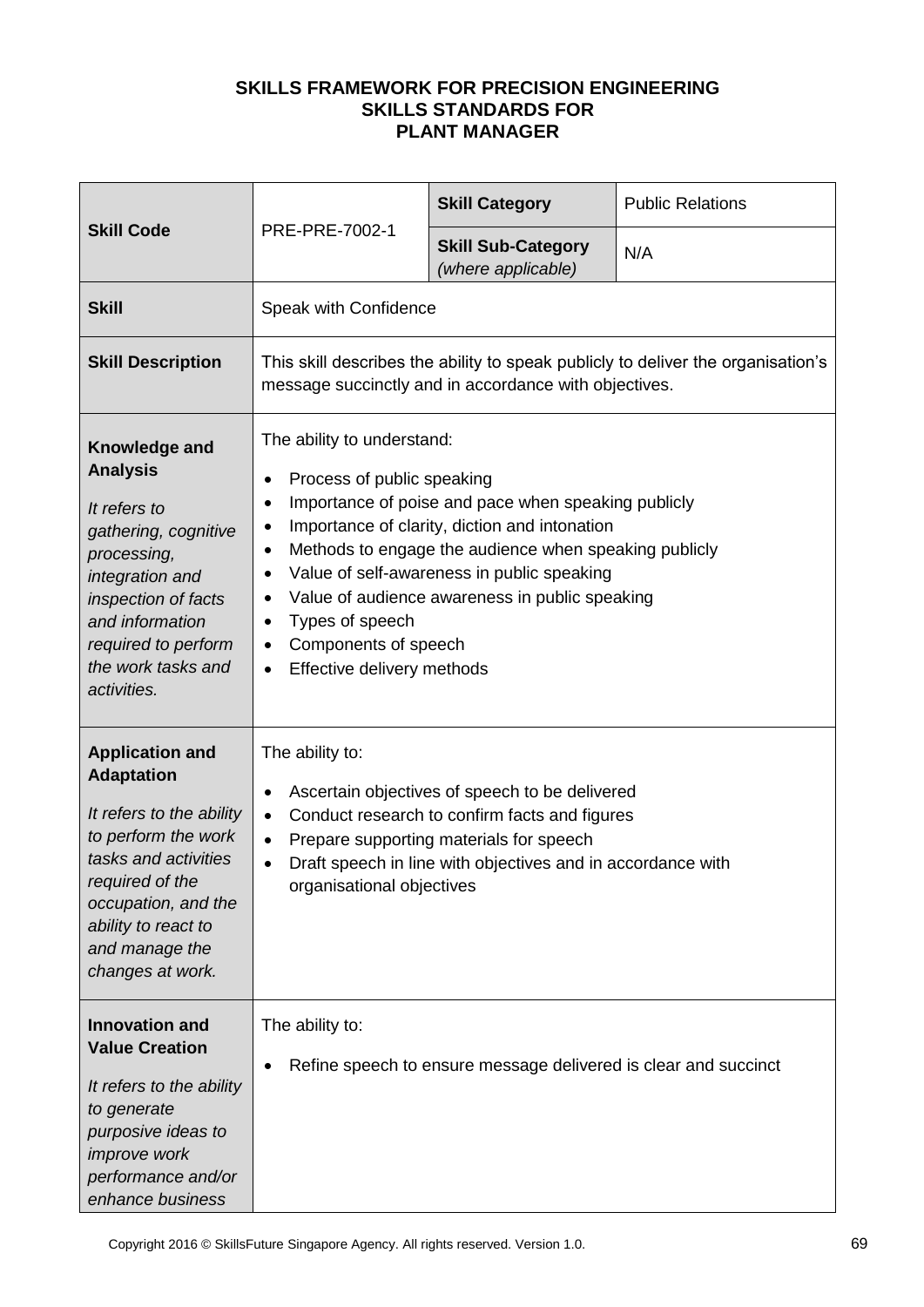**SKILLS FRAMEWORK FOR PRECISION ENGINEERING**
**SKILLS STANDARDS FOR**
**PLANT MANAGER**

| **Skill Code** | PRE-PRE-7002-1 | **Skill Category** | Public Relations |
|---|---|---|---|
| | | **Skill Sub-Category** *(where applicable)* | N/A |
| **Skill** | Speak with Confidence | | |
| **Skill Description** | This skill describes the ability to speak publicly to deliver the organisation's message succinctly and in accordance with objectives. | | |
| **Knowledge and Analysis**<br><br>*It refers to gathering, cognitive processing, integration and inspection of facts and information required to perform the work tasks and activities.* | The ability to understand:<br>• Process of public speaking<br>• Importance of poise and pace when speaking publicly<br>• Importance of clarity, diction and intonation<br>• Methods to engage the audience when speaking publicly<br>• Value of self-awareness in public speaking<br>• Value of audience awareness in public speaking<br>• Types of speech<br>• Components of speech<br>• Effective delivery methods | | |
| **Application and Adaptation**<br><br>*It refers to the ability to perform the work tasks and activities required of the occupation, and the ability to react to and manage the changes at work.* | The ability to:<br>• Ascertain objectives of speech to be delivered<br>• Conduct research to confirm facts and figures<br>• Prepare supporting materials for speech<br>• Draft speech in line with objectives and in accordance with organisational objectives | | |
| **Innovation and Value Creation**<br><br>*It refers to the ability to generate purposive ideas to improve work performance and/or enhance business* | The ability to:<br>• Refine speech to ensure message delivered is clear and succinct | | |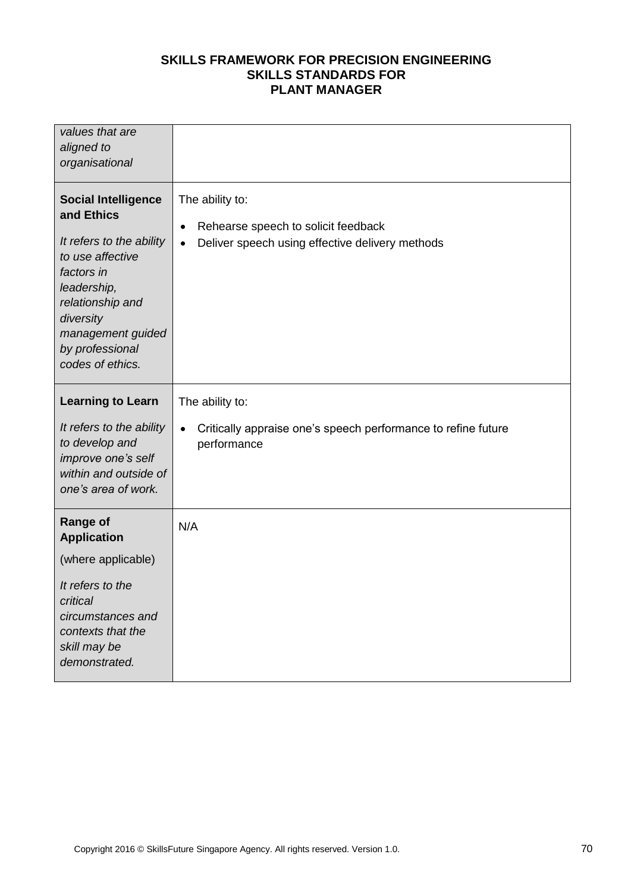| | |
|---|---|
| *values that are aligned to organisational* | |
| **Social Intelligence and Ethics**<br><br>*It refers to the ability to use affective factors in leadership, relationship and diversity management guided by professional codes of ethics.* | The ability to:<br><br>• Rehearse speech to solicit feedback<br>• Deliver speech using effective delivery methods |
| **Learning to Learn**<br><br>*It refers to the ability to develop and improve one's self within and outside of one's area of work.* | The ability to:<br><br>• Critically appraise one's speech performance to refine future performance |
| **Range of Application**<br><br>(where applicable)<br><br>*It refers to the critical circumstances and contexts that the skill may be demonstrated.* | N/A |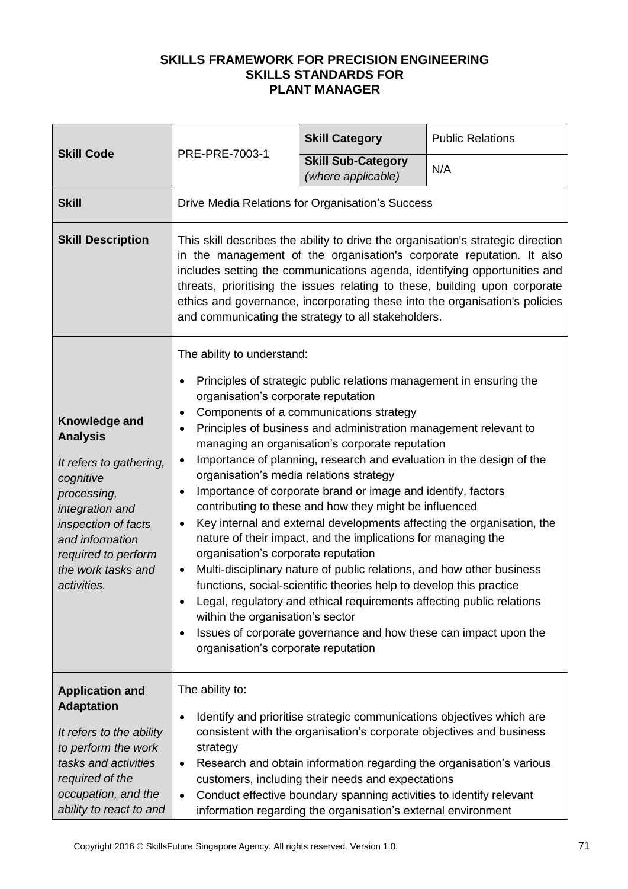**SKILLS FRAMEWORK FOR PRECISION ENGINEERING**
**SKILLS STANDARDS FOR**
**PLANT MANAGER**

| **Skill Code** | PRE-PRE-7003-1 | **Skill Category** | Public Relations |
|---|---|---|---|
| | | **Skill Sub-Category** *(where applicable)* | N/A |
| **Skill** | Drive Media Relations for Organisation's Success | | |
| **Skill Description** | This skill describes the ability to drive the organisation's strategic direction in the management of the organisation's corporate reputation. It also includes setting the communications agenda, identifying opportunities and threats, prioritising the issues relating to these, building upon corporate ethics and governance, incorporating these into the organisation's policies and communicating the strategy to all stakeholders. | | |
| **Knowledge and Analysis** <br> *It refers to gathering, cognitive processing, integration and inspection of facts and information required to perform the work tasks and activities.* | The ability to understand: <br> • Principles of strategic public relations management in ensuring the organisation's corporate reputation <br> • Components of a communications strategy <br> • Principles of business and administration management relevant to managing an organisation's corporate reputation <br> • Importance of planning, research and evaluation in the design of the organisation's media relations strategy <br> • Importance of corporate brand or image and identify, factors contributing to these and how they might be influenced <br> • Key internal and external developments affecting the organisation, the nature of their impact, and the implications for managing the organisation's corporate reputation <br> • Multi-disciplinary nature of public relations, and how other business functions, social-scientific theories help to develop this practice <br> • Legal, regulatory and ethical requirements affecting public relations within the organisation's sector <br> • Issues of corporate governance and how these can impact upon the organisation's corporate reputation | | |
| **Application and Adaptation** <br> *It refers to the ability to perform the work tasks and activities required of the occupation, and the ability to react to and* | The ability to: <br> • Identify and prioritise strategic communications objectives which are consistent with the organisation's corporate objectives and business strategy <br> • Research and obtain information regarding the organisation's various customers, including their needs and expectations <br> • Conduct effective boundary spanning activities to identify relevant information regarding the organisation's external environment | | |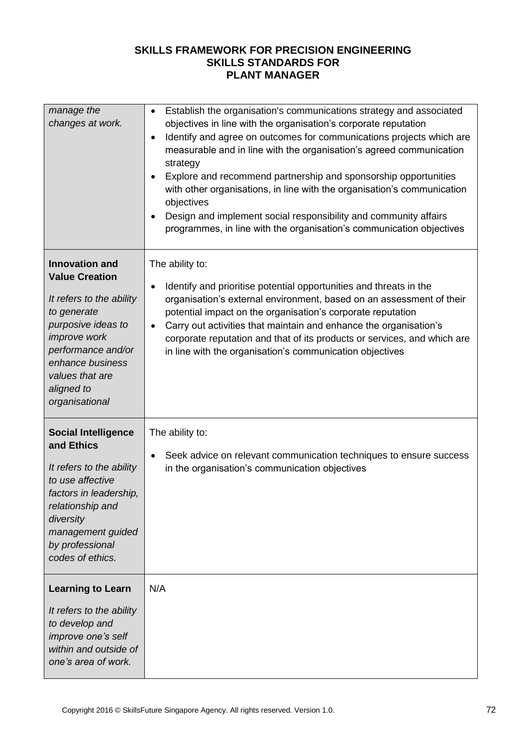| | |
|---|---|
| *manage the changes at work.* | • Establish the organisation's communications strategy and associated objectives in line with the organisation's corporate reputation<br>• Identify and agree on outcomes for communications projects which are measurable and in line with the organisation's agreed communication strategy<br>• Explore and recommend partnership and sponsorship opportunities with other organisations, in line with the organisation's communication objectives<br>• Design and implement social responsibility and community affairs programmes, in line with the organisation's communication objectives |
| **Innovation and Value Creation**<br><br>*It refers to the ability to generate purposive ideas to improve work performance and/or enhance business values that are aligned to organisational* | The ability to:<br><br>• Identify and prioritise potential opportunities and threats in the organisation's external environment, based on an assessment of their potential impact on the organisation's corporate reputation<br>• Carry out activities that maintain and enhance the organisation's corporate reputation and that of its products or services, and which are in line with the organisation's communication objectives |
| **Social Intelligence and Ethics**<br><br>*It refers to the ability to use affective factors in leadership, relationship and diversity management guided by professional codes of ethics.* | The ability to:<br><br>• Seek advice on relevant communication techniques to ensure success in the organisation's communication objectives |
| **Learning to Learn**<br><br>*It refers to the ability to develop and improve one's self within and outside of one's area of work.* | N/A |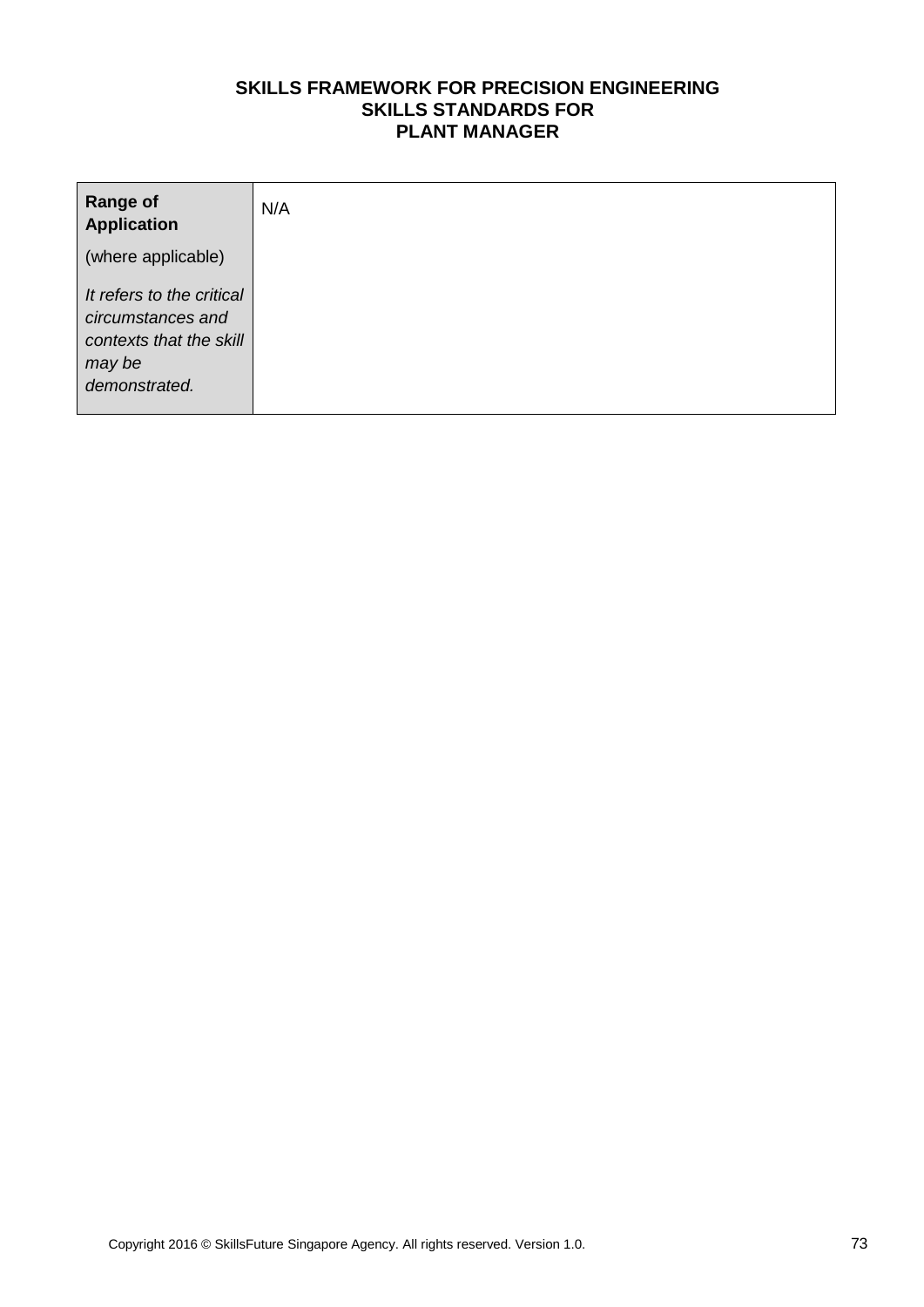| **Range of Application** (where applicable) *It refers to the critical circumstances and contexts that the skill may be demonstrated.* | N/A |
| --- | --- |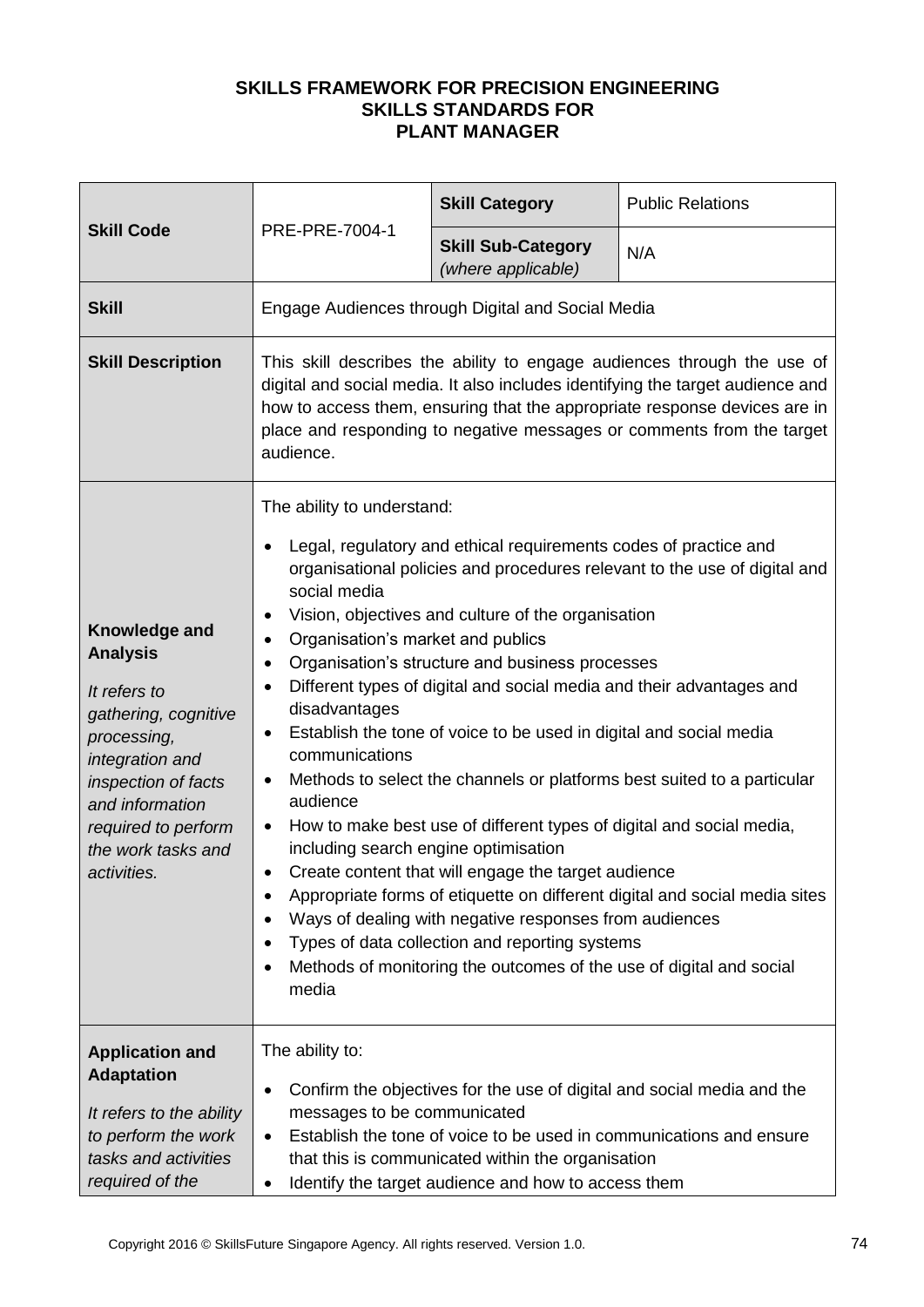**SKILLS FRAMEWORK FOR PRECISION ENGINEERING**
**SKILLS STANDARDS FOR**
**PLANT MANAGER**

| **Skill Code** | PRE-PRE-7004-1 | **Skill Category** | Public Relations |
|---|---|---|---|
| | | **Skill Sub-Category** *(where applicable)* | N/A |
| **Skill** | Engage Audiences through Digital and Social Media | | |
| **Skill Description** | This skill describes the ability to engage audiences through the use of digital and social media. It also includes identifying the target audience and how to access them, ensuring that the appropriate response devices are in place and responding to negative messages or comments from the target audience. | | |
| **Knowledge and Analysis** *It refers to gathering, cognitive processing, integration and inspection of facts and information required to perform the work tasks and activities.* | The ability to understand:<br>• Legal, regulatory and ethical requirements codes of practice and organisational policies and procedures relevant to the use of digital and social media<br>• Vision, objectives and culture of the organisation<br>• Organisation's market and publics<br>• Organisation's structure and business processes<br>• Different types of digital and social media and their advantages and disadvantages<br>• Establish the tone of voice to be used in digital and social media communications<br>• Methods to select the channels or platforms best suited to a particular audience<br>• How to make best use of different types of digital and social media, including search engine optimisation<br>• Create content that will engage the target audience<br>• Appropriate forms of etiquette on different digital and social media sites<br>• Ways of dealing with negative responses from audiences<br>• Types of data collection and reporting systems<br>• Methods of monitoring the outcomes of the use of digital and social media | | |
| **Application and Adaptation** *It refers to the ability to perform the work tasks and activities required of the* | The ability to:<br>• Confirm the objectives for the use of digital and social media and the messages to be communicated<br>• Establish the tone of voice to be used in communications and ensure that this is communicated within the organisation<br>• Identify the target audience and how to access them | | |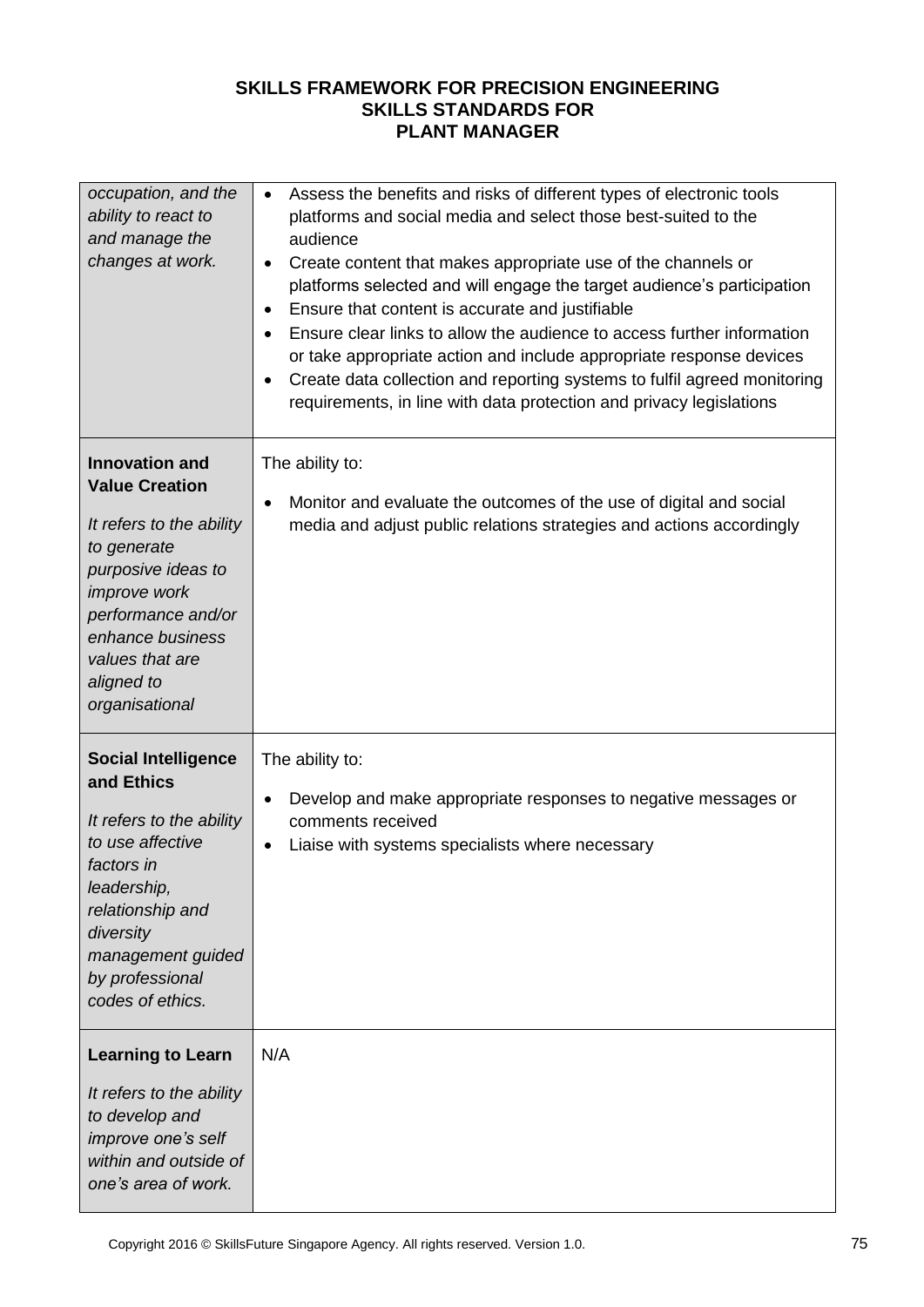**SKILLS FRAMEWORK FOR PRECISION ENGINEERING**
**SKILLS STANDARDS FOR**
**PLANT MANAGER**

| | |
|---|---|
| *occupation, and the ability to react to and manage the changes at work.* | • Assess the benefits and risks of different types of electronic tools platforms and social media and select those best-suited to the audience<br>• Create content that makes appropriate use of the channels or platforms selected and will engage the target audience's participation<br>• Ensure that content is accurate and justifiable<br>• Ensure clear links to allow the audience to access further information or take appropriate action and include appropriate response devices<br>• Create data collection and reporting systems to fulfil agreed monitoring requirements, in line with data protection and privacy legislations |
| **Innovation and Value Creation**<br><br>*It refers to the ability to generate purposive ideas to improve work performance and/or enhance business values that are aligned to organisational* | The ability to:<br>• Monitor and evaluate the outcomes of the use of digital and social media and adjust public relations strategies and actions accordingly |
| **Social Intelligence and Ethics**<br><br>*It refers to the ability to use affective factors in leadership, relationship and diversity management guided by professional codes of ethics.* | The ability to:<br>• Develop and make appropriate responses to negative messages or comments received<br>• Liaise with systems specialists where necessary |
| **Learning to Learn**<br><br>*It refers to the ability to develop and improve one's self within and outside of one's area of work.* | N/A |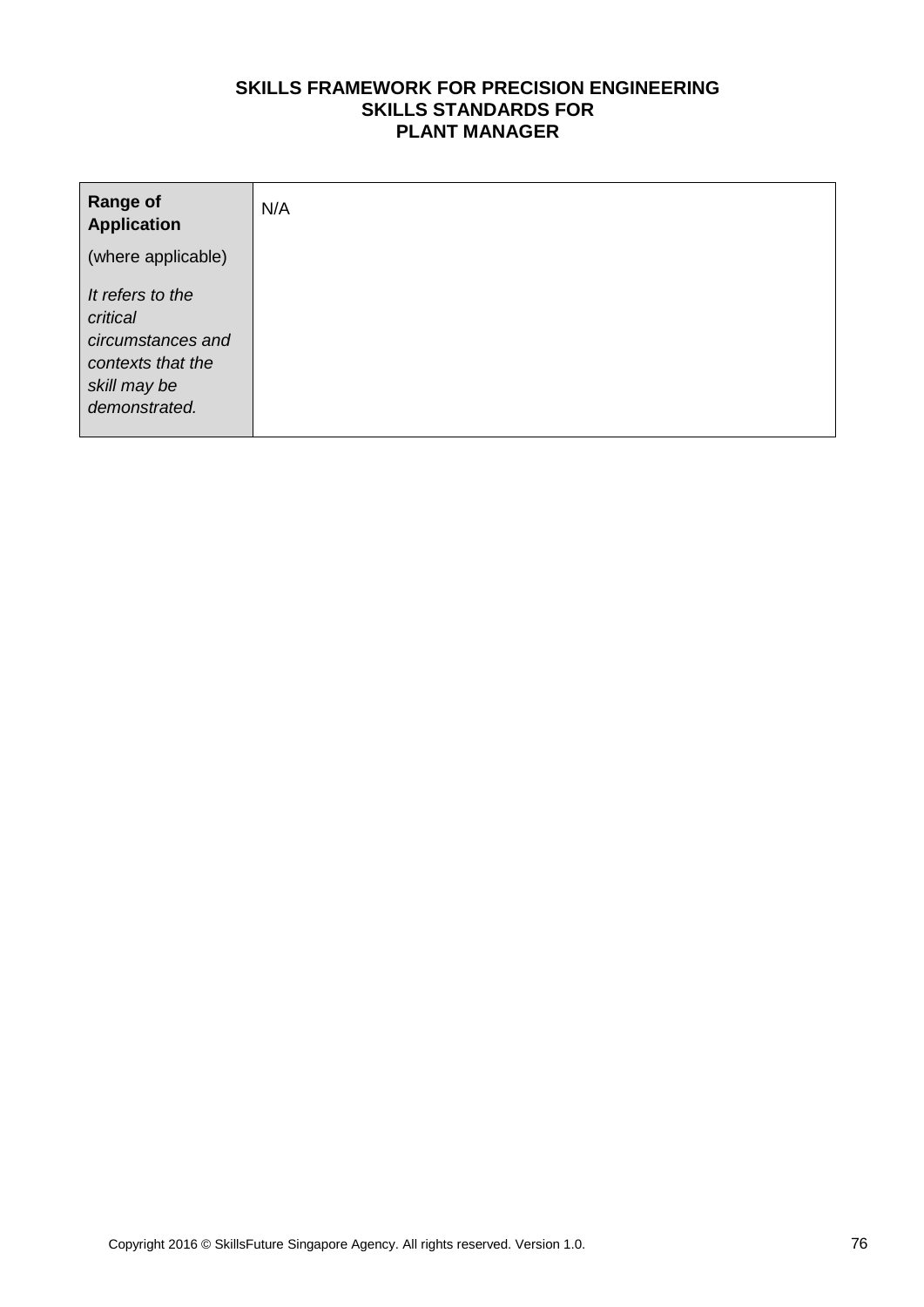| **Range of Application** (where applicable) *It refers to the critical circumstances and contexts that the skill may be demonstrated.* | N/A |
|---|---|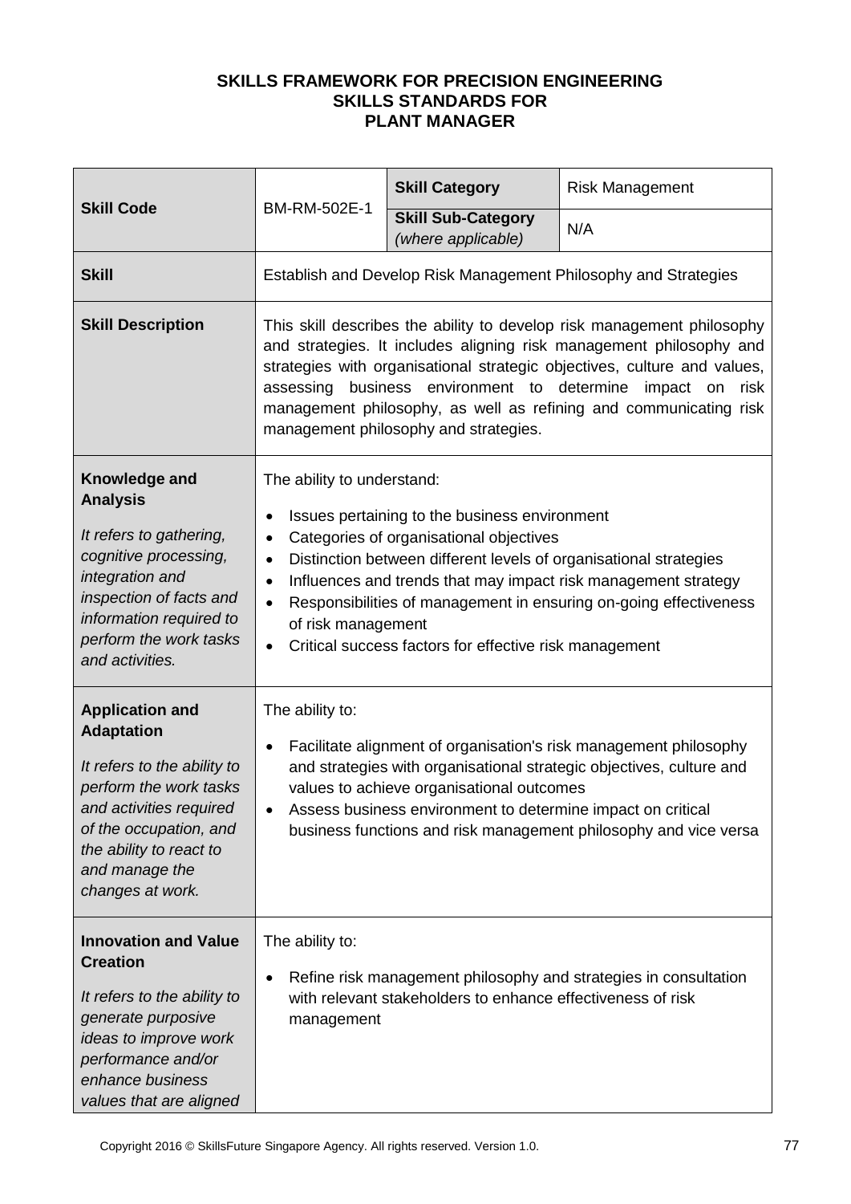**SKILLS FRAMEWORK FOR PRECISION ENGINEERING**
**SKILLS STANDARDS FOR**
**PLANT MANAGER**

| **Skill Code** | BM-RM-502E-1 | **Skill Category** | Risk Management |
|---|---|---|---|
| | | **Skill Sub-Category** *(where applicable)* | N/A |
| **Skill** | Establish and Develop Risk Management Philosophy and Strategies | | |
| **Skill Description** | This skill describes the ability to develop risk management philosophy and strategies. It includes aligning risk management philosophy and strategies with organisational strategic objectives, culture and values, assessing business environment to determine impact on risk management philosophy, as well as refining and communicating risk management philosophy and strategies. | | |
| **Knowledge and Analysis** <br> *It refers to gathering, cognitive processing, integration and inspection of facts and information required to perform the work tasks and activities.* | The ability to understand: <br> • Issues pertaining to the business environment <br> • Categories of organisational objectives <br> • Distinction between different levels of organisational strategies <br> • Influences and trends that may impact risk management strategy <br> • Responsibilities of management in ensuring on-going effectiveness of risk management <br> • Critical success factors for effective risk management | | |
| **Application and Adaptation** <br> *It refers to the ability to perform the work tasks and activities required of the occupation, and the ability to react to and manage the changes at work.* | The ability to: <br> • Facilitate alignment of organisation's risk management philosophy and strategies with organisational strategic objectives, culture and values to achieve organisational outcomes <br> • Assess business environment to determine impact on critical business functions and risk management philosophy and vice versa | | |
| **Innovation and Value Creation** <br> *It refers to the ability to generate purposive ideas to improve work performance and/or enhance business values that are aligned* | The ability to: <br> • Refine risk management philosophy and strategies in consultation with relevant stakeholders to enhance effectiveness of risk management | | |

Copyright 2016 © SkillsFuture Singapore Agency. All rights reserved. Version 1.0.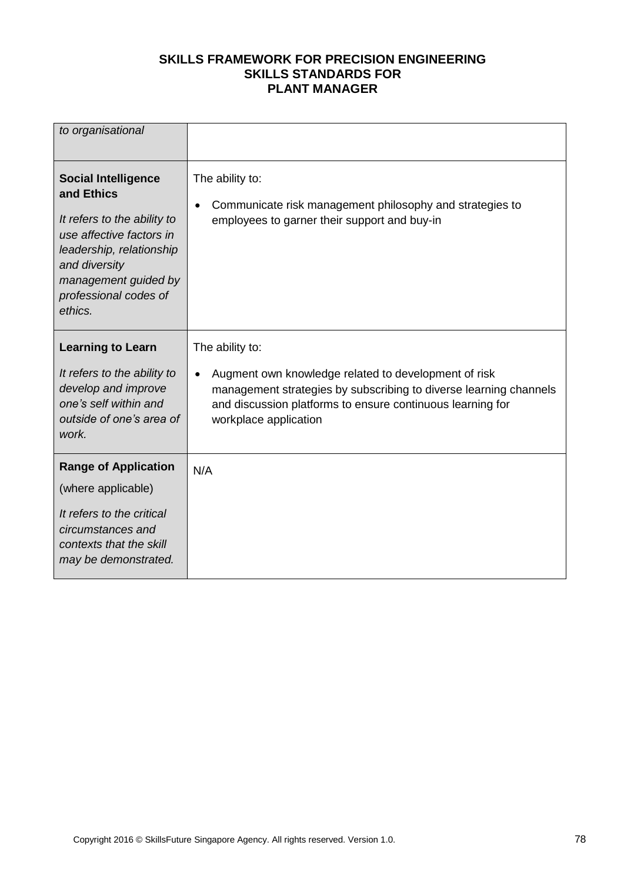| | |
|---|---|
| *to organisational* | |
| **Social Intelligence and Ethics**<br><br>*It refers to the ability to use affective factors in leadership, relationship and diversity management guided by professional codes of ethics.* | The ability to:<br><br>• Communicate risk management philosophy and strategies to employees to garner their support and buy-in |
| **Learning to Learn**<br><br>*It refers to the ability to develop and improve one's self within and outside of one's area of work.* | The ability to:<br><br>• Augment own knowledge related to development of risk management strategies by subscribing to diverse learning channels and discussion platforms to ensure continuous learning for workplace application |
| **Range of Application**<br><br>(where applicable)<br><br>*It refers to the critical circumstances and contexts that the skill may be demonstrated.* | N/A |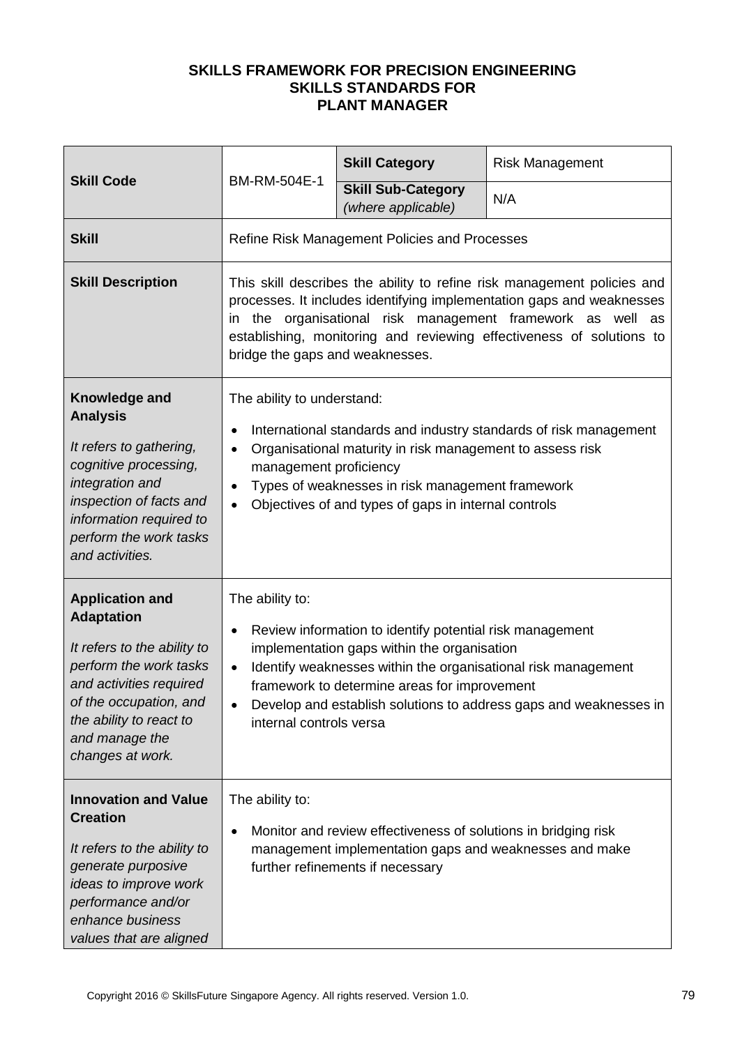**SKILLS FRAMEWORK FOR PRECISION ENGINEERING**
**SKILLS STANDARDS FOR**
**PLANT MANAGER**

| **Skill Code** | BM-RM-504E-1 | **Skill Category** | Risk Management |
|---|---|---|---|
| | | **Skill Sub-Category** *(where applicable)* | N/A |
| **Skill** | Refine Risk Management Policies and Processes | | |
| **Skill Description** | This skill describes the ability to refine risk management policies and processes. It includes identifying implementation gaps and weaknesses in the organisational risk management framework as well as establishing, monitoring and reviewing effectiveness of solutions to bridge the gaps and weaknesses. | | |
| **Knowledge and Analysis** *It refers to gathering, cognitive processing, integration and inspection of facts and information required to perform the work tasks and activities.* | The ability to understand:<br>• International standards and industry standards of risk management<br>• Organisational maturity in risk management to assess risk management proficiency<br>• Types of weaknesses in risk management framework<br>• Objectives of and types of gaps in internal controls | | |
| **Application and Adaptation** *It refers to the ability to perform the work tasks and activities required of the occupation, and the ability to react to and manage the changes at work.* | The ability to:<br>• Review information to identify potential risk management implementation gaps within the organisation<br>• Identify weaknesses within the organisational risk management framework to determine areas for improvement<br>• Develop and establish solutions to address gaps and weaknesses in internal controls versa | | |
| **Innovation and Value Creation** *It refers to the ability to generate purposive ideas to improve work performance and/or enhance business values that are aligned* | The ability to:<br>• Monitor and review effectiveness of solutions in bridging risk management implementation gaps and weaknesses and make further refinements if necessary | | |

Copyright 2016 © SkillsFuture Singapore Agency. All rights reserved. Version 1.0.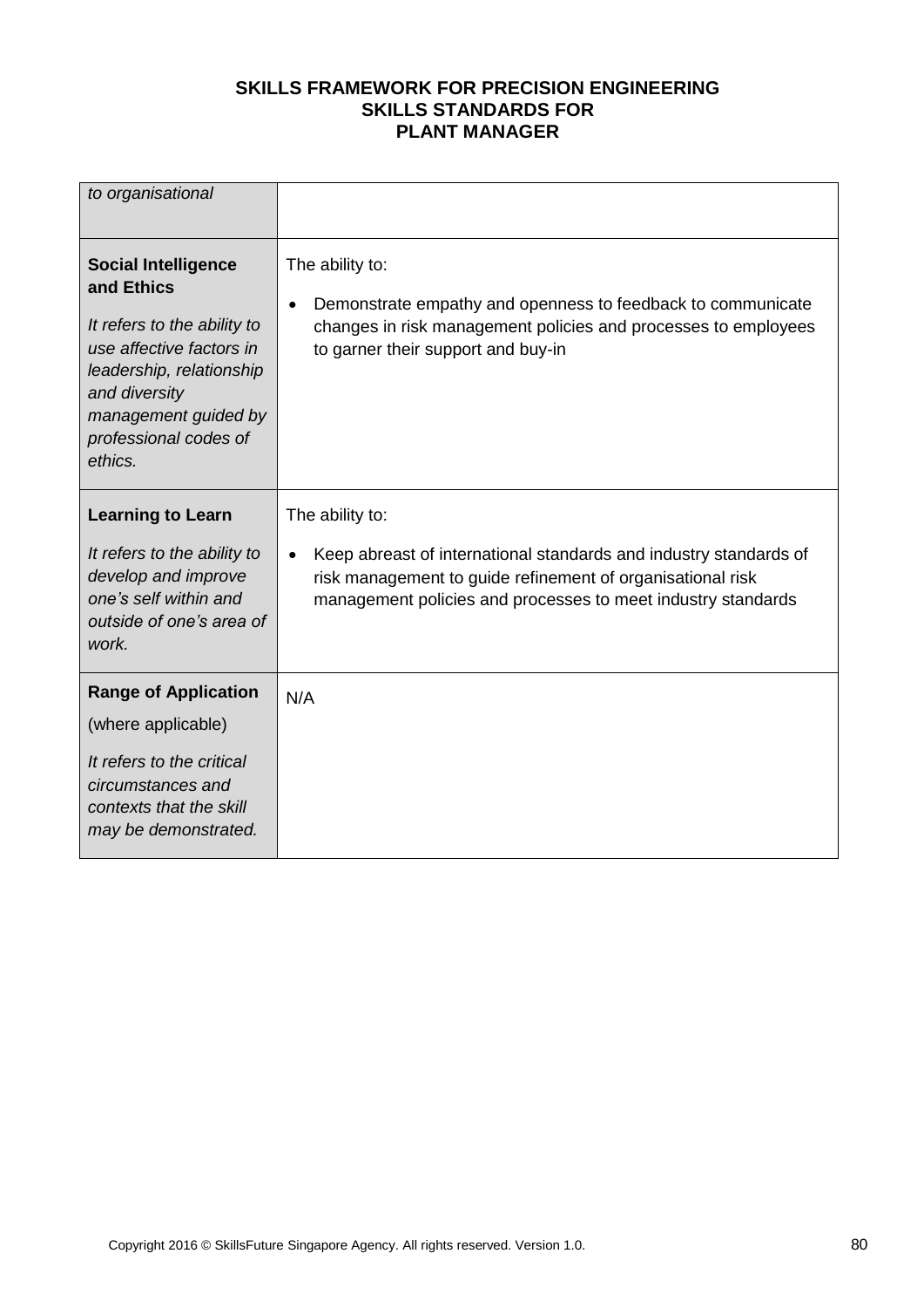| | |
|---|---|
| *to organisational* | |
| **Social Intelligence and Ethics**<br><br>*It refers to the ability to use affective factors in leadership, relationship and diversity management guided by professional codes of ethics.* | The ability to:<br><br>• Demonstrate empathy and openness to feedback to communicate changes in risk management policies and processes to employees to garner their support and buy-in |
| **Learning to Learn**<br><br>*It refers to the ability to develop and improve one's self within and outside of one's area of work.* | The ability to:<br><br>• Keep abreast of international standards and industry standards of risk management to guide refinement of organisational risk management policies and processes to meet industry standards |
| **Range of Application**<br><br>(where applicable)<br><br>*It refers to the critical circumstances and contexts that the skill may be demonstrated.* | N/A |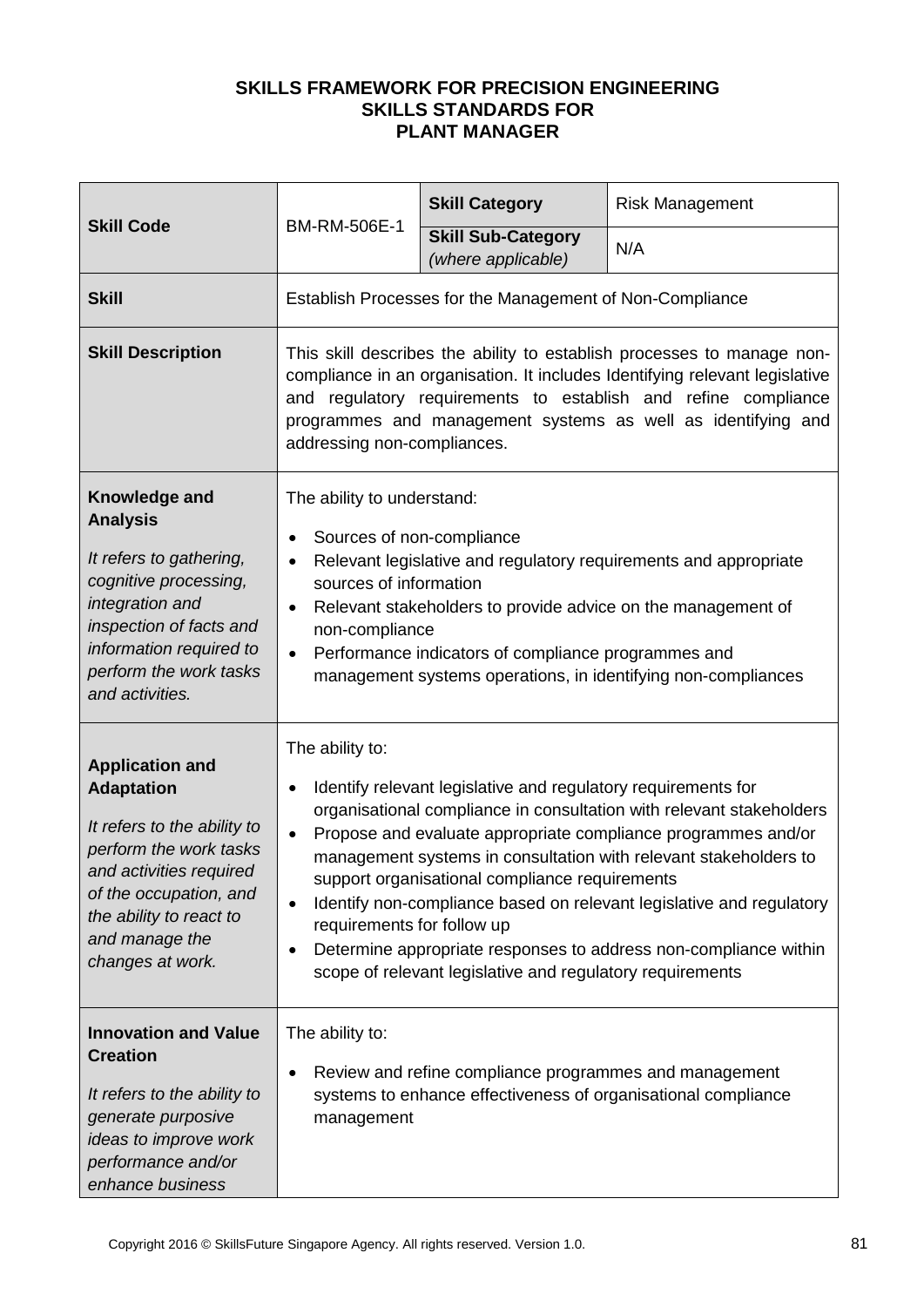**SKILLS FRAMEWORK FOR PRECISION ENGINEERING**
**SKILLS STANDARDS FOR**
**PLANT MANAGER**

| **Skill Code** | BM-RM-506E-1 | **Skill Category** | Risk Management |
|---|---|---|---|
| | | **Skill Sub-Category** *(where applicable)* | N/A |
| **Skill** | Establish Processes for the Management of Non-Compliance | | |
| **Skill Description** | This skill describes the ability to establish processes to manage non-compliance in an organisation. It includes Identifying relevant legislative and regulatory requirements to establish and refine compliance programmes and management systems as well as identifying and addressing non-compliances. | | |
| **Knowledge and Analysis** <br> *It refers to gathering, cognitive processing, integration and inspection of facts and information required to perform the work tasks and activities.* | The ability to understand: <br> • Sources of non-compliance <br> • Relevant legislative and regulatory requirements and appropriate sources of information <br> • Relevant stakeholders to provide advice on the management of non-compliance <br> • Performance indicators of compliance programmes and management systems operations, in identifying non-compliances | | |
| **Application and Adaptation** <br> *It refers to the ability to perform the work tasks and activities required of the occupation, and the ability to react to and manage the changes at work.* | The ability to: <br> • Identify relevant legislative and regulatory requirements for organisational compliance in consultation with relevant stakeholders <br> • Propose and evaluate appropriate compliance programmes and/or management systems in consultation with relevant stakeholders to support organisational compliance requirements <br> • Identify non-compliance based on relevant legislative and regulatory requirements for follow up <br> • Determine appropriate responses to address non-compliance within scope of relevant legislative and regulatory requirements | | |
| **Innovation and Value Creation** <br> *It refers to the ability to generate purposive ideas to improve work performance and/or enhance business* | The ability to: <br> • Review and refine compliance programmes and management systems to enhance effectiveness of organisational compliance management | | |

Copyright 2016 © SkillsFuture Singapore Agency. All rights reserved. Version 1.0.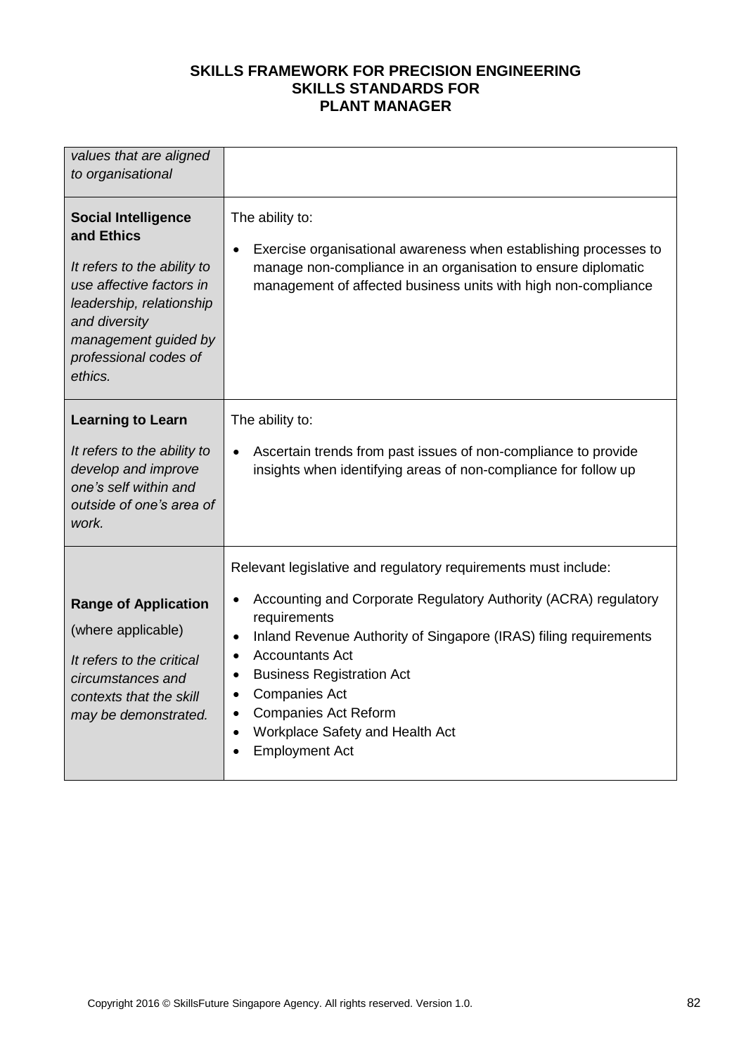# SKILLS FRAMEWORK FOR PRECISION ENGINEERING
## SKILLS STANDARDS FOR
## PLANT MANAGER

| | |
|---|---|
| *values that are aligned to organisational* | |
| **Social Intelligence and Ethics**<br><br>*It refers to the ability to use affective factors in leadership, relationship and diversity management guided by professional codes of ethics.* | The ability to:<br><br>• Exercise organisational awareness when establishing processes to manage non-compliance in an organisation to ensure diplomatic management of affected business units with high non-compliance |
| **Learning to Learn**<br><br>*It refers to the ability to develop and improve one's self within and outside of one's area of work.* | The ability to:<br><br>• Ascertain trends from past issues of non-compliance to provide insights when identifying areas of non-compliance for follow up |
| **Range of Application**<br>(where applicable)<br><br>*It refers to the critical circumstances and contexts that the skill may be demonstrated.* | Relevant legislative and regulatory requirements must include:<br><br>• Accounting and Corporate Regulatory Authority (ACRA) regulatory requirements<br>• Inland Revenue Authority of Singapore (IRAS) filing requirements<br>• Accountants Act<br>• Business Registration Act<br>• Companies Act<br>• Companies Act Reform<br>• Workplace Safety and Health Act<br>• Employment Act |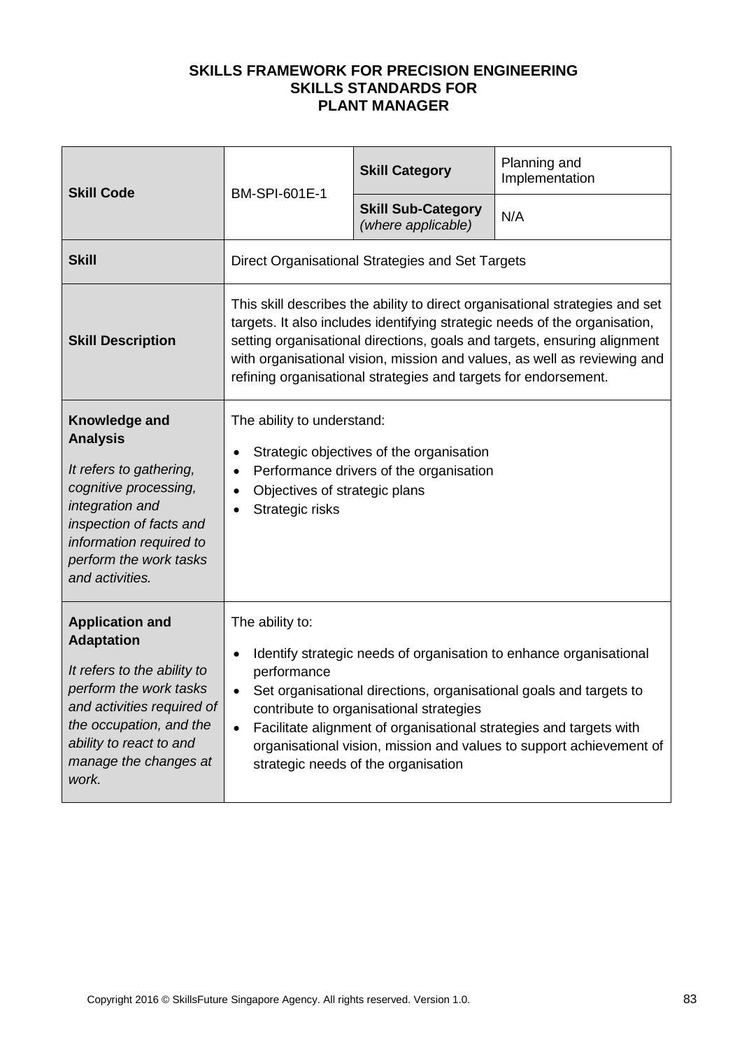**SKILLS FRAMEWORK FOR PRECISION ENGINEERING**
**SKILLS STANDARDS FOR**
**PLANT MANAGER**

| **Skill Code** | BM-SPI-601E-1 | **Skill Category** | Planning and Implementation |
|---|---|---|---|
| | | **Skill Sub-Category** *(where applicable)* | N/A |
| **Skill** | Direct Organisational Strategies and Set Targets | | |
| **Skill Description** | This skill describes the ability to direct organisational strategies and set targets. It also includes identifying strategic needs of the organisation, setting organisational directions, goals and targets, ensuring alignment with organisational vision, mission and values, as well as reviewing and refining organisational strategies and targets for endorsement. | | |
| **Knowledge and Analysis** *It refers to gathering, cognitive processing, integration and inspection of facts and information required to perform the work tasks and activities.* | The ability to understand:<br>• Strategic objectives of the organisation<br>• Performance drivers of the organisation<br>• Objectives of strategic plans<br>• Strategic risks | | |
| **Application and Adaptation** *It refers to the ability to perform the work tasks and activities required of the occupation, and the ability to react to and manage the changes at work.* | The ability to:<br>• Identify strategic needs of organisation to enhance organisational performance<br>• Set organisational directions, organisational goals and targets to contribute to organisational strategies<br>• Facilitate alignment of organisational strategies and targets with organisational vision, mission and values to support achievement of strategic needs of the organisation | | |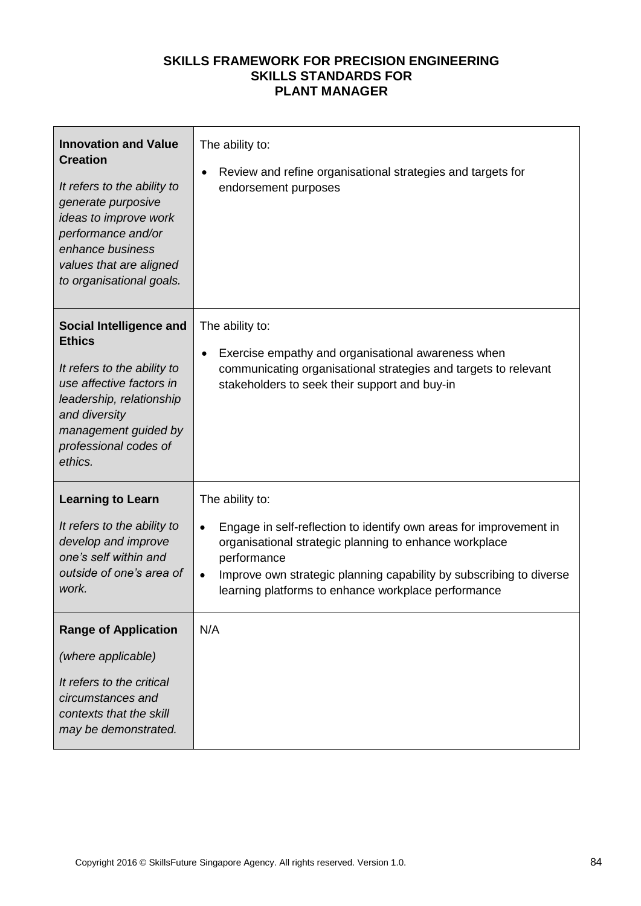**SKILLS FRAMEWORK FOR PRECISION ENGINEERING**
**SKILLS STANDARDS FOR**
**PLANT MANAGER**

| | |
|---|---|
| **Innovation and Value Creation**<br><br>*It refers to the ability to generate purposive ideas to improve work performance and/or enhance business values that are aligned to organisational goals.* | The ability to:<br><br>• Review and refine organisational strategies and targets for endorsement purposes |
| **Social Intelligence and Ethics**<br><br>*It refers to the ability to use affective factors in leadership, relationship and diversity management guided by professional codes of ethics.* | The ability to:<br><br>• Exercise empathy and organisational awareness when communicating organisational strategies and targets to relevant stakeholders to seek their support and buy-in |
| **Learning to Learn**<br><br>*It refers to the ability to develop and improve one's self within and outside of one's area of work.* | The ability to:<br><br>• Engage in self-reflection to identify own areas for improvement in organisational strategic planning to enhance workplace performance<br>• Improve own strategic planning capability by subscribing to diverse learning platforms to enhance workplace performance |
| **Range of Application**<br><br>*(where applicable)*<br><br>*It refers to the critical circumstances and contexts that the skill may be demonstrated.* | N/A |

Copyright 2016 © SkillsFuture Singapore Agency. All rights reserved. Version 1.0.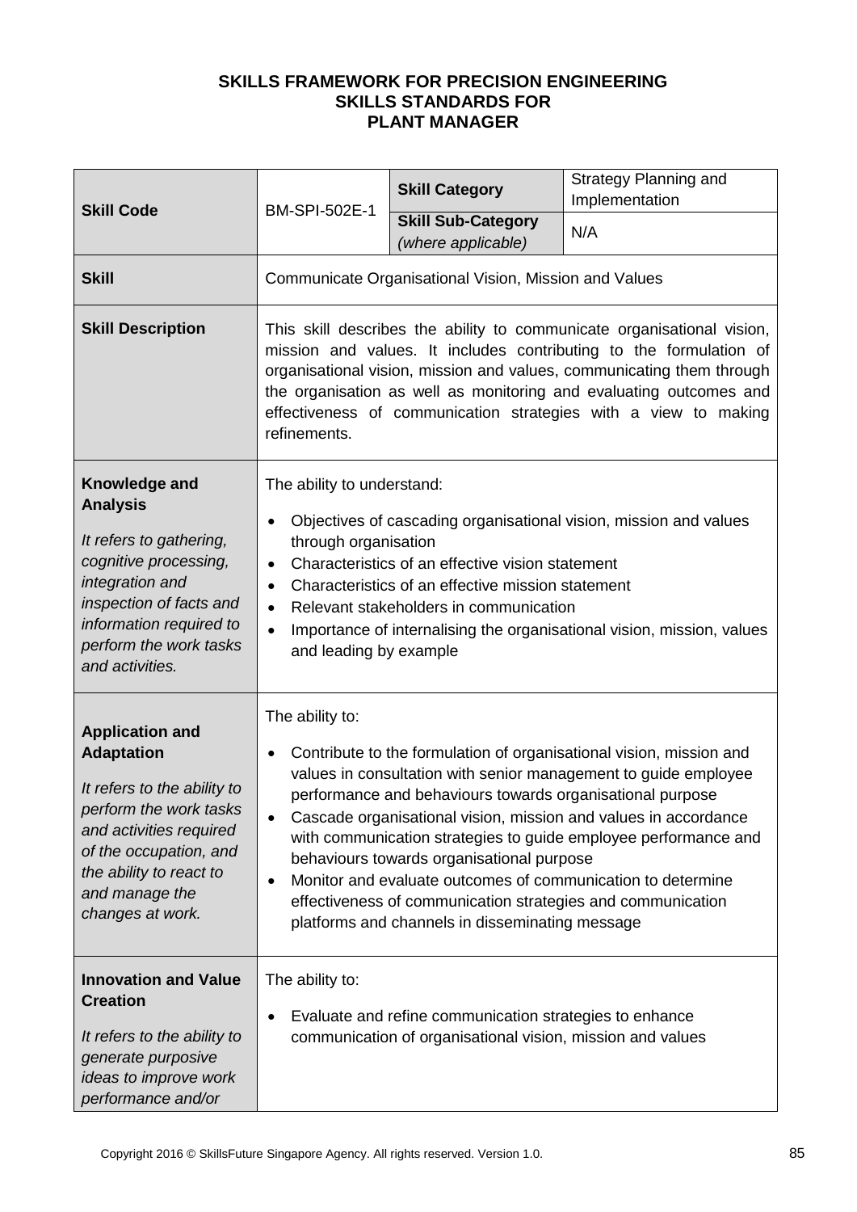**SKILLS FRAMEWORK FOR PRECISION ENGINEERING**
**SKILLS STANDARDS FOR**
**PLANT MANAGER**

| **Skill Code** | BM-SPI-502E-1 | **Skill Category** | Strategy Planning and Implementation |
|---|---|---|---|
| | | **Skill Sub-Category** *(where applicable)* | N/A |
| **Skill** | Communicate Organisational Vision, Mission and Values | | |
| **Skill Description** | This skill describes the ability to communicate organisational vision, mission and values. It includes contributing to the formulation of organisational vision, mission and values, communicating them through the organisation as well as monitoring and evaluating outcomes and effectiveness of communication strategies with a view to making refinements. | | |
| **Knowledge and Analysis** <br> *It refers to gathering, cognitive processing, integration and inspection of facts and information required to perform the work tasks and activities.* | The ability to understand: <br> • Objectives of cascading organisational vision, mission and values through organisation <br> • Characteristics of an effective vision statement <br> • Characteristics of an effective mission statement <br> • Relevant stakeholders in communication <br> • Importance of internalising the organisational vision, mission, values and leading by example | | |
| **Application and Adaptation** <br> *It refers to the ability to perform the work tasks and activities required of the occupation, and the ability to react to and manage the changes at work.* | The ability to: <br> • Contribute to the formulation of organisational vision, mission and values in consultation with senior management to guide employee performance and behaviours towards organisational purpose <br> • Cascade organisational vision, mission and values in accordance with communication strategies to guide employee performance and behaviours towards organisational purpose <br> • Monitor and evaluate outcomes of communication to determine effectiveness of communication strategies and communication platforms and channels in disseminating message | | |
| **Innovation and Value Creation** <br> *It refers to the ability to generate purposive ideas to improve work performance and/or* | The ability to: <br> • Evaluate and refine communication strategies to enhance communication of organisational vision, mission and values | | |

Copyright 2016 © SkillsFuture Singapore Agency. All rights reserved. Version 1.0.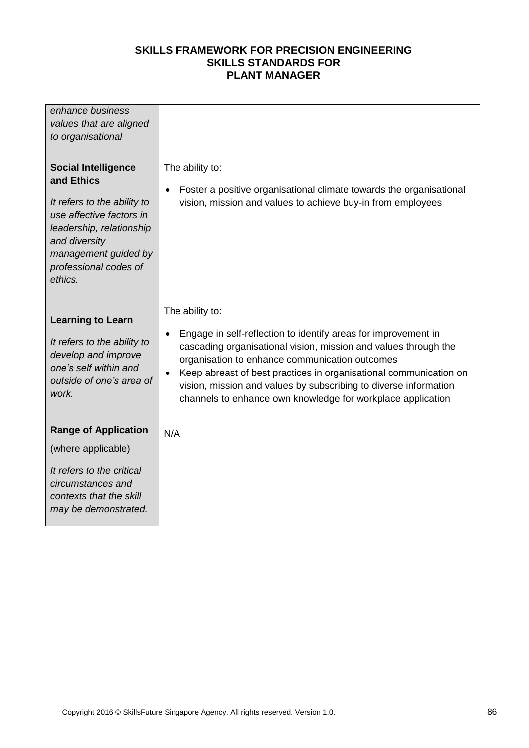| | |
|---|---|
| *enhance business values that are aligned to organisational* | |
| **Social Intelligence and Ethics**<br><br>*It refers to the ability to use affective factors in leadership, relationship and diversity management guided by professional codes of ethics.* | The ability to:<br><br>• Foster a positive organisational climate towards the organisational vision, mission and values to achieve buy-in from employees |
| **Learning to Learn**<br><br>*It refers to the ability to develop and improve one's self within and outside of one's area of work.* | The ability to:<br><br>• Engage in self-reflection to identify areas for improvement in cascading organisational vision, mission and values through the organisation to enhance communication outcomes<br>• Keep abreast of best practices in organisational communication on vision, mission and values by subscribing to diverse information channels to enhance own knowledge for workplace application |
| **Range of Application**<br><br>(where applicable)<br><br>*It refers to the critical circumstances and contexts that the skill may be demonstrated.* | N/A |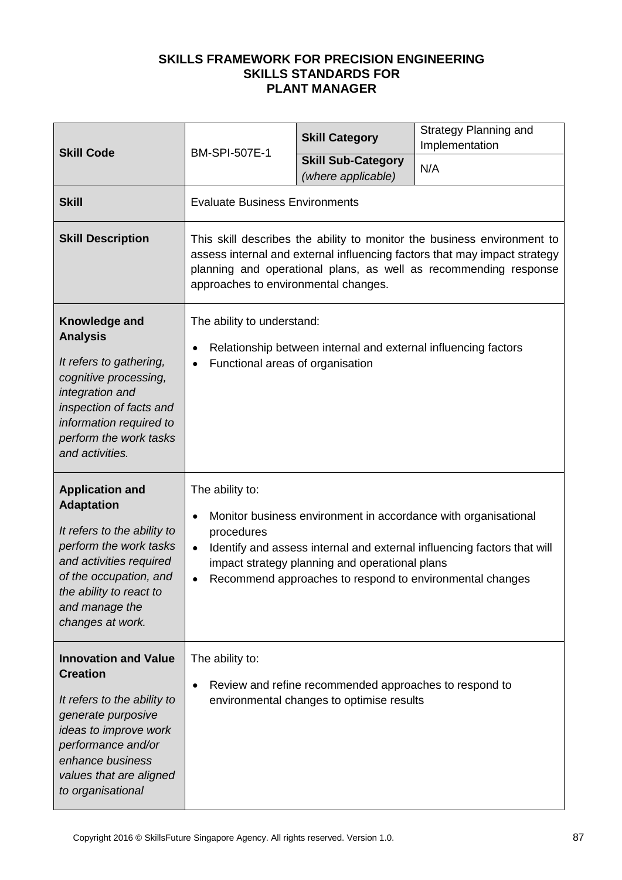**SKILLS FRAMEWORK FOR PRECISION ENGINEERING**
**SKILLS STANDARDS FOR**
**PLANT MANAGER**

| **Skill Code** | BM-SPI-507E-1 | **Skill Category** | Strategy Planning and Implementation |
|---|---|---|---|
| | | **Skill Sub-Category** *(where applicable)* | N/A |
| **Skill** | Evaluate Business Environments | | |
| **Skill Description** | This skill describes the ability to monitor the business environment to assess internal and external influencing factors that may impact strategy planning and operational plans, as well as recommending response approaches to environmental changes. | | |
| **Knowledge and Analysis** *It refers to gathering, cognitive processing, integration and inspection of facts and information required to perform the work tasks and activities.* | The ability to understand:<br>• Relationship between internal and external influencing factors<br>• Functional areas of organisation | | |
| **Application and Adaptation** *It refers to the ability to perform the work tasks and activities required of the occupation, and the ability to react to and manage the changes at work.* | The ability to:<br>• Monitor business environment in accordance with organisational procedures<br>• Identify and assess internal and external influencing factors that will impact strategy planning and operational plans<br>• Recommend approaches to respond to environmental changes | | |
| **Innovation and Value Creation** *It refers to the ability to generate purposive ideas to improve work performance and/or enhance business values that are aligned to organisational* | The ability to:<br>• Review and refine recommended approaches to respond to environmental changes to optimise results | | |

Copyright 2016 © SkillsFuture Singapore Agency. All rights reserved. Version 1.0.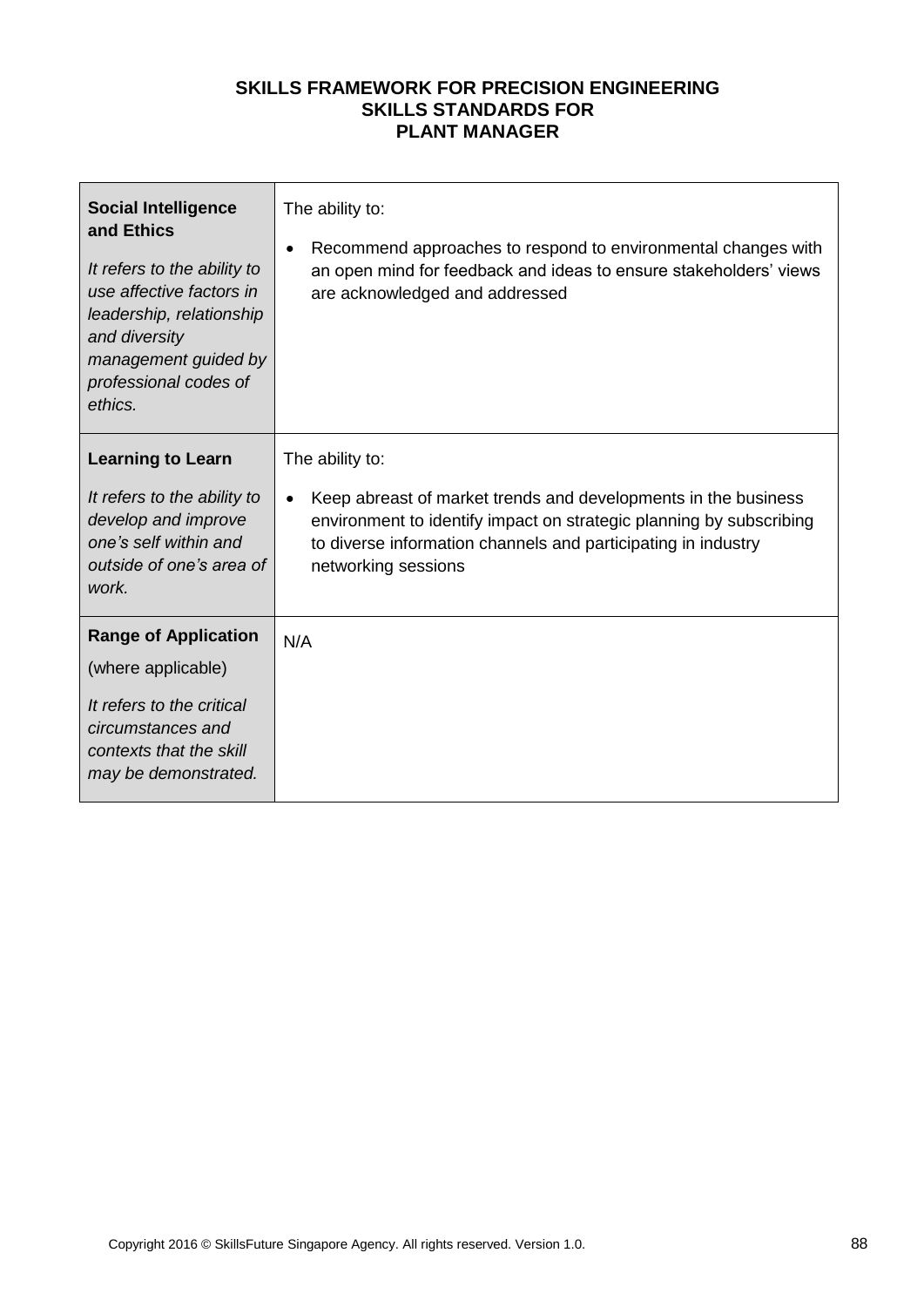**SKILLS FRAMEWORK FOR PRECISION ENGINEERING**
**SKILLS STANDARDS FOR**
**PLANT MANAGER**

| | |
|---|---|
| **Social Intelligence and Ethics**<br><br>*It refers to the ability to use affective factors in leadership, relationship and diversity management guided by professional codes of ethics.* | The ability to:<br><br>• Recommend approaches to respond to environmental changes with an open mind for feedback and ideas to ensure stakeholders' views are acknowledged and addressed |
| **Learning to Learn**<br><br>*It refers to the ability to develop and improve one's self within and outside of one's area of work.* | The ability to:<br><br>• Keep abreast of market trends and developments in the business environment to identify impact on strategic planning by subscribing to diverse information channels and participating in industry networking sessions |
| **Range of Application**<br><br>(where applicable)<br><br>*It refers to the critical circumstances and contexts that the skill may be demonstrated.* | N/A |

Copyright 2016 © SkillsFuture Singapore Agency. All rights reserved. Version 1.0.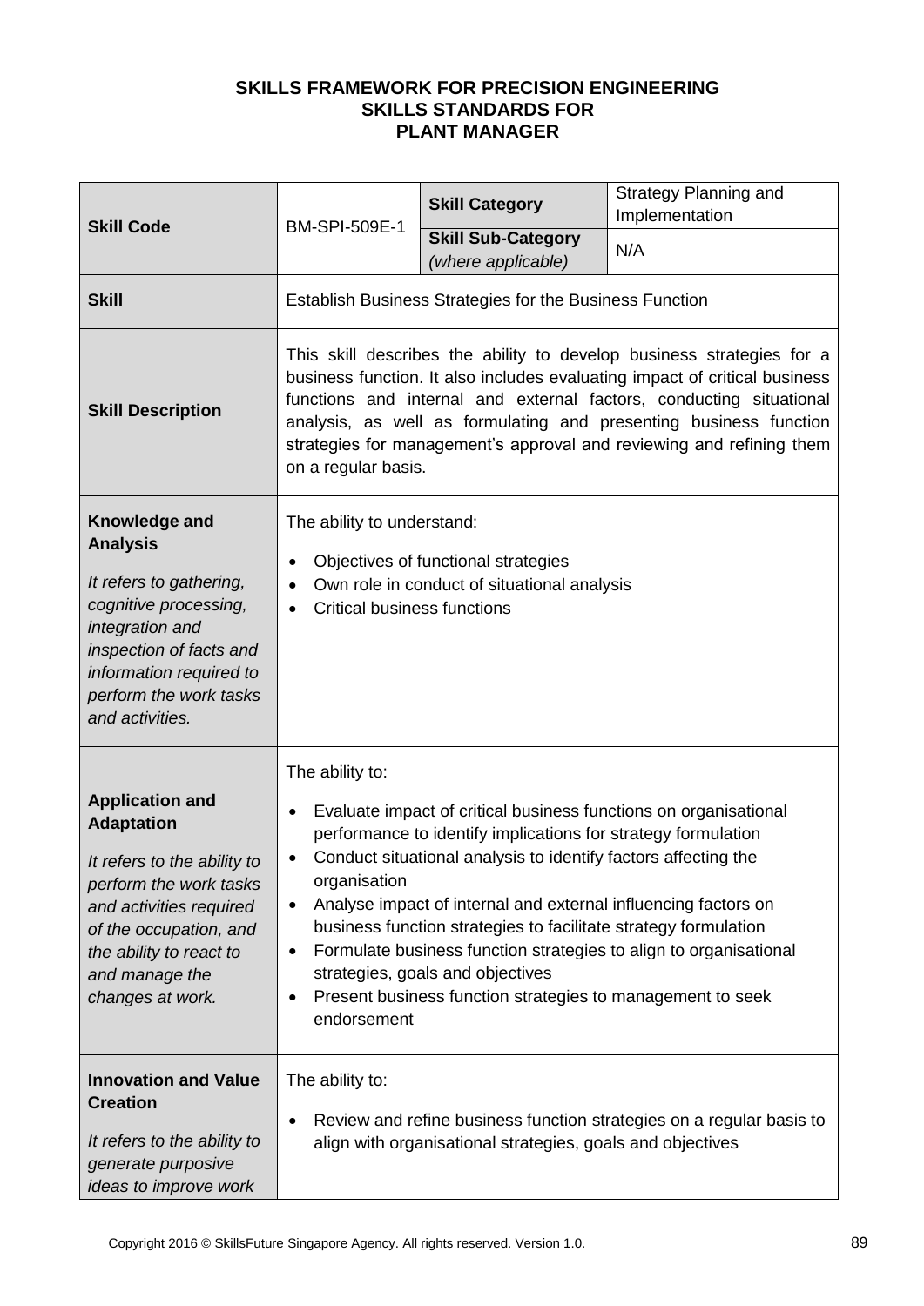**SKILLS FRAMEWORK FOR PRECISION ENGINEERING**
**SKILLS STANDARDS FOR**
**PLANT MANAGER**

| **Skill Code** | BM-SPI-509E-1 | **Skill Category** | Strategy Planning and Implementation |
|---|---|---|---|
| | | **Skill Sub-Category** *(where applicable)* | N/A |
| **Skill** | Establish Business Strategies for the Business Function | | |
| **Skill Description** | This skill describes the ability to develop business strategies for a business function. It also includes evaluating impact of critical business functions and internal and external factors, conducting situational analysis, as well as formulating and presenting business function strategies for management's approval and reviewing and refining them on a regular basis. | | |
| **Knowledge and Analysis** *It refers to gathering, cognitive processing, integration and inspection of facts and information required to perform the work tasks and activities.* | The ability to understand: <br>• Objectives of functional strategies <br>• Own role in conduct of situational analysis <br>• Critical business functions | | |
| **Application and Adaptation** *It refers to the ability to perform the work tasks and activities required of the occupation, and the ability to react to and manage the changes at work.* | The ability to: <br>• Evaluate impact of critical business functions on organisational performance to identify implications for strategy formulation <br>• Conduct situational analysis to identify factors affecting the organisation <br>• Analyse impact of internal and external influencing factors on business function strategies to facilitate strategy formulation <br>• Formulate business function strategies to align to organisational strategies, goals and objectives <br>• Present business function strategies to management to seek endorsement | | |
| **Innovation and Value Creation** *It refers to the ability to generate purposive ideas to improve work* | The ability to: <br>• Review and refine business function strategies on a regular basis to align with organisational strategies, goals and objectives | | |

Copyright 2016 © SkillsFuture Singapore Agency. All rights reserved. Version 1.0.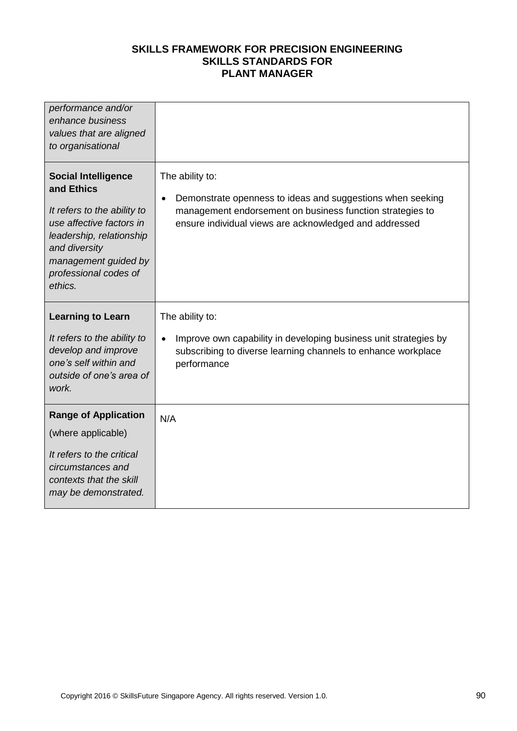| | |
|---|---|
| *performance and/or enhance business values that are aligned to organisational* | |
| **Social Intelligence and Ethics**<br><br>*It refers to the ability to use affective factors in leadership, relationship and diversity management guided by professional codes of ethics.* | The ability to:<br><br>• Demonstrate openness to ideas and suggestions when seeking management endorsement on business function strategies to ensure individual views are acknowledged and addressed |
| **Learning to Learn**<br><br>*It refers to the ability to develop and improve one's self within and outside of one's area of work.* | The ability to:<br><br>• Improve own capability in developing business unit strategies by subscribing to diverse learning channels to enhance workplace performance |
| **Range of Application**<br><br>(where applicable)<br><br>*It refers to the critical circumstances and contexts that the skill may be demonstrated.* | N/A |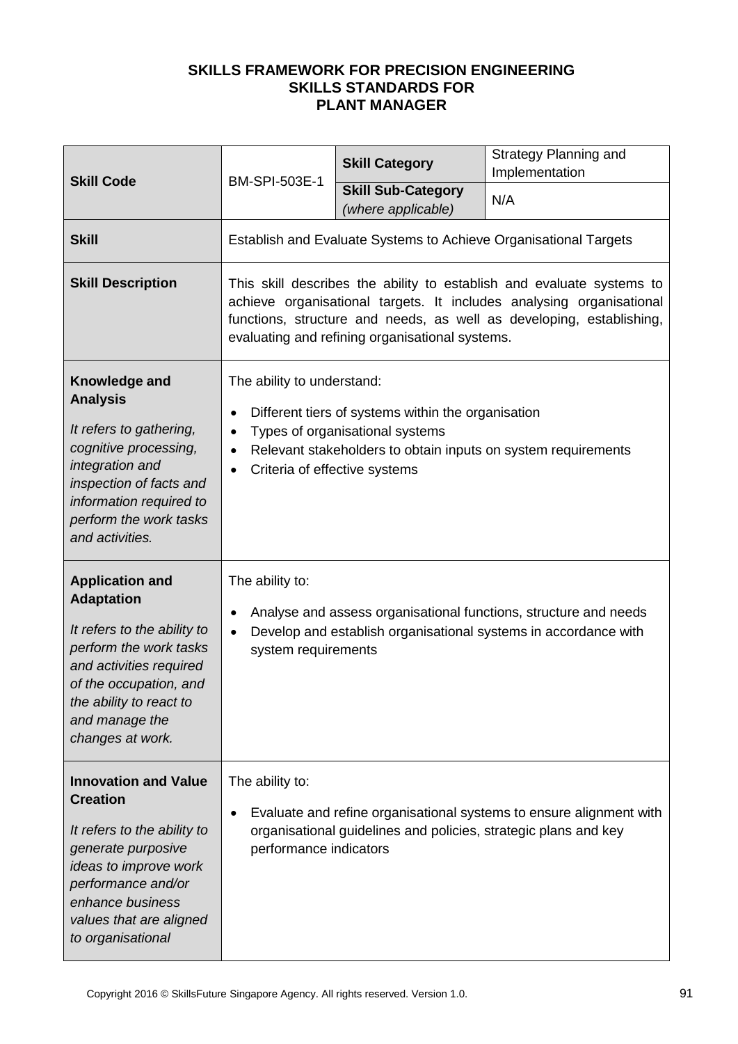**SKILLS FRAMEWORK FOR PRECISION ENGINEERING**
**SKILLS STANDARDS FOR**
**PLANT MANAGER**

| **Skill Code** | BM-SPI-503E-1 | **Skill Category** | Strategy Planning and Implementation |
|---|---|---|---|
| | | **Skill Sub-Category** *(where applicable)* | N/A |
| **Skill** | Establish and Evaluate Systems to Achieve Organisational Targets | | |
| **Skill Description** | This skill describes the ability to establish and evaluate systems to achieve organisational targets. It includes analysing organisational functions, structure and needs, as well as developing, establishing, evaluating and refining organisational systems. | | |
| **Knowledge and Analysis** *It refers to gathering, cognitive processing, integration and inspection of facts and information required to perform the work tasks and activities.* | The ability to understand: <br>• Different tiers of systems within the organisation <br>• Types of organisational systems <br>• Relevant stakeholders to obtain inputs on system requirements <br>• Criteria of effective systems | | |
| **Application and Adaptation** *It refers to the ability to perform the work tasks and activities required of the occupation, and the ability to react to and manage the changes at work.* | The ability to: <br>• Analyse and assess organisational functions, structure and needs <br>• Develop and establish organisational systems in accordance with system requirements | | |
| **Innovation and Value Creation** *It refers to the ability to generate purposive ideas to improve work performance and/or enhance business values that are aligned to organisational* | The ability to: <br>• Evaluate and refine organisational systems to ensure alignment with organisational guidelines and policies, strategic plans and key performance indicators | | |

Copyright 2016 © SkillsFuture Singapore Agency. All rights reserved. Version 1.0.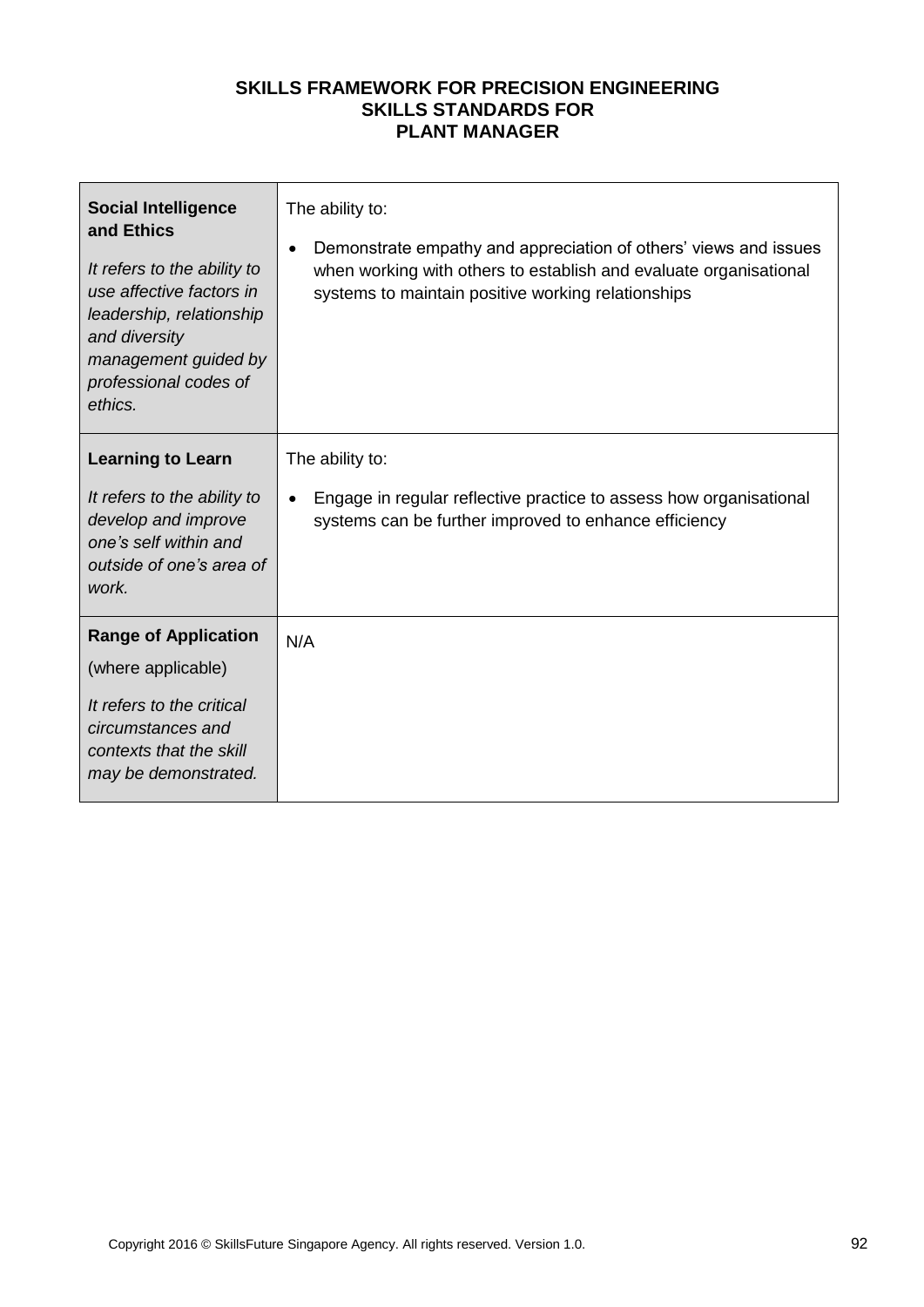**SKILLS FRAMEWORK FOR PRECISION ENGINEERING**
**SKILLS STANDARDS FOR**
**PLANT MANAGER**

| | |
|---|---|
| **Social Intelligence and Ethics**<br><br>*It refers to the ability to use affective factors in leadership, relationship and diversity management guided by professional codes of ethics.* | The ability to:<br><br>• Demonstrate empathy and appreciation of others' views and issues when working with others to establish and evaluate organisational systems to maintain positive working relationships |
| **Learning to Learn**<br><br>*It refers to the ability to develop and improve one's self within and outside of one's area of work.* | The ability to:<br><br>• Engage in regular reflective practice to assess how organisational systems can be further improved to enhance efficiency |
| **Range of Application**<br><br>(where applicable)<br><br>*It refers to the critical circumstances and contexts that the skill may be demonstrated.* | N/A |

Copyright 2016 © SkillsFuture Singapore Agency. All rights reserved. Version 1.0.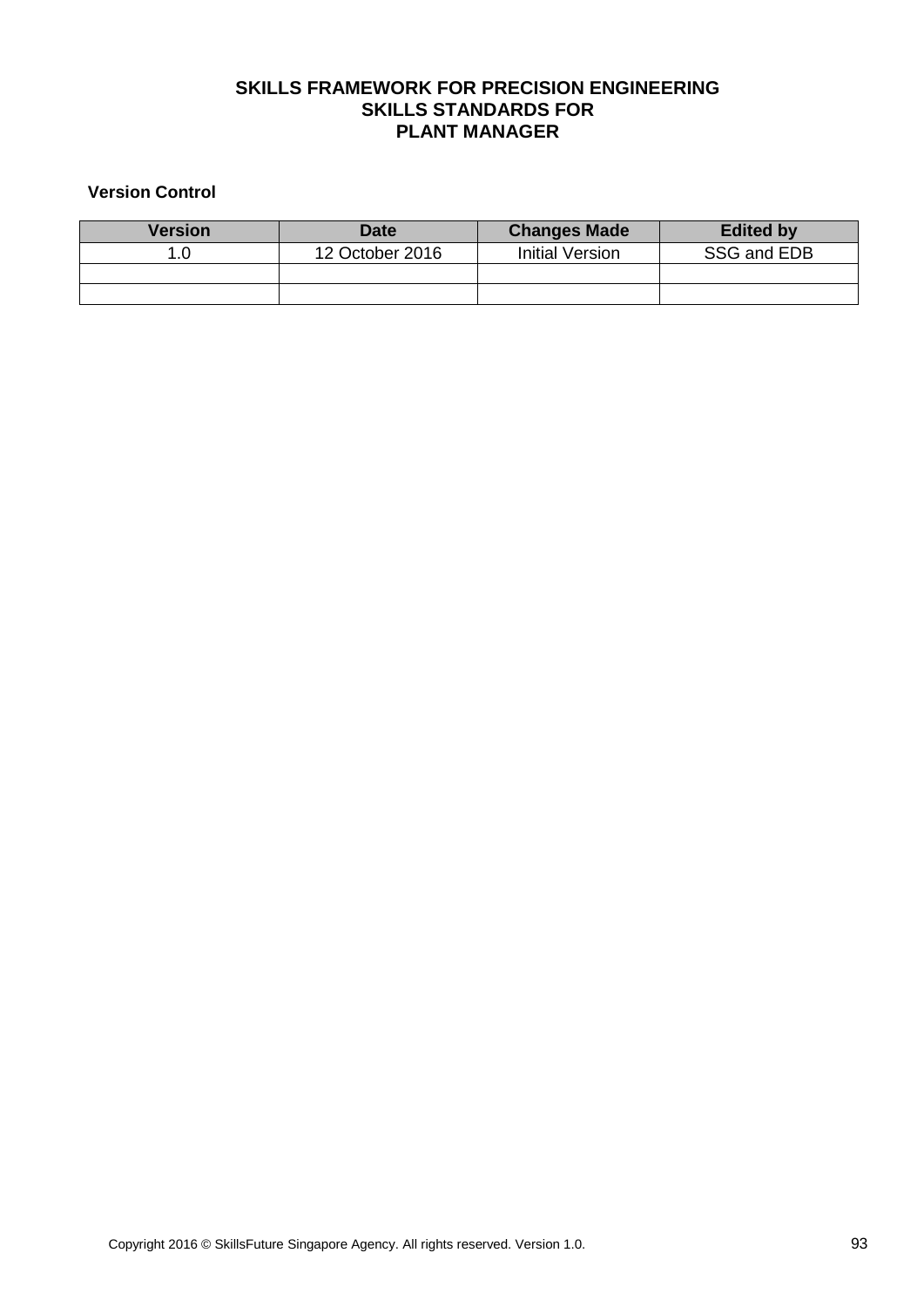# SKILLS FRAMEWORK FOR PRECISION ENGINEERING
# SKILLS STANDARDS FOR
# PLANT MANAGER

**Version Control**

| Version | Date | Changes Made | Edited by |
|---|---|---|---|
| 1.0 | 12 October 2016 | Initial Version | SSG and EDB |
| | | | |
| | | | |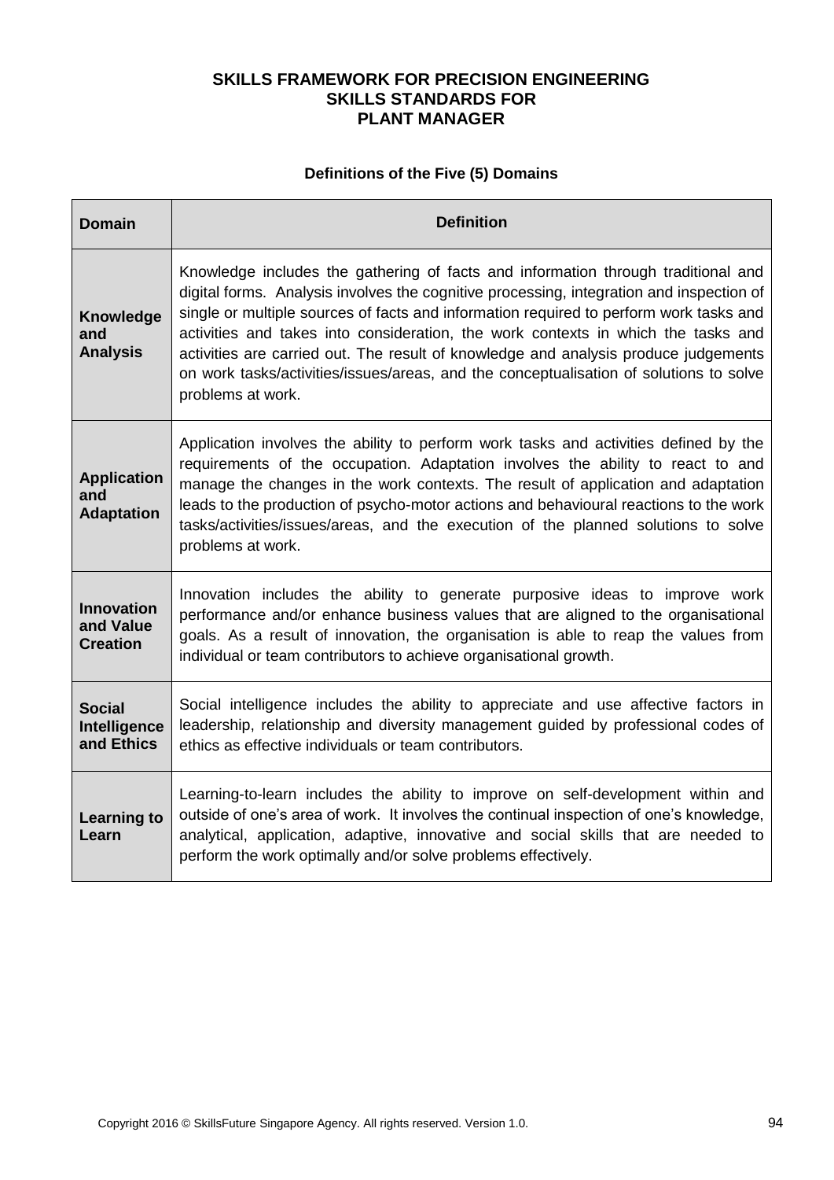# SKILLS FRAMEWORK FOR PRECISION ENGINEERING
# SKILLS STANDARDS FOR
# PLANT MANAGER

**Definitions of the Five (5) Domains**

| Domain | Definition |
|---|---|
| **Knowledge and Analysis** | Knowledge includes the gathering of facts and information through traditional and digital forms. Analysis involves the cognitive processing, integration and inspection of single or multiple sources of facts and information required to perform work tasks and activities and takes into consideration, the work contexts in which the tasks and activities are carried out. The result of knowledge and analysis produce judgements on work tasks/activities/issues/areas, and the conceptualisation of solutions to solve problems at work. |
| **Application and Adaptation** | Application involves the ability to perform work tasks and activities defined by the requirements of the occupation. Adaptation involves the ability to react to and manage the changes in the work contexts. The result of application and adaptation leads to the production of psycho-motor actions and behavioural reactions to the work tasks/activities/issues/areas, and the execution of the planned solutions to solve problems at work. |
| **Innovation and Value Creation** | Innovation includes the ability to generate purposive ideas to improve work performance and/or enhance business values that are aligned to the organisational goals. As a result of innovation, the organisation is able to reap the values from individual or team contributors to achieve organisational growth. |
| **Social Intelligence and Ethics** | Social intelligence includes the ability to appreciate and use affective factors in leadership, relationship and diversity management guided by professional codes of ethics as effective individuals or team contributors. |
| **Learning to Learn** | Learning-to-learn includes the ability to improve on self-development within and outside of one's area of work. It involves the continual inspection of one's knowledge, analytical, application, adaptive, innovative and social skills that are needed to perform the work optimally and/or solve problems effectively. |

Copyright 2016 © SkillsFuture Singapore Agency. All rights reserved. Version 1.0.